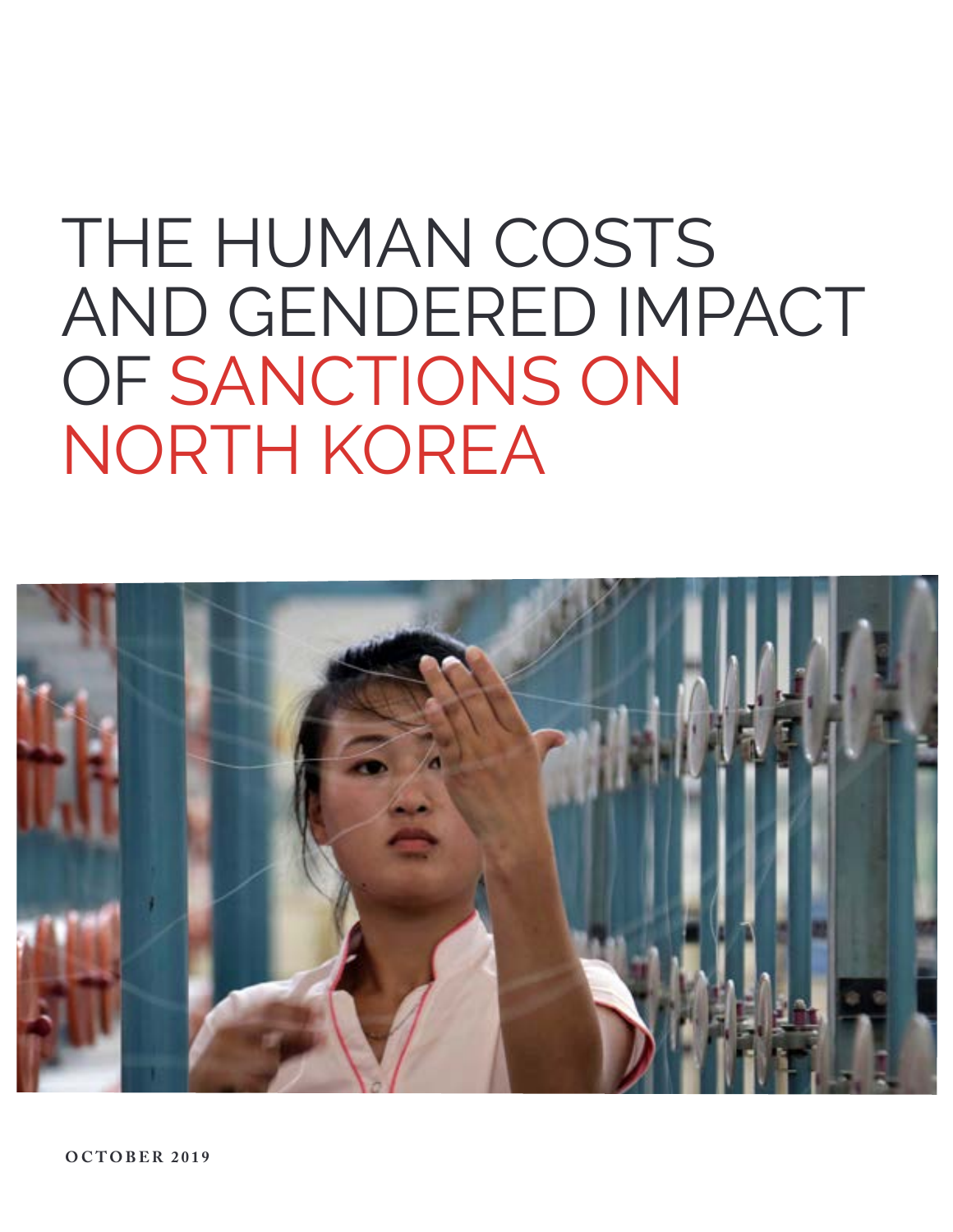# THE HUMAN COSTS AND GENDERED IMPACT OF SANCTIONS ON NORTH KOREA

OCTOBER 2019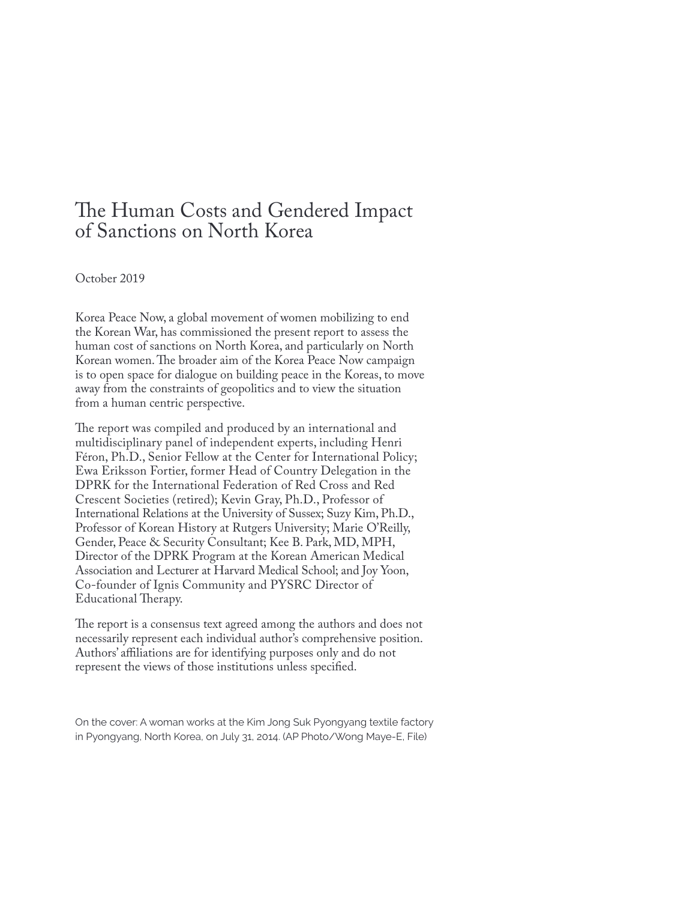# The Human Costs and Gendered Impact of Sanctions on North Korea

October 2019

Korea Peace Now, a global movement of women mobilizing to end the Korean War, has commissioned the present report to assess the human cost of sanctions on North Korea, and particularly on North Korean women. The broader aim of the Korea Peace Now campaign is to open space for dialogue on building peace in the Koreas, to move away from the constraints of geopolitics and to view the situation from a human centric perspective.

The report was compiled and produced by an international and multidisciplinary panel of independent experts, including Henri Féron, Ph.D., Senior Fellow at the Center for International Policy; Ewa Eriksson Fortier, former Head of Country Delegation in the DPRK for the International Federation of Red Cross and Red Crescent Societies (retired); Kevin Gray, Ph.D., Professor of International Relations at the University of Sussex; Suzy Kim, Ph.D., Professor of Korean History at Rutgers University; Marie O'Reilly, Gender, Peace & Security Consultant; Kee B. Park, MD, MPH, Director of the DPRK Program at the Korean American Medical Association and Lecturer at Harvard Medical School; and Joy Yoon, Co-founder of Ignis Community and PYSRC Director of Educational Therapy.

The report is a consensus text agreed among the authors and does not necessarily represent each individual author's comprehensive position. Authors' affiliations are for identifying purposes only and do not represent the views of those institutions unless specified.

On the cover: A woman works at the Kim Jong Suk Pyongyang textile factory in Pyongyang, North Korea, on July 31, 2014. (AP Photo/Wong Maye-E, File)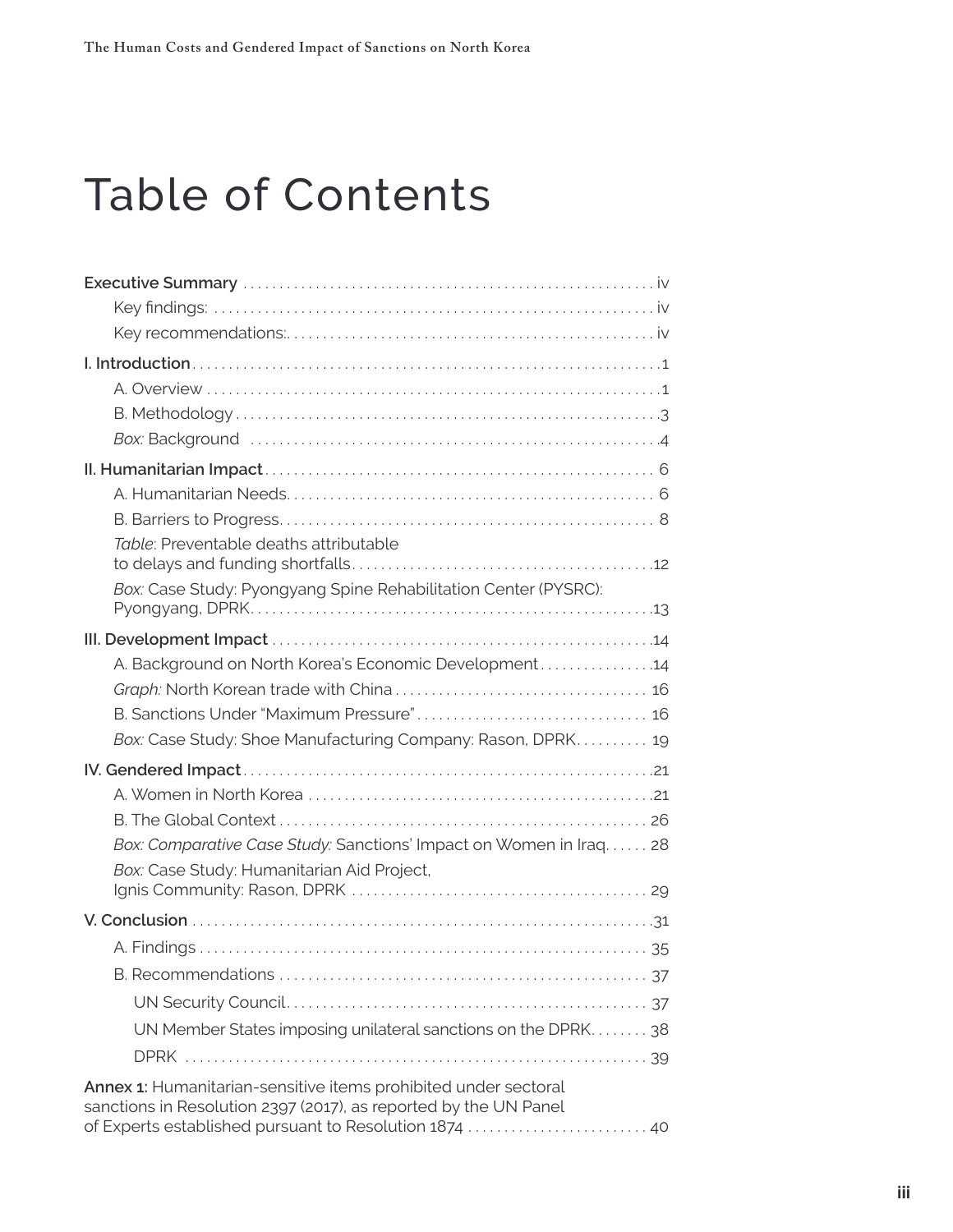# Table of Contents

**Executive Summary** ... iv

- Key findings: ... iv
- Key recommendations:. ... iv

**I. Introduction** ... 1

- A. Overview ... 1
- B. Methodology ... 3
- *Box:* Background ... 4

**II. Humanitarian Impact** ... 6

- A. Humanitarian Needs. ... 6
- B. Barriers to Progress. ... 8
- *Table*: Preventable deaths attributable to delays and funding shortfalls ... 12
- *Box:* Case Study: Pyongyang Spine Rehabilitation Center (PYSRC): Pyongyang, DPRK. ... 13

**III. Development Impact** ... 14

- A. Background on North Korea's Economic Development ... 14
- *Graph:* North Korean trade with China ... 16
- B. Sanctions Under "Maximum Pressure" ... 16
- *Box:* Case Study: Shoe Manufacturing Company: Rason, DPRK. ... 19

**IV. Gendered Impact** ... 21

- A. Women in North Korea ... 21
- B. The Global Context ... 26
- *Box: Comparative Case Study:* Sanctions' Impact on Women in Iraq. ... 28
- *Box:* Case Study: Humanitarian Aid Project, Ignis Community: Rason, DPRK ... 29

**V. Conclusion** ... 31

- A. Findings ... 35
- B. Recommendations ... 37
  - UN Security Council. ... 37
  - UN Member States imposing unilateral sanctions on the DPRK. ... 38
  - DPRK ... 39

**Annex 1:** Humanitarian-sensitive items prohibited under sectoral sanctions in Resolution 2397 (2017), as reported by the UN Panel of Experts established pursuant to Resolution 1874 ... 40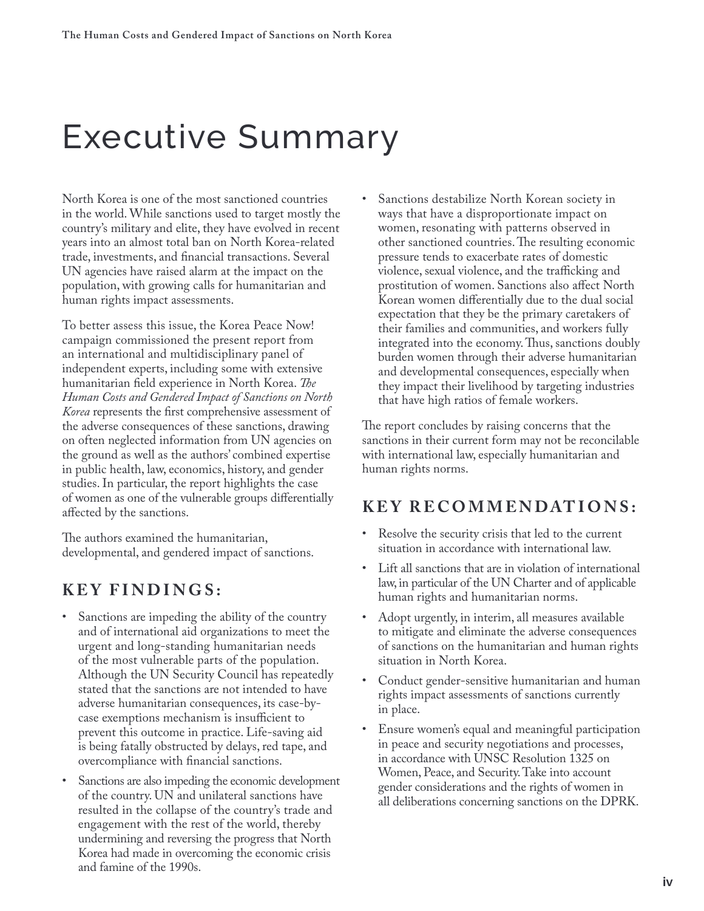# Executive Summary

North Korea is one of the most sanctioned countries in the world. While sanctions used to target mostly the country's military and elite, they have evolved in recent years into an almost total ban on North Korea-related trade, investments, and financial transactions. Several UN agencies have raised alarm at the impact on the population, with growing calls for humanitarian and human rights impact assessments.

To better assess this issue, the Korea Peace Now! campaign commissioned the present report from an international and multidisciplinary panel of independent experts, including some with extensive humanitarian field experience in North Korea. *The Human Costs and Gendered Impact of Sanctions on North Korea* represents the first comprehensive assessment of the adverse consequences of these sanctions, drawing on often neglected information from UN agencies on the ground as well as the authors' combined expertise in public health, law, economics, history, and gender studies. In particular, the report highlights the case of women as one of the vulnerable groups differentially affected by the sanctions.

The authors examined the humanitarian, developmental, and gendered impact of sanctions.

## KEY FINDINGS:

- Sanctions are impeding the ability of the country and of international aid organizations to meet the urgent and long-standing humanitarian needs of the most vulnerable parts of the population. Although the UN Security Council has repeatedly stated that the sanctions are not intended to have adverse humanitarian consequences, its case-by-case exemptions mechanism is insufficient to prevent this outcome in practice. Life-saving aid is being fatally obstructed by delays, red tape, and overcompliance with financial sanctions.
- Sanctions are also impeding the economic development of the country. UN and unilateral sanctions have resulted in the collapse of the country's trade and engagement with the rest of the world, thereby undermining and reversing the progress that North Korea had made in overcoming the economic crisis and famine of the 1990s.
- Sanctions destabilize North Korean society in ways that have a disproportionate impact on women, resonating with patterns observed in other sanctioned countries. The resulting economic pressure tends to exacerbate rates of domestic violence, sexual violence, and the trafficking and prostitution of women. Sanctions also affect North Korean women differentially due to the dual social expectation that they be the primary caretakers of their families and communities, and workers fully integrated into the economy. Thus, sanctions doubly burden women through their adverse humanitarian and developmental consequences, especially when they impact their livelihood by targeting industries that have high ratios of female workers.

The report concludes by raising concerns that the sanctions in their current form may not be reconcilable with international law, especially humanitarian and human rights norms.

## KEY RECOMMENDATIONS:

- Resolve the security crisis that led to the current situation in accordance with international law.
- Lift all sanctions that are in violation of international law, in particular of the UN Charter and of applicable human rights and humanitarian norms.
- Adopt urgently, in interim, all measures available to mitigate and eliminate the adverse consequences of sanctions on the humanitarian and human rights situation in North Korea.
- Conduct gender-sensitive humanitarian and human rights impact assessments of sanctions currently in place.
- Ensure women's equal and meaningful participation in peace and security negotiations and processes, in accordance with UNSC Resolution 1325 on Women, Peace, and Security. Take into account gender considerations and the rights of women in all deliberations concerning sanctions on the DPRK.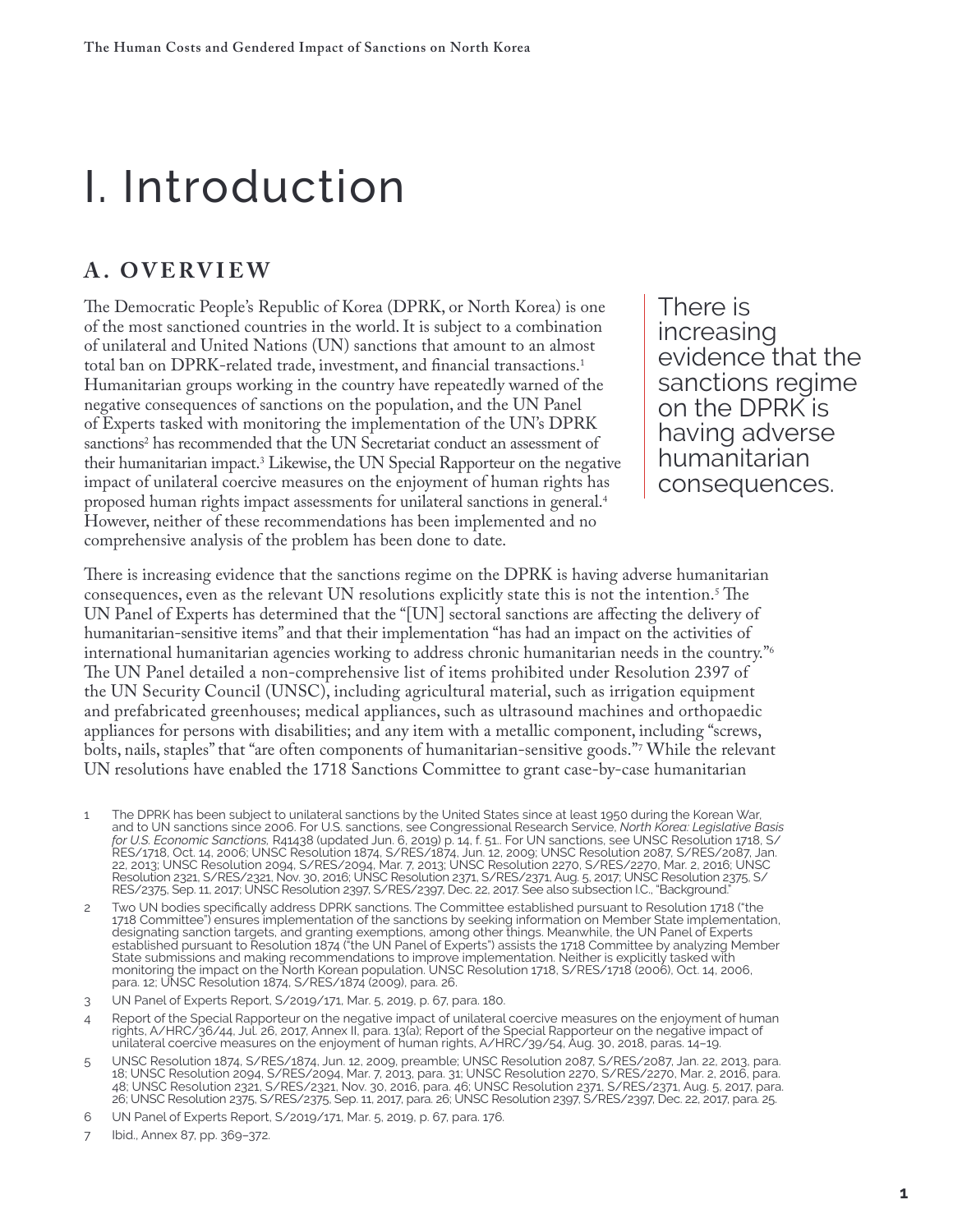# I. Introduction

## A. OVERVIEW

The Democratic People's Republic of Korea (DPRK, or North Korea) is one of the most sanctioned countries in the world. It is subject to a combination of unilateral and United Nations (UN) sanctions that amount to an almost total ban on DPRK-related trade, investment, and financial transactions.[1] Humanitarian groups working in the country have repeatedly warned of the negative consequences of sanctions on the population, and the UN Panel of Experts tasked with monitoring the implementation of the UN's DPRK sanctions[2] has recommended that the UN Secretariat conduct an assessment of their humanitarian impact.[3] Likewise, the UN Special Rapporteur on the negative impact of unilateral coercive measures on the enjoyment of human rights has proposed human rights impact assessments for unilateral sanctions in general.[4] However, neither of these recommendations has been implemented and no comprehensive analysis of the problem has been done to date.

> There is increasing evidence that the sanctions regime on the DPRK is having adverse humanitarian consequences.

There is increasing evidence that the sanctions regime on the DPRK is having adverse humanitarian consequences, even as the relevant UN resolutions explicitly state this is not the intention.[5] The UN Panel of Experts has determined that the "[UN] sectoral sanctions are affecting the delivery of humanitarian-sensitive items" and that their implementation "has had an impact on the activities of international humanitarian agencies working to address chronic humanitarian needs in the country."[6] The UN Panel detailed a non-comprehensive list of items prohibited under Resolution 2397 of the UN Security Council (UNSC), including agricultural material, such as irrigation equipment and prefabricated greenhouses; medical appliances, such as ultrasound machines and orthopaedic appliances for persons with disabilities; and any item with a metallic component, including "screws, bolts, nails, staples" that "are often components of humanitarian-sensitive goods."[7] While the relevant UN resolutions have enabled the 1718 Sanctions Committee to grant case-by-case humanitarian

---

1 The DPRK has been subject to unilateral sanctions by the United States since at least 1950 during the Korean War, and to UN sanctions since 2006. For U.S. sanctions, see Congressional Research Service, *North Korea: Legislative Basis for U.S. Economic Sanctions,* R41438 (updated Jun. 6, 2019) p. 14, f. 51.. For UN sanctions, see UNSC Resolution 1718, S/RES/1718, Oct. 14, 2006; UNSC Resolution 1874, S/RES/1874, Jun. 12, 2009; UNSC Resolution 2087, S/RES/2087, Jan. 22, 2013; UNSC Resolution 2094, S/RES/2094, Mar. 7, 2013; UNSC Resolution 2270, S/RES/2270, Mar. 2, 2016; UNSC Resolution 2321, S/RES/2321, Nov. 30, 2016; UNSC Resolution 2371, S/RES/2371, Aug. 5, 2017; UNSC Resolution 2375, S/RES/2375, Sep. 11, 2017; UNSC Resolution 2397, S/RES/2397, Dec. 22, 2017. See also subsection I.C., "Background."

2 Two UN bodies specifically address DPRK sanctions. The Committee established pursuant to Resolution 1718 ("the 1718 Committee") ensures implementation of the sanctions by seeking information on Member State implementation, designating sanction targets, and granting exemptions, among other things. Meanwhile, the UN Panel of Experts established pursuant to Resolution 1874 ("the UN Panel of Experts") assists the 1718 Committee by analyzing Member State submissions and making recommendations to improve implementation. Neither is explicitly tasked with monitoring the impact on the North Korean population. UNSC Resolution 1718, S/RES/1718 (2006), Oct. 14, 2006, para. 12; UNSC Resolution 1874, S/RES/1874 (2009), para. 26.

3 UN Panel of Experts Report, S/2019/171, Mar. 5, 2019, p. 67, para. 180.

4 Report of the Special Rapporteur on the negative impact of unilateral coercive measures on the enjoyment of human rights, A/HRC/36/44, Jul. 26, 2017, Annex II, para. 13(a); Report of the Special Rapporteur on the negative impact of unilateral coercive measures on the enjoyment of human rights, A/HRC/39/54, Aug. 30, 2018, paras. 14–19.

5 UNSC Resolution 1874, S/RES/1874, Jun. 12, 2009, preamble; UNSC Resolution 2087, S/RES/2087, Jan. 22, 2013, para. 18; UNSC Resolution 2094, S/RES/2094, Mar. 7, 2013, para. 31; UNSC Resolution 2270, S/RES/2270, Mar. 2, 2016, para. 48; UNSC Resolution 2321, S/RES/2321, Nov. 30, 2016, para. 46; UNSC Resolution 2371, S/RES/2371, Aug. 5, 2017, para. 26; UNSC Resolution 2375, S/RES/2375, Sep. 11, 2017, para. 26; UNSC Resolution 2397, S/RES/2397, Dec. 22, 2017, para. 25.

6 UN Panel of Experts Report, S/2019/171, Mar. 5, 2019, p. 67, para. 176.

7 Ibid., Annex 87, pp. 369–372.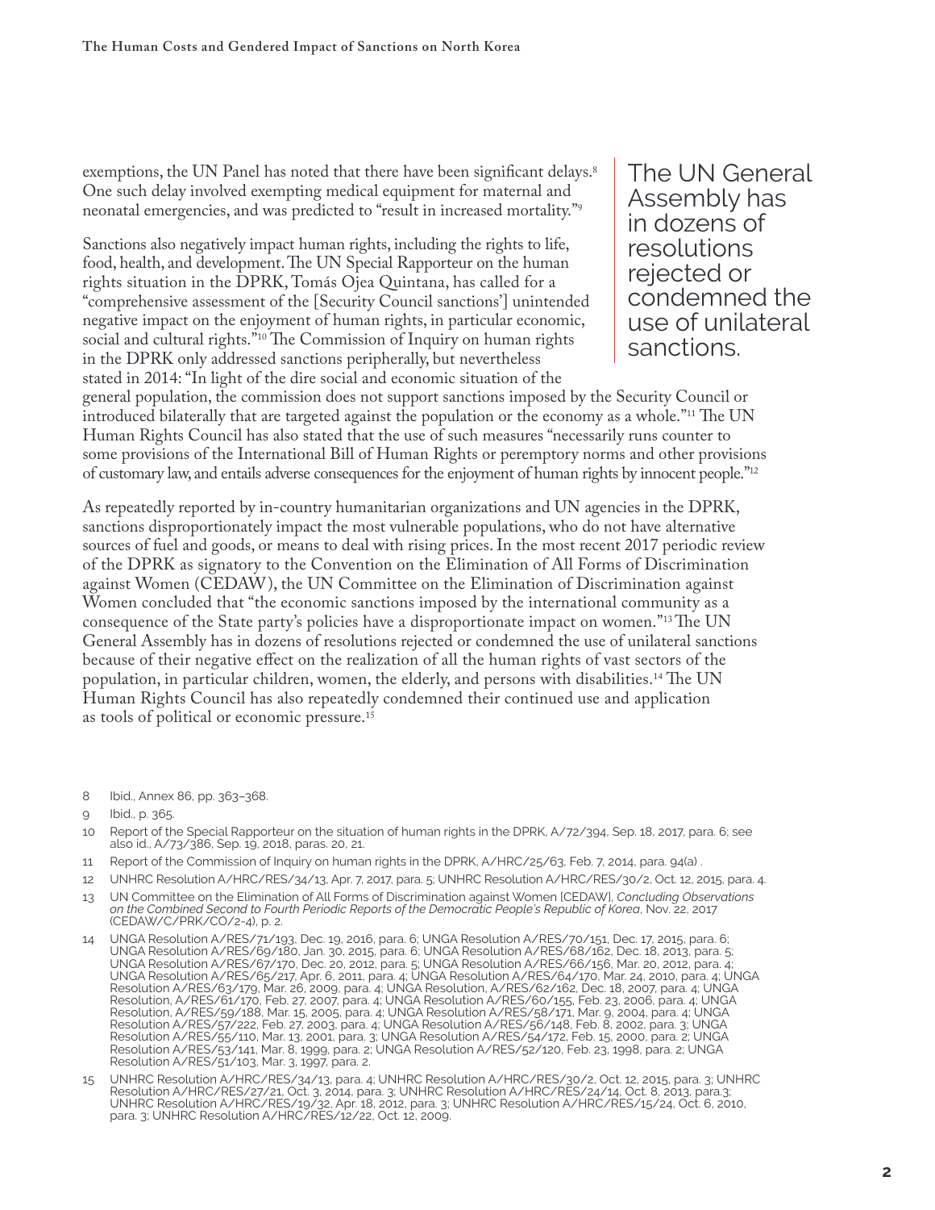exemptions, the UN Panel has noted that there have been significant delays.[8] One such delay involved exempting medical equipment for maternal and neonatal emergencies, and was predicted to "result in increased mortality."[9]

Sanctions also negatively impact human rights, including the rights to life, food, health, and development. The UN Special Rapporteur on the human rights situation in the DPRK, Tomás Ojea Quintana, has called for a "comprehensive assessment of the [Security Council sanctions'] unintended negative impact on the enjoyment of human rights, in particular economic, social and cultural rights."[10] The Commission of Inquiry on human rights in the DPRK only addressed sanctions peripherally, but nevertheless stated in 2014: "In light of the dire social and economic situation of the general population, the commission does not support sanctions imposed by the Security Council or introduced bilaterally that are targeted against the population or the economy as a whole."[11] The UN Human Rights Council has also stated that the use of such measures "necessarily runs counter to some provisions of the International Bill of Human Rights or peremptory norms and other provisions of customary law, and entails adverse consequences for the enjoyment of human rights by innocent people."[12]

> The UN General Assembly has in dozens of resolutions rejected or condemned the use of unilateral sanctions.

As repeatedly reported by in-country humanitarian organizations and UN agencies in the DPRK, sanctions disproportionately impact the most vulnerable populations, who do not have alternative sources of fuel and goods, or means to deal with rising prices. In the most recent 2017 periodic review of the DPRK as signatory to the Convention on the Elimination of All Forms of Discrimination against Women (CEDAW), the UN Committee on the Elimination of Discrimination against Women concluded that "the economic sanctions imposed by the international community as a consequence of the State party's policies have a disproportionate impact on women."[13] The UN General Assembly has in dozens of resolutions rejected or condemned the use of unilateral sanctions because of their negative effect on the realization of all the human rights of vast sectors of the population, in particular children, women, the elderly, and persons with disabilities.[14] The UN Human Rights Council has also repeatedly condemned their continued use and application as tools of political or economic pressure.[15]

8 Ibid., Annex 86, pp. 363–368.

9 Ibid., p. 365.

10 Report of the Special Rapporteur on the situation of human rights in the DPRK, A/72/394, Sep. 18, 2017, para. 6; see also id., A/73/386, Sep. 19, 2018, paras. 20, 21.

11 Report of the Commission of Inquiry on human rights in the DPRK, A/HRC/25/63, Feb. 7, 2014, para. 94(a) .

12 UNHRC Resolution A/HRC/RES/34/13, Apr. 7, 2017, para. 5; UNHRC Resolution A/HRC/RES/30/2, Oct. 12, 2015, para. 4.

13 UN Committee on the Elimination of All Forms of Discrimination against Women [CEDAW], *Concluding Observations on the Combined Second to Fourth Periodic Reports of the Democratic People's Republic of Korea*, Nov. 22, 2017 (CEDAW/C/PRK/CO/2-4), p. 2.

14 UNGA Resolution A/RES/71/193, Dec. 19, 2016, para. 6; UNGA Resolution A/RES/70/151, Dec. 17, 2015, para. 6; UNGA Resolution A/RES/69/180, Jan. 30, 2015, para. 6; UNGA Resolution A/RES/68/162, Dec. 18, 2013, para. 5; UNGA Resolution A/RES/67/170, Dec. 20, 2012, para. 5; UNGA Resolution A/RES/66/156, Mar. 20, 2012, para. 4; UNGA Resolution A/RES/65/217, Apr. 6, 2011, para. 4; UNGA Resolution A/RES/64/170, Mar. 24, 2010, para. 4; UNGA Resolution A/RES/63/179, Mar. 26, 2009, para. 4; UNGA Resolution, A/RES/62/162, Dec. 18, 2007, para. 4; UNGA Resolution, A/RES/61/170, Feb. 27, 2007, para. 4; UNGA Resolution A/RES/60/155, Feb. 23, 2006, para. 4; UNGA Resolution, A/RES/59/188, Mar. 15, 2005, para. 4; UNGA Resolution A/RES/58/171, Mar. 9, 2004, para. 4; UNGA Resolution A/RES/57/222, Feb. 27, 2003, para. 4; UNGA Resolution A/RES/56/148, Feb. 8, 2002, para. 3; UNGA Resolution A/RES/55/110, Mar. 13, 2001, para. 3; UNGA Resolution A/RES/54/172, Feb. 15, 2000, para. 2; UNGA Resolution A/RES/53/141, Mar. 8, 1999, para. 2; UNGA Resolution A/RES/52/120, Feb. 23, 1998, para. 2; UNGA Resolution A/RES/51/103, Mar. 3, 1997, para. 2.

15 UNHRC Resolution A/HRC/RES/34/13, para. 4; UNHRC Resolution A/HRC/RES/30/2, Oct. 12, 2015, para. 3; UNHRC Resolution A/HRC/RES/27/21, Oct. 3, 2014, para. 3; UNHRC Resolution A/HRC/RES/24/14, Oct. 8, 2013, para.3; UNHRC Resolution A/HRC/RES/19/32, Apr. 18, 2012, para. 3; UNHRC Resolution A/HRC/RES/15/24, Oct. 6, 2010, para. 3; UNHRC Resolution A/HRC/RES/12/22, Oct. 12, 2009.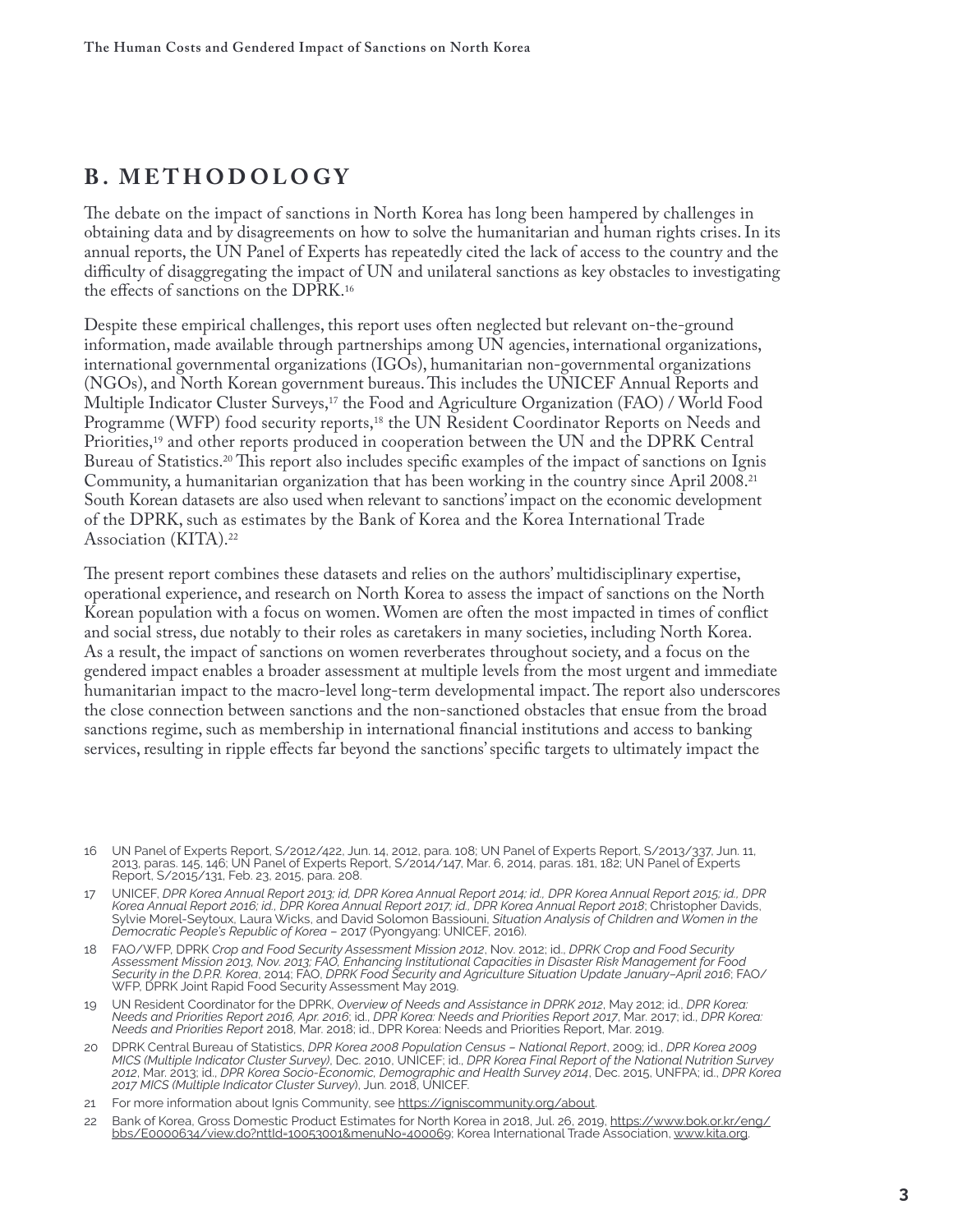## B. METHODOLOGY

The debate on the impact of sanctions in North Korea has long been hampered by challenges in obtaining data and by disagreements on how to solve the humanitarian and human rights crises. In its annual reports, the UN Panel of Experts has repeatedly cited the lack of access to the country and the difficulty of disaggregating the impact of UN and unilateral sanctions as key obstacles to investigating the effects of sanctions on the DPRK.[16]

Despite these empirical challenges, this report uses often neglected but relevant on-the-ground information, made available through partnerships among UN agencies, international organizations, international governmental organizations (IGOs), humanitarian non-governmental organizations (NGOs), and North Korean government bureaus. This includes the UNICEF Annual Reports and Multiple Indicator Cluster Surveys,[17] the Food and Agriculture Organization (FAO) / World Food Programme (WFP) food security reports,[18] the UN Resident Coordinator Reports on Needs and Priorities,[19] and other reports produced in cooperation between the UN and the DPRK Central Bureau of Statistics.[20] This report also includes specific examples of the impact of sanctions on Ignis Community, a humanitarian organization that has been working in the country since April 2008.[21] South Korean datasets are also used when relevant to sanctions' impact on the economic development of the DPRK, such as estimates by the Bank of Korea and the Korea International Trade Association (KITA).[22]

The present report combines these datasets and relies on the authors' multidisciplinary expertise, operational experience, and research on North Korea to assess the impact of sanctions on the North Korean population with a focus on women. Women are often the most impacted in times of conflict and social stress, due notably to their roles as caretakers in many societies, including North Korea. As a result, the impact of sanctions on women reverberates throughout society, and a focus on the gendered impact enables a broader assessment at multiple levels from the most urgent and immediate humanitarian impact to the macro-level long-term developmental impact. The report also underscores the close connection between sanctions and the non-sanctioned obstacles that ensue from the broad sanctions regime, such as membership in international financial institutions and access to banking services, resulting in ripple effects far beyond the sanctions' specific targets to ultimately impact the

---

16 UN Panel of Experts Report, S/2012/422, Jun. 14, 2012, para. 108; UN Panel of Experts Report, S/2013/337, Jun. 11, 2013, paras. 145, 146; UN Panel of Experts Report, S/2014/147, Mar. 6, 2014, paras. 181, 182; UN Panel of Experts Report, S/2015/131, Feb. 23, 2015, para. 208.

17 UNICEF, *DPR Korea Annual Report 2013; id, DPR Korea Annual Report 2014; id., DPR Korea Annual Report 2015; id., DPR Korea Annual Report 2016; id., DPR Korea Annual Report 2017; id., DPR Korea Annual Report 2018*; Christopher Davids, Sylvie Morel-Seytoux, Laura Wicks, and David Solomon Bassiouni, *Situation Analysis of Children and Women in the Democratic People's Republic of Korea* – 2017 (Pyongyang: UNICEF, 2016).

18 FAO/WFP, DPRK *Crop and Food Security Assessment Mission 2012*, Nov. 2012; id., *DPRK Crop and Food Security Assessment Mission 2013, Nov. 2013; FAO, Enhancing Institutional Capacities in Disaster Risk Management for Food Security in the D.P.R. Korea*, 2014; FAO, *DPRK Food Security and Agriculture Situation Update January–April 2016*; FAO/WFP, DPRK Joint Rapid Food Security Assessment May 2019.

19 UN Resident Coordinator for the DPRK, *Overview of Needs and Assistance in DPRK 2012*, May 2012; id., *DPR Korea: Needs and Priorities Report 2016, Apr. 2016*; id., *DPR Korea: Needs and Priorities Report 2017*, Mar. 2017; id., *DPR Korea: Needs and Priorities Report* 2018, Mar. 2018; id., DPR Korea: Needs and Priorities Report, Mar. 2019.

20 DPRK Central Bureau of Statistics, *DPR Korea 2008 Population Census – National Report*, 2009; id., *DPR Korea 2009 MICS (Multiple Indicator Cluster Survey)*, Dec. 2010, UNICEF; id., *DPR Korea Final Report of the National Nutrition Survey 2012*, Mar. 2013; id., *DPR Korea Socio-Economic, Demographic and Health Survey 2014*, Dec. 2015, UNFPA; id., *DPR Korea 2017 MICS (Multiple Indicator Cluster Survey)*, Jun. 2018, UNICEF.

21 For more information about Ignis Community, see https://ignis​community.org/about.

22 Bank of Korea, Gross Domestic Product Estimates for North Korea in 2018, Jul. 26, 2019, https://www.bok.or.kr/eng/bbs/E0000634/view.do?nttId=10053001&menuNo=400069; Korea International Trade Association, www.kita.org.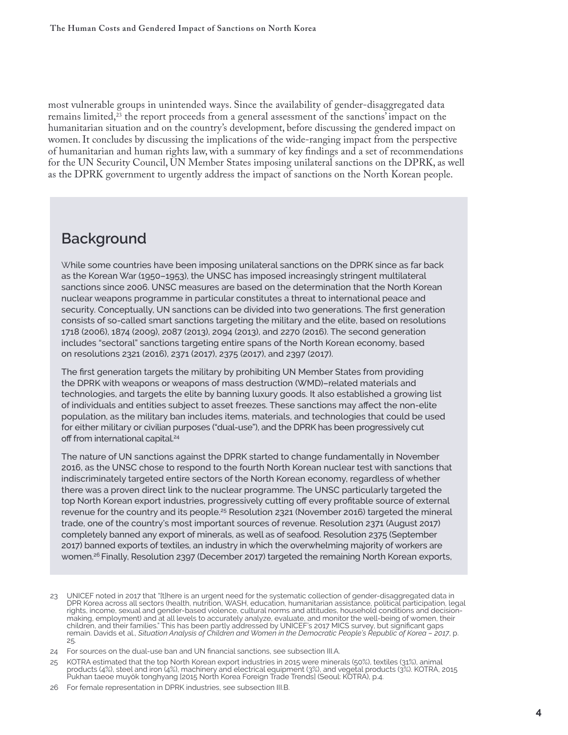most vulnerable groups in unintended ways. Since the availability of gender-disaggregated data remains limited,[23] the report proceeds from a general assessment of the sanctions' impact on the humanitarian situation and on the country's development, before discussing the gendered impact on women. It concludes by discussing the implications of the wide-ranging impact from the perspective of humanitarian and human rights law, with a summary of key findings and a set of recommendations for the UN Security Council, UN Member States imposing unilateral sanctions on the DPRK, as well as the DPRK government to urgently address the impact of sanctions on the North Korean people.

## Background

While some countries have been imposing unilateral sanctions on the DPRK since as far back as the Korean War (1950–1953), the UNSC has imposed increasingly stringent multilateral sanctions since 2006. UNSC measures are based on the determination that the North Korean nuclear weapons programme in particular constitutes a threat to international peace and security. Conceptually, UN sanctions can be divided into two generations. The first generation consists of so-called smart sanctions targeting the military and the elite, based on resolutions 1718 (2006), 1874 (2009), 2087 (2013), 2094 (2013), and 2270 (2016). The second generation includes "sectoral" sanctions targeting entire spans of the North Korean economy, based on resolutions 2321 (2016), 2371 (2017), 2375 (2017), and 2397 (2017).

The first generation targets the military by prohibiting UN Member States from providing the DPRK with weapons or weapons of mass destruction (WMD)–related materials and technologies, and targets the elite by banning luxury goods. It also established a growing list of individuals and entities subject to asset freezes. These sanctions may affect the non-elite population, as the military ban includes items, materials, and technologies that could be used for either military or civilian purposes ("dual-use"), and the DPRK has been progressively cut off from international capital.[24]

The nature of UN sanctions against the DPRK started to change fundamentally in November 2016, as the UNSC chose to respond to the fourth North Korean nuclear test with sanctions that indiscriminately targeted entire sectors of the North Korean economy, regardless of whether there was a proven direct link to the nuclear programme. The UNSC particularly targeted the top North Korean export industries, progressively cutting off every profitable source of external revenue for the country and its people.[25] Resolution 2321 (November 2016) targeted the mineral trade, one of the country's most important sources of revenue. Resolution 2371 (August 2017) completely banned any export of minerals, as well as of seafood. Resolution 2375 (September 2017) banned exports of textiles, an industry in which the overwhelming majority of workers are women.[26] Finally, Resolution 2397 (December 2017) targeted the remaining North Korean exports,

23 UNICEF noted in 2017 that "[t]here is an urgent need for the systematic collection of gender-disaggregated data in DPR Korea across all sectors (health, nutrition, WASH, education, humanitarian assistance, political participation, legal rights, income, sexual and gender-based violence, cultural norms and attitudes, household conditions and decision-making, employment) and at all levels to accurately analyze, evaluate, and monitor the well-being of women, their children, and their families." This has been partly addressed by UNICEF's 2017 MICS survey, but significant gaps remain. Davids et al., *Situation Analysis of Children and Women in the Democratic People's Republic of Korea – 2017*, p. 25.

24 For sources on the dual-use ban and UN financial sanctions, see subsection III.A.

25 KOTRA estimated that the top North Korean export industries in 2015 were minerals (50%), textiles (31%), animal products (4%), steel and iron (4%), machinery and electrical equipment (3%), and vegetal products (3%). KOTRA, 2015 Pukhan taeoe muyŏk tonghyang [2015 North Korea Foreign Trade Trends] (Seoul: KOTRA), p.4.

26 For female representation in DPRK industries, see subsection III.B.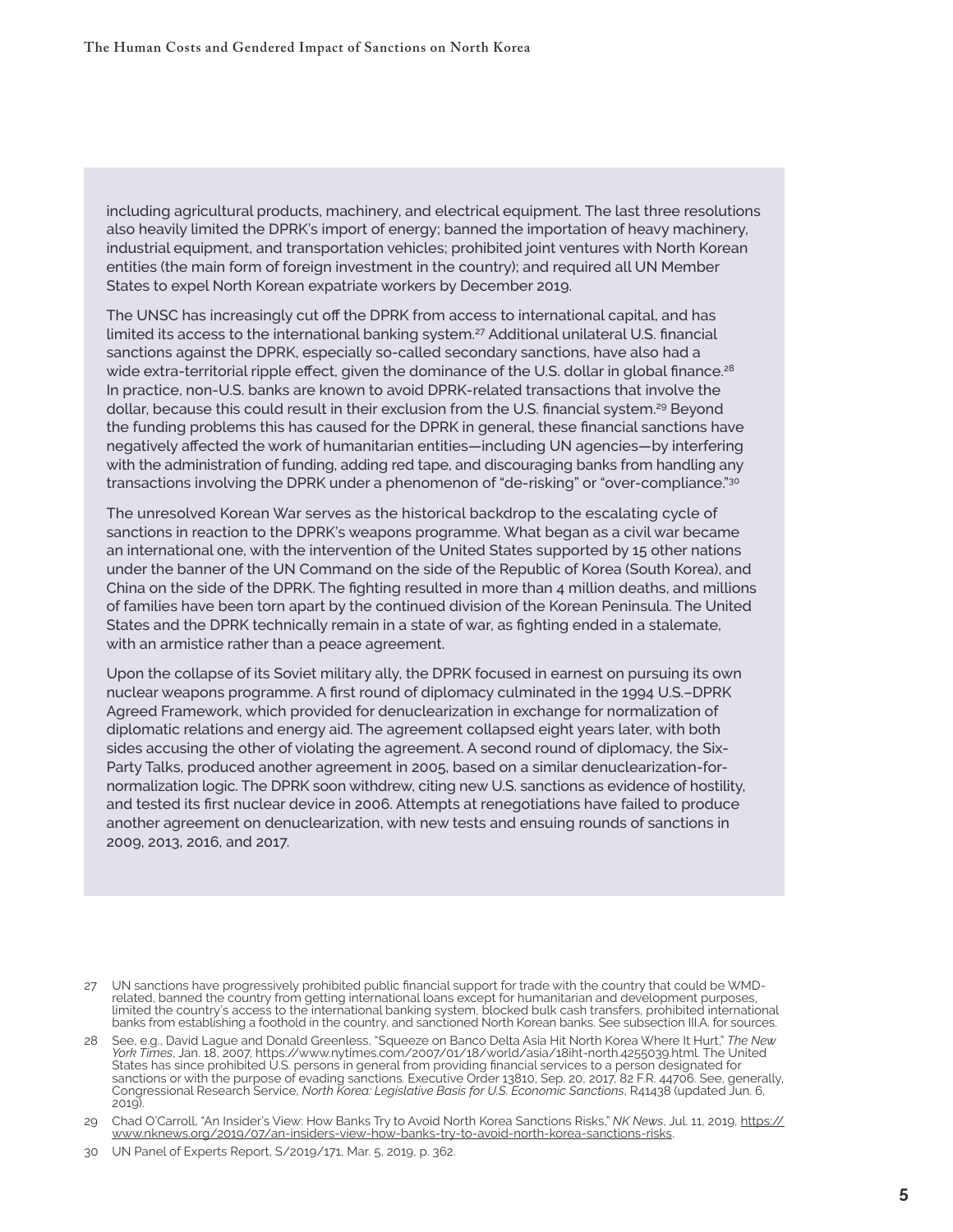including agricultural products, machinery, and electrical equipment. The last three resolutions also heavily limited the DPRK's import of energy; banned the importation of heavy machinery, industrial equipment, and transportation vehicles; prohibited joint ventures with North Korean entities (the main form of foreign investment in the country); and required all UN Member States to expel North Korean expatriate workers by December 2019.

The UNSC has increasingly cut off the DPRK from access to international capital, and has limited its access to the international banking system.[27] Additional unilateral U.S. financial sanctions against the DPRK, especially so-called secondary sanctions, have also had a wide extra-territorial ripple effect, given the dominance of the U.S. dollar in global finance.[28] In practice, non-U.S. banks are known to avoid DPRK-related transactions that involve the dollar, because this could result in their exclusion from the U.S. financial system.[29] Beyond the funding problems this has caused for the DPRK in general, these financial sanctions have negatively affected the work of humanitarian entities—including UN agencies—by interfering with the administration of funding, adding red tape, and discouraging banks from handling any transactions involving the DPRK under a phenomenon of "de-risking" or "over-compliance."[30]

The unresolved Korean War serves as the historical backdrop to the escalating cycle of sanctions in reaction to the DPRK's weapons programme. What began as a civil war became an international one, with the intervention of the United States supported by 15 other nations under the banner of the UN Command on the side of the Republic of Korea (South Korea), and China on the side of the DPRK. The fighting resulted in more than 4 million deaths, and millions of families have been torn apart by the continued division of the Korean Peninsula. The United States and the DPRK technically remain in a state of war, as fighting ended in a stalemate, with an armistice rather than a peace agreement.

Upon the collapse of its Soviet military ally, the DPRK focused in earnest on pursuing its own nuclear weapons programme. A first round of diplomacy culminated in the 1994 U.S.–DPRK Agreed Framework, which provided for denuclearization in exchange for normalization of diplomatic relations and energy aid. The agreement collapsed eight years later, with both sides accusing the other of violating the agreement. A second round of diplomacy, the Six-Party Talks, produced another agreement in 2005, based on a similar denuclearization-for-normalization logic. The DPRK soon withdrew, citing new U.S. sanctions as evidence of hostility, and tested its first nuclear device in 2006. Attempts at renegotiations have failed to produce another agreement on denuclearization, with new tests and ensuing rounds of sanctions in 2009, 2013, 2016, and 2017.

---

27 UN sanctions have progressively prohibited public financial support for trade with the country that could be WMD-related, banned the country from getting international loans except for humanitarian and development purposes, limited the country's access to the international banking system, blocked bulk cash transfers, prohibited international banks from establishing a foothold in the country, and sanctioned North Korean banks. See subsection III.A. for sources.

28 See, e.g., David Lague and Donald Greenless, "Squeeze on Banco Delta Asia Hit North Korea Where It Hurt," *The New York Times*, Jan. 18, 2007, https://www.nytimes.com/2007/01/18/world/asia/18iht-north.4255039.html. The United States has since prohibited U.S. persons in general from providing financial services to a person designated for sanctions or with the purpose of evading sanctions. Executive Order 13810, Sep. 20, 2017, 82 F.R. 44706. See, generally, Congressional Research Service, *North Korea: Legislative Basis for U.S. Economic Sanctions*, R41438 (updated Jun. 6, 2019).

29 Chad O'Carroll, "An Insider's View: How Banks Try to Avoid North Korea Sanctions Risks," *NK News*, Jul. 11, 2019, https://www.nknews.org/2019/07/an-insiders-view-how-banks-try-to-avoid-north-korea-sanctions-risks.

30 UN Panel of Experts Report, S/2019/171, Mar. 5, 2019, p. 362.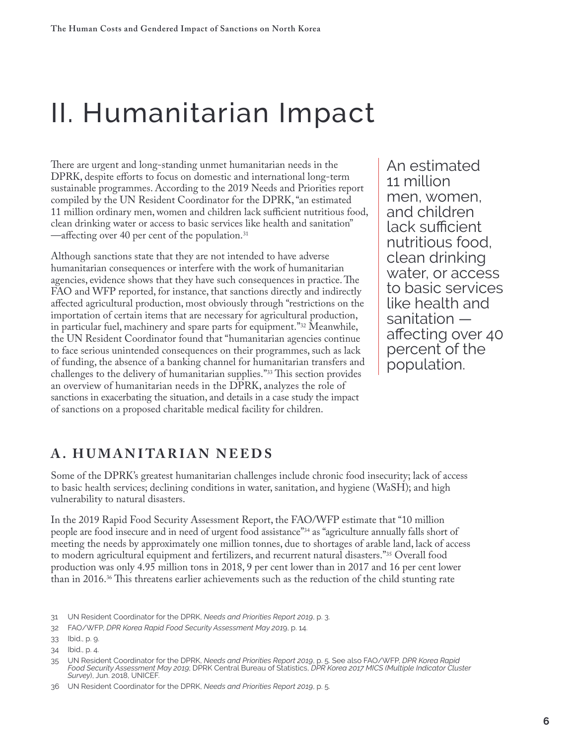# II. Humanitarian Impact

There are urgent and long-standing unmet humanitarian needs in the DPRK, despite efforts to focus on domestic and international long-term sustainable programmes. According to the 2019 Needs and Priorities report compiled by the UN Resident Coordinator for the DPRK, "an estimated 11 million ordinary men, women and children lack sufficient nutritious food, clean drinking water or access to basic services like health and sanitation" —affecting over 40 per cent of the population.[31]

Although sanctions state that they are not intended to have adverse humanitarian consequences or interfere with the work of humanitarian agencies, evidence shows that they have such consequences in practice. The FAO and WFP reported, for instance, that sanctions directly and indirectly affected agricultural production, most obviously through "restrictions on the importation of certain items that are necessary for agricultural production, in particular fuel, machinery and spare parts for equipment."[32] Meanwhile, the UN Resident Coordinator found that "humanitarian agencies continue to face serious unintended consequences on their programmes, such as lack of funding, the absence of a banking channel for humanitarian transfers and challenges to the delivery of humanitarian supplies."[33] This section provides an overview of humanitarian needs in the DPRK, analyzes the role of sanctions in exacerbating the situation, and details in a case study the impact of sanctions on a proposed charitable medical facility for children.

> An estimated 11 million men, women, and children lack sufficient nutritious food, clean drinking water, or access to basic services like health and sanitation — affecting over 40 percent of the population.

## A. HUMANITARIAN NEEDS

Some of the DPRK's greatest humanitarian challenges include chronic food insecurity; lack of access to basic health services; declining conditions in water, sanitation, and hygiene (WaSH); and high vulnerability to natural disasters.

In the 2019 Rapid Food Security Assessment Report, the FAO/WFP estimate that "10 million people are food insecure and in need of urgent food assistance"[34] as "agriculture annually falls short of meeting the needs by approximately one million tonnes, due to shortages of arable land, lack of access to modern agricultural equipment and fertilizers, and recurrent natural disasters."[35] Overall food production was only 4.95 million tons in 2018, 9 per cent lower than in 2017 and 16 per cent lower than in 2016.[36] This threatens earlier achievements such as the reduction of the child stunting rate

---

31 UN Resident Coordinator for the DPRK, *Needs and Priorities Report 2019*, p. 3.

32 FAO/WFP, *DPR Korea Rapid Food Security Assessment May 2019*, p. 14.

33 Ibid., p. 9.

34 Ibid., p. 4.

35 UN Resident Coordinator for the DPRK, *Needs and Priorities Report 2019*, p. 5. See also FAO/WFP, *DPR Korea Rapid Food Security Assessment May 2019*; DPRK Central Bureau of Statistics, *DPR Korea 2017 MICS (Multiple Indicator Cluster Survey)*, Jun. 2018, UNICEF.

36 UN Resident Coordinator for the DPRK, *Needs and Priorities Report 2019*, p. 5.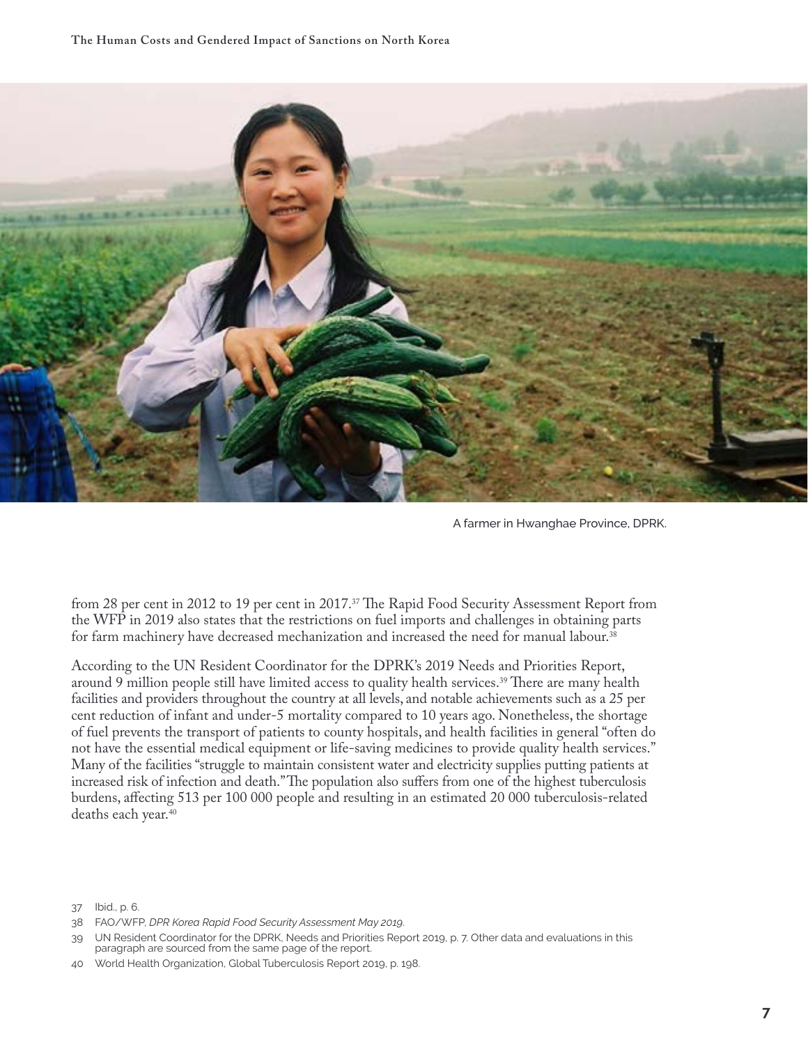A farmer in Hwanghae Province, DPRK.

from 28 per cent in 2012 to 19 per cent in 2017.[37] The Rapid Food Security Assessment Report from the WFP in 2019 also states that the restrictions on fuel imports and challenges in obtaining parts for farm machinery have decreased mechanization and increased the need for manual labour.[38]

According to the UN Resident Coordinator for the DPRK's 2019 Needs and Priorities Report, around 9 million people still have limited access to quality health services.[39] There are many health facilities and providers throughout the country at all levels, and notable achievements such as a 25 per cent reduction of infant and under-5 mortality compared to 10 years ago. Nonetheless, the shortage of fuel prevents the transport of patients to county hospitals, and health facilities in general "often do not have the essential medical equipment or life-saving medicines to provide quality health services." Many of the facilities "struggle to maintain consistent water and electricity supplies putting patients at increased risk of infection and death." The population also suffers from one of the highest tuberculosis burdens, affecting 513 per 100 000 people and resulting in an estimated 20 000 tuberculosis-related deaths each year.[40]

37 Ibid., p. 6.

38 FAO/WFP, *DPR Korea Rapid Food Security Assessment May 2019*.

39 UN Resident Coordinator for the DPRK, Needs and Priorities Report 2019, p. 7. Other data and evaluations in this paragraph are sourced from the same page of the report.

40 World Health Organization, Global Tuberculosis Report 2019, p. 198.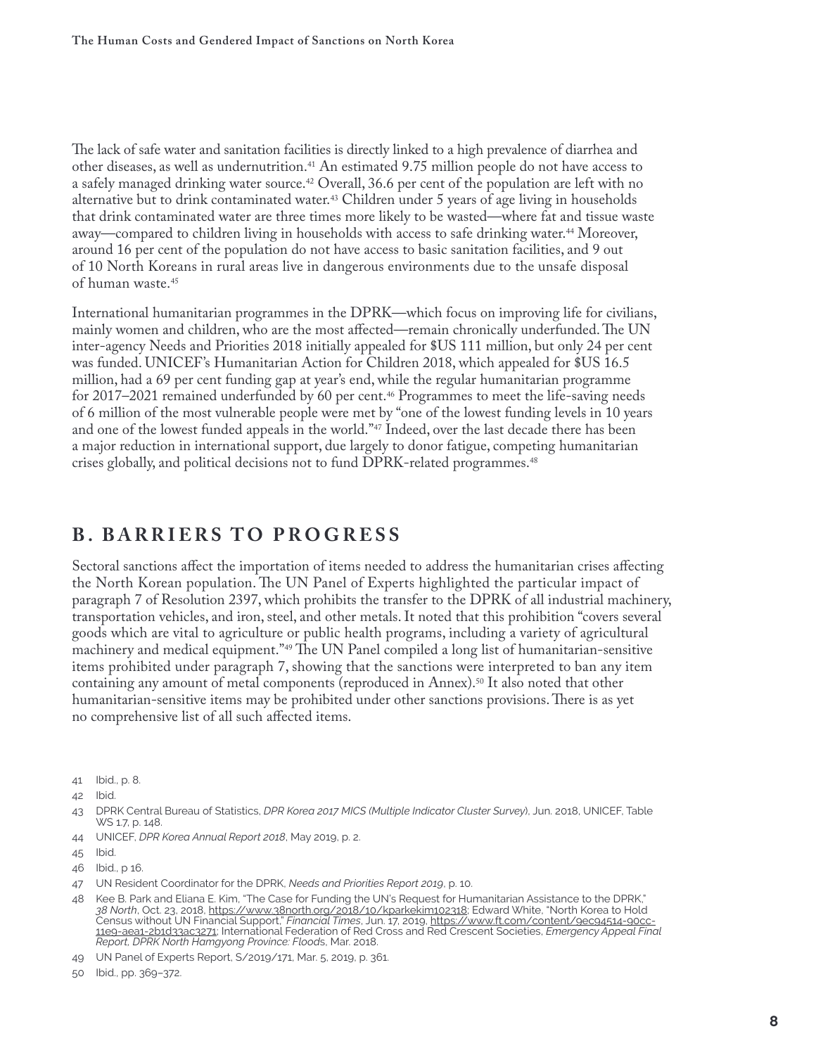The lack of safe water and sanitation facilities is directly linked to a high prevalence of diarrhea and other diseases, as well as undernutrition.[41] An estimated 9.75 million people do not have access to a safely managed drinking water source.[42] Overall, 36.6 per cent of the population are left with no alternative but to drink contaminated water.[43] Children under 5 years of age living in households that drink contaminated water are three times more likely to be wasted—where fat and tissue waste away—compared to children living in households with access to safe drinking water.[44] Moreover, around 16 per cent of the population do not have access to basic sanitation facilities, and 9 out of 10 North Koreans in rural areas live in dangerous environments due to the unsafe disposal of human waste.[45]

International humanitarian programmes in the DPRK—which focus on improving life for civilians, mainly women and children, who are the most affected—remain chronically underfunded. The UN inter-agency Needs and Priorities 2018 initially appealed for $US 111 million, but only 24 per cent was funded. UNICEF's Humanitarian Action for Children 2018, which appealed for $US 16.5 million, had a 69 per cent funding gap at year's end, while the regular humanitarian programme for 2017–2021 remained underfunded by 60 per cent.[46] Programmes to meet the life-saving needs of 6 million of the most vulnerable people were met by "one of the lowest funding levels in 10 years and one of the lowest funded appeals in the world."[47] Indeed, over the last decade there has been a major reduction in international support, due largely to donor fatigue, competing humanitarian crises globally, and political decisions not to fund DPRK-related programmes.[48]

## B. BARRIERS TO PROGRESS

Sectoral sanctions affect the importation of items needed to address the humanitarian crises affecting the North Korean population. The UN Panel of Experts highlighted the particular impact of paragraph 7 of Resolution 2397, which prohibits the transfer to the DPRK of all industrial machinery, transportation vehicles, and iron, steel, and other metals. It noted that this prohibition "covers several goods which are vital to agriculture or public health programs, including a variety of agricultural machinery and medical equipment."[49] The UN Panel compiled a long list of humanitarian-sensitive items prohibited under paragraph 7, showing that the sanctions were interpreted to ban any item containing any amount of metal components (reproduced in Annex).[50] It also noted that other humanitarian-sensitive items may be prohibited under other sanctions provisions. There is as yet no comprehensive list of all such affected items.

41 Ibid., p. 8.

42 Ibid.

43 DPRK Central Bureau of Statistics, *DPR Korea 2017 MICS (Multiple Indicator Cluster Survey)*, Jun. 2018, UNICEF, Table WS 1.7, p. 148.

44 UNICEF, *DPR Korea Annual Report 2018*, May 2019, p. 2.

45 Ibid.

46 Ibid., p 16.

47 UN Resident Coordinator for the DPRK, *Needs and Priorities Report 2019*, p. 10.

48 Kee B. Park and Eliana E. Kim, "The Case for Funding the UN's Request for Humanitarian Assistance to the DPRK," *38 North*, Oct. 23, 2018, https://www.38north.org/2018/10/kparkekim102318; Edward White, "North Korea to Hold Census without UN Financial Support," *Financial Times*, Jun. 17, 2019, https://www.ft.com/content/9ec94514-90cc-11e9-aea1-2b1d33ac3271; International Federation of Red Cross and Red Crescent Societies, *Emergency Appeal Final Report, DPRK North Hamgyong Province: Floods*, Mar. 2018.

49 UN Panel of Experts Report, S/2019/171, Mar. 5, 2019, p. 361.

50 Ibid., pp. 369–372.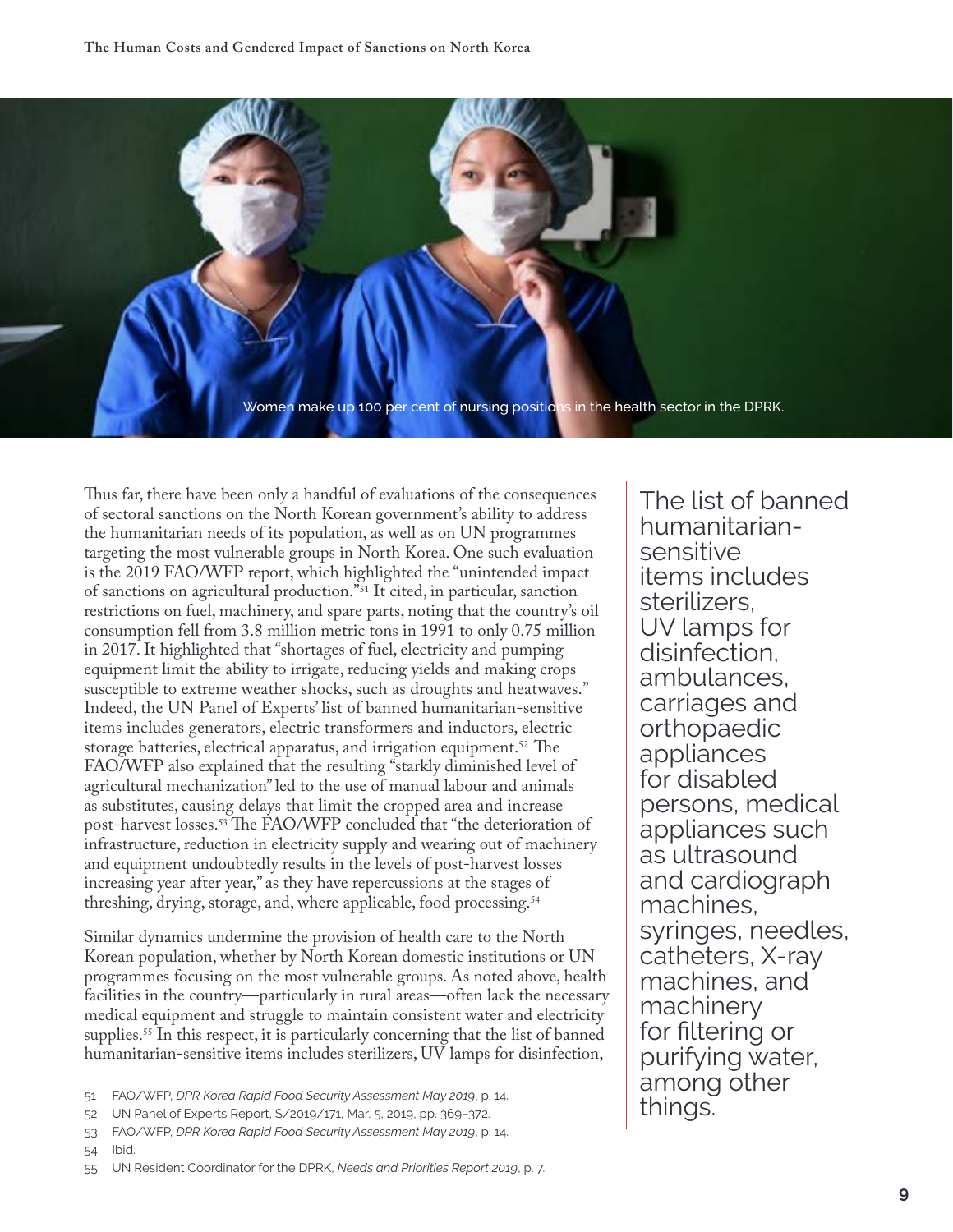Women make up 100 per cent of nursing positions in the health sector in the DPRK.

Thus far, there have been only a handful of evaluations of the consequences of sectoral sanctions on the North Korean government's ability to address the humanitarian needs of its population, as well as on UN programmes targeting the most vulnerable groups in North Korea. One such evaluation is the 2019 FAO/WFP report, which highlighted the "unintended impact of sanctions on agricultural production."[51] It cited, in particular, sanction restrictions on fuel, machinery, and spare parts, noting that the country's oil consumption fell from 3.8 million metric tons in 1991 to only 0.75 million in 2017. It highlighted that "shortages of fuel, electricity and pumping equipment limit the ability to irrigate, reducing yields and making crops susceptible to extreme weather shocks, such as droughts and heatwaves." Indeed, the UN Panel of Experts' list of banned humanitarian-sensitive items includes generators, electric transformers and inductors, electric storage batteries, electrical apparatus, and irrigation equipment.[52] The FAO/WFP also explained that the resulting "starkly diminished level of agricultural mechanization" led to the use of manual labour and animals as substitutes, causing delays that limit the cropped area and increase post-harvest losses.[53] The FAO/WFP concluded that "the deterioration of infrastructure, reduction in electricity supply and wearing out of machinery and equipment undoubtedly results in the levels of post-harvest losses increasing year after year," as they have repercussions at the stages of threshing, drying, storage, and, where applicable, food processing.[54]

Similar dynamics undermine the provision of health care to the North Korean population, whether by North Korean domestic institutions or UN programmes focusing on the most vulnerable groups. As noted above, health facilities in the country—particularly in rural areas—often lack the necessary medical equipment and struggle to maintain consistent water and electricity supplies.[55] In this respect, it is particularly concerning that the list of banned humanitarian-sensitive items includes sterilizers, UV lamps for disinfection,

> The list of banned humanitarian-sensitive items includes sterilizers, UV lamps for disinfection, ambulances, carriages and orthopaedic appliances for disabled persons, medical appliances such as ultrasound and cardiograph machines, syringes, needles, catheters, X-ray machines, and machinery for filtering or purifying water, among other things.

51 FAO/WFP, *DPR Korea Rapid Food Security Assessment May 2019*, p. 14.

52 UN Panel of Experts Report, S/2019/171, Mar. 5, 2019, pp. 369–372.

53 FAO/WFP, *DPR Korea Rapid Food Security Assessment May 2019*, p. 14.

54 Ibid.

55 UN Resident Coordinator for the DPRK, *Needs and Priorities Report 2019*, p. 7.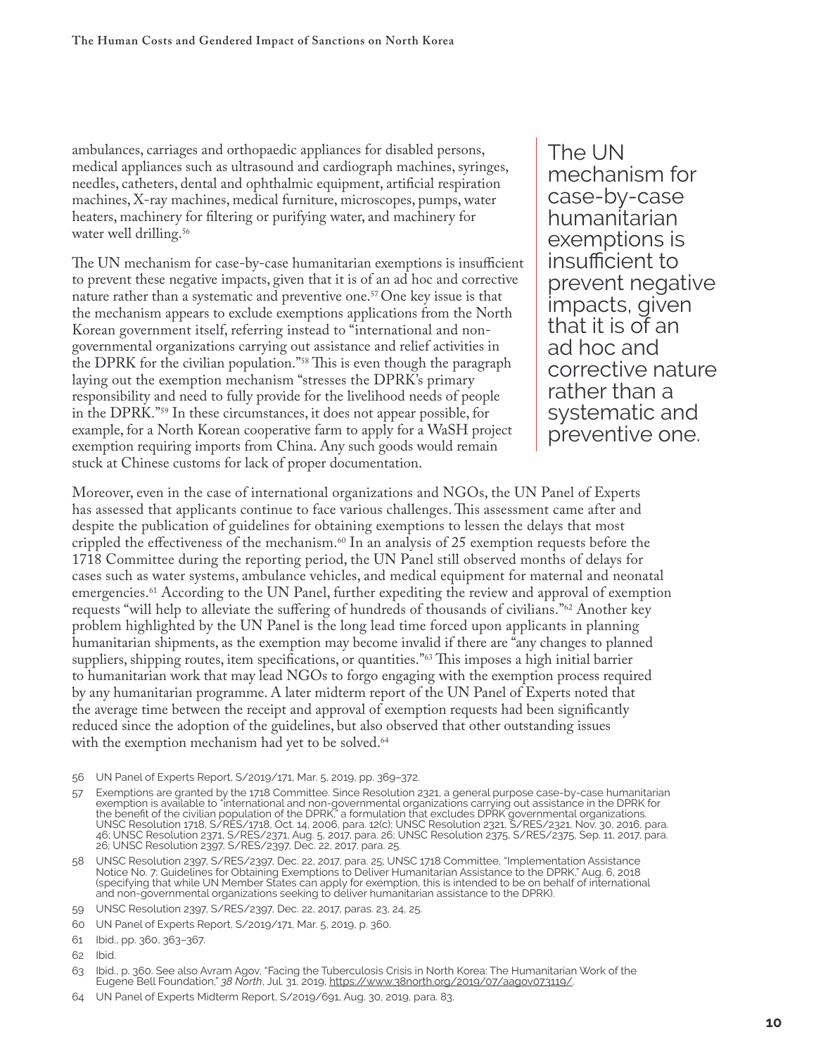ambulances, carriages and orthopaedic appliances for disabled persons, medical appliances such as ultrasound and cardiograph machines, syringes, needles, catheters, dental and ophthalmic equipment, artificial respiration machines, X-ray machines, medical furniture, microscopes, pumps, water heaters, machinery for filtering or purifying water, and machinery for water well drilling.[56]

The UN mechanism for case-by-case humanitarian exemptions is insufficient to prevent these negative impacts, given that it is of an ad hoc and corrective nature rather than a systematic and preventive one.[57] One key issue is that the mechanism appears to exclude exemptions applications from the North Korean government itself, referring instead to "international and non-governmental organizations carrying out assistance and relief activities in the DPRK for the civilian population."[58] This is even though the paragraph laying out the exemption mechanism "stresses the DPRK's primary responsibility and need to fully provide for the livelihood needs of people in the DPRK."[59] In these circumstances, it does not appear possible, for example, for a North Korean cooperative farm to apply for a WaSH project exemption requiring imports from China. Any such goods would remain stuck at Chinese customs for lack of proper documentation.

> The UN mechanism for case-by-case humanitarian exemptions is insufficient to prevent negative impacts, given that it is of an ad hoc and corrective nature rather than a systematic and preventive one.

Moreover, even in the case of international organizations and NGOs, the UN Panel of Experts has assessed that applicants continue to face various challenges. This assessment came after and despite the publication of guidelines for obtaining exemptions to lessen the delays that most crippled the effectiveness of the mechanism.[60] In an analysis of 25 exemption requests before the 1718 Committee during the reporting period, the UN Panel still observed months of delays for cases such as water systems, ambulance vehicles, and medical equipment for maternal and neonatal emergencies.[61] According to the UN Panel, further expediting the review and approval of exemption requests "will help to alleviate the suffering of hundreds of thousands of civilians."[62] Another key problem highlighted by the UN Panel is the long lead time forced upon applicants in planning humanitarian shipments, as the exemption may become invalid if there are "any changes to planned suppliers, shipping routes, item specifications, or quantities."[63] This imposes a high initial barrier to humanitarian work that may lead NGOs to forgo engaging with the exemption process required by any humanitarian programme. A later midterm report of the UN Panel of Experts noted that the average time between the receipt and approval of exemption requests had been significantly reduced since the adoption of the guidelines, but also observed that other outstanding issues with the exemption mechanism had yet to be solved.[64]

56 UN Panel of Experts Report, S/2019/171, Mar. 5, 2019, pp. 369–372.

57 Exemptions are granted by the 1718 Committee. Since Resolution 2321, a general purpose case-by-case humanitarian exemption is available to "international and non-governmental organizations carrying out assistance in the DPRK for the benefit of the civilian population of the DPRK," a formulation that excludes DPRK governmental organizations. UNSC Resolution 1718, S/RES/1718, Oct. 14, 2006, para. 12(c); UNSC Resolution 2321, S/RES/2321, Nov. 30, 2016, para. 46; UNSC Resolution 2371, S/RES/2371, Aug. 5, 2017, para. 26; UNSC Resolution 2375, S/RES/2375, Sep. 11, 2017, para. 26; UNSC Resolution 2397, S/RES/2397, Dec. 22, 2017, para. 25.

58 UNSC Resolution 2397, S/RES/2397, Dec. 22, 2017, para. 25; UNSC 1718 Committee, "Implementation Assistance Notice No. 7: Guidelines for Obtaining Exemptions to Deliver Humanitarian Assistance to the DPRK," Aug. 6, 2018 (specifying that while UN Member States can apply for exemption, this is intended to be on behalf of international and non-governmental organizations seeking to deliver humanitarian assistance to the DPRK).

59 UNSC Resolution 2397, S/RES/2397, Dec. 22, 2017, paras. 23, 24, 25.

60 UN Panel of Experts Report, S/2019/171, Mar. 5, 2019, p. 360.

61 Ibid., pp. 360, 363–367.

62 Ibid.

63 Ibid., p. 360. See also Avram Agov, "Facing the Tuberculosis Crisis in North Korea: The Humanitarian Work of the Eugene Bell Foundation," *38 North*, Jul. 31, 2019, https://www.38north.org/2019/07/aagov073119/.

64 UN Panel of Experts Midterm Report, S/2019/691, Aug. 30, 2019, para. 83.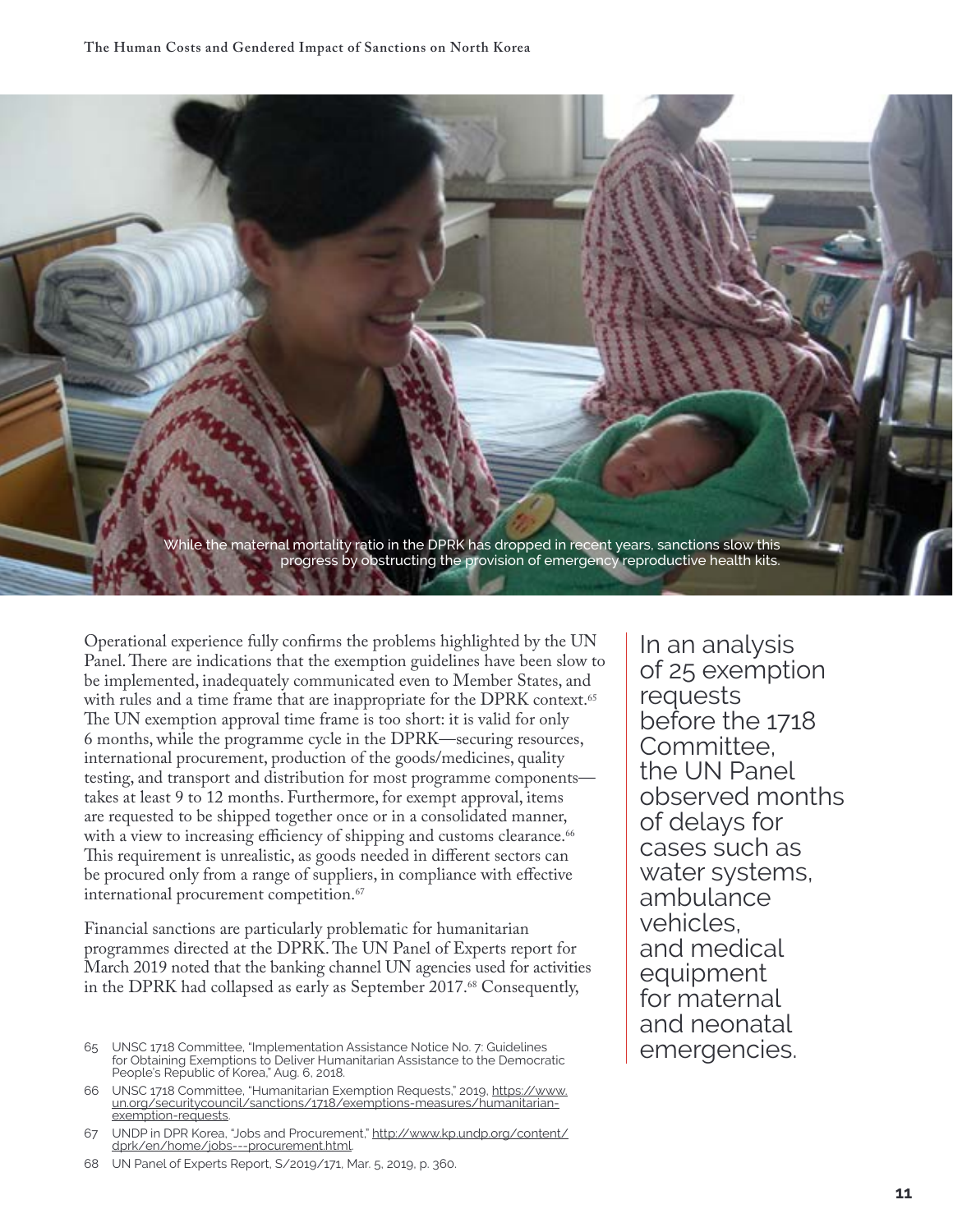While the maternal mortality ratio in the DPRK has dropped in recent years, sanctions slow this progress by obstructing the provision of emergency reproductive health kits.

Operational experience fully confirms the problems highlighted by the UN Panel. There are indications that the exemption guidelines have been slow to be implemented, inadequately communicated even to Member States, and with rules and a time frame that are inappropriate for the DPRK context.[65] The UN exemption approval time frame is too short: it is valid for only 6 months, while the programme cycle in the DPRK—securing resources, international procurement, production of the goods/medicines, quality testing, and transport and distribution for most programme components—takes at least 9 to 12 months. Furthermore, for exempt approval, items are requested to be shipped together once or in a consolidated manner, with a view to increasing efficiency of shipping and customs clearance.[66] This requirement is unrealistic, as goods needed in different sectors can be procured only from a range of suppliers, in compliance with effective international procurement competition.[67]

Financial sanctions are particularly problematic for humanitarian programmes directed at the DPRK. The UN Panel of Experts report for March 2019 noted that the banking channel UN agencies used for activities in the DPRK had collapsed as early as September 2017.[68] Consequently,

> In an analysis of 25 exemption requests before the 1718 Committee, the UN Panel observed months of delays for cases such as water systems, ambulance vehicles, and medical equipment for maternal and neonatal emergencies.

65 UNSC 1718 Committee, "Implementation Assistance Notice No. 7: Guidelines for Obtaining Exemptions to Deliver Humanitarian Assistance to the Democratic People's Republic of Korea," Aug. 6, 2018.

66 UNSC 1718 Committee, "Humanitarian Exemption Requests," 2019, https://www.un.org/securitycouncil/sanctions/1718/exemptions-measures/humanitarian-exemption-requests.

67 UNDP in DPR Korea, "Jobs and Procurement," http://www.kp.undp.org/content/dprk/en/home/jobs---procurement.html.

68 UN Panel of Experts Report, S/2019/171, Mar. 5, 2019, p. 360.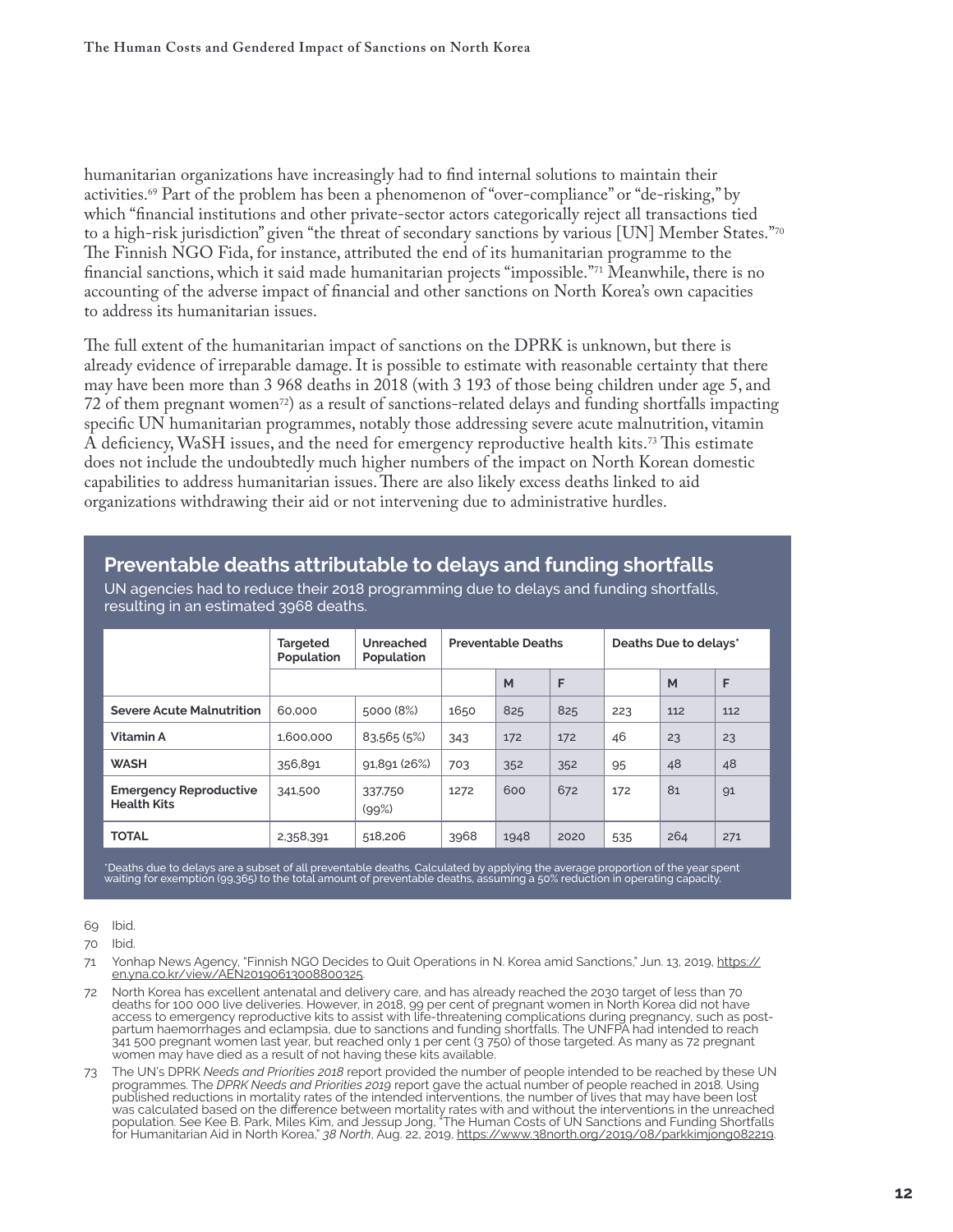humanitarian organizations have increasingly had to find internal solutions to maintain their activities.[69] Part of the problem has been a phenomenon of "over-compliance" or "de-risking," by which "financial institutions and other private-sector actors categorically reject all transactions tied to a high-risk jurisdiction" given "the threat of secondary sanctions by various [UN] Member States."[70] The Finnish NGO Fida, for instance, attributed the end of its humanitarian programme to the financial sanctions, which it said made humanitarian projects "impossible."[71] Meanwhile, there is no accounting of the adverse impact of financial and other sanctions on North Korea's own capacities to address its humanitarian issues.

The full extent of the humanitarian impact of sanctions on the DPRK is unknown, but there is already evidence of irreparable damage. It is possible to estimate with reasonable certainty that there may have been more than 3 968 deaths in 2018 (with 3 193 of those being children under age 5, and 72 of them pregnant women[72]) as a result of sanctions-related delays and funding shortfalls impacting specific UN humanitarian programmes, notably those addressing severe acute malnutrition, vitamin A deficiency, WaSH issues, and the need for emergency reproductive health kits.[73] This estimate does not include the undoubtedly much higher numbers of the impact on North Korean domestic capabilities to address humanitarian issues. There are also likely excess deaths linked to aid organizations withdrawing their aid or not intervening due to administrative hurdles.

## Preventable deaths attributable to delays and funding shortfalls

UN agencies had to reduce their 2018 programming due to delays and funding shortfalls, resulting in an estimated 3968 deaths.

| | Targeted Population | Unreached Population | Preventable Deaths | | | Deaths Due to delays* | | |
|---|---|---|---|---|---|---|---|---|
| | | | | M | F | | M | F |
| **Severe Acute Malnutrition** | 60,000 | 5000 (8%) | 1650 | 825 | 825 | 223 | 112 | 112 |
| **Vitamin A** | 1,600,000 | 83,565 (5%) | 343 | 172 | 172 | 46 | 23 | 23 |
| **WASH** | 356,891 | 91,891 (26%) | 703 | 352 | 352 | 95 | 48 | 48 |
| **Emergency Reproductive Health Kits** | 341,500 | 337,750 (99%) | 1272 | 600 | 672 | 172 | 81 | 91 |
| **TOTAL** | 2,358,391 | 518,206 | 3968 | 1948 | 2020 | 535 | 264 | 271 |

*Deaths due to delays are a subset of all preventable deaths. Calculated by applying the average proportion of the year spent waiting for exemption (99,365) to the total amount of preventable deaths, assuming a 50% reduction in operating capacity.

69 Ibid.

70 Ibid.

71 Yonhap News Agency, "Finnish NGO Decides to Quit Operations in N. Korea amid Sanctions," Jun. 13, 2019, https://en.yna.co.kr/view/AEN20190613008800325.

72 North Korea has excellent antenatal and delivery care, and has already reached the 2030 target of less than 70 deaths for 100 000 live deliveries. However, in 2018, 99 per cent of pregnant women in North Korea did not have access to emergency reproductive kits to assist with life-threatening complications during pregnancy, such as post-partum haemorrhages and eclampsia, due to sanctions and funding shortfalls. The UNFPA had intended to reach 341 500 pregnant women last year, but reached only 1 per cent (3 750) of those targeted. As many as 72 pregnant women may have died as a result of not having these kits available.

73 The UN's DPRK *Needs and Priorities 2018* report provided the number of people intended to be reached by these UN programmes. The *DPRK Needs and Priorities 2019* report gave the actual number of people reached in 2018. Using published reductions in mortality rates of the intended interventions, the number of lives that may have been lost was calculated based on the difference between mortality rates with and without the interventions in the unreached population. See Kee B. Park, Miles Kim, and Jessup Jong, "The Human Costs of UN Sanctions and Funding Shortfalls for Humanitarian Aid in North Korea," *38 North*, Aug. 22, 2019, https://www.38north.org/2019/08/parkkimjong082219.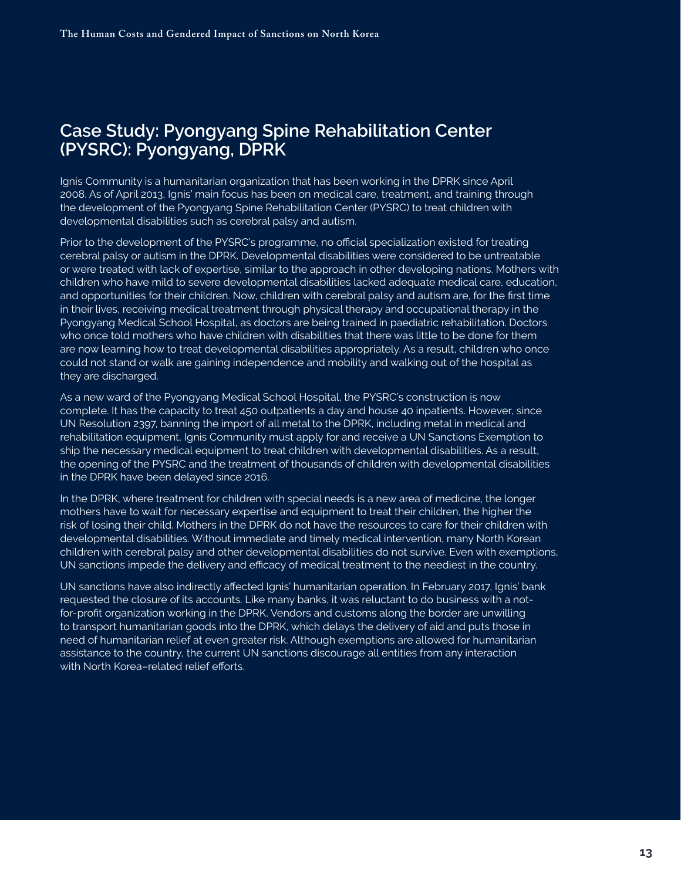## Case Study: Pyongyang Spine Rehabilitation Center (PYSRC): Pyongyang, DPRK

Ignis Community is a humanitarian organization that has been working in the DPRK since April 2008. As of April 2013, Ignis' main focus has been on medical care, treatment, and training through the development of the Pyongyang Spine Rehabilitation Center (PYSRC) to treat children with developmental disabilities such as cerebral palsy and autism.

Prior to the development of the PYSRC's programme, no official specialization existed for treating cerebral palsy or autism in the DPRK. Developmental disabilities were considered to be untreatable or were treated with lack of expertise, similar to the approach in other developing nations. Mothers with children who have mild to severe developmental disabilities lacked adequate medical care, education, and opportunities for their children. Now, children with cerebral palsy and autism are, for the first time in their lives, receiving medical treatment through physical therapy and occupational therapy in the Pyongyang Medical School Hospital, as doctors are being trained in paediatric rehabilitation. Doctors who once told mothers who have children with disabilities that there was little to be done for them are now learning how to treat developmental disabilities appropriately. As a result, children who once could not stand or walk are gaining independence and mobility and walking out of the hospital as they are discharged.

As a new ward of the Pyongyang Medical School Hospital, the PYSRC's construction is now complete. It has the capacity to treat 450 outpatients a day and house 40 inpatients. However, since UN Resolution 2397, banning the import of all metal to the DPRK, including metal in medical and rehabilitation equipment, Ignis Community must apply for and receive a UN Sanctions Exemption to ship the necessary medical equipment to treat children with developmental disabilities. As a result, the opening of the PYSRC and the treatment of thousands of children with developmental disabilities in the DPRK have been delayed since 2016.

In the DPRK, where treatment for children with special needs is a new area of medicine, the longer mothers have to wait for necessary expertise and equipment to treat their children, the higher the risk of losing their child. Mothers in the DPRK do not have the resources to care for their children with developmental disabilities. Without immediate and timely medical intervention, many North Korean children with cerebral palsy and other developmental disabilities do not survive. Even with exemptions, UN sanctions impede the delivery and efficacy of medical treatment to the neediest in the country.

UN sanctions have also indirectly affected Ignis' humanitarian operation. In February 2017, Ignis' bank requested the closure of its accounts. Like many banks, it was reluctant to do business with a not-for-profit organization working in the DPRK. Vendors and customs along the border are unwilling to transport humanitarian goods into the DPRK, which delays the delivery of aid and puts those in need of humanitarian relief at even greater risk. Although exemptions are allowed for humanitarian assistance to the country, the current UN sanctions discourage all entities from any interaction with North Korea–related relief efforts.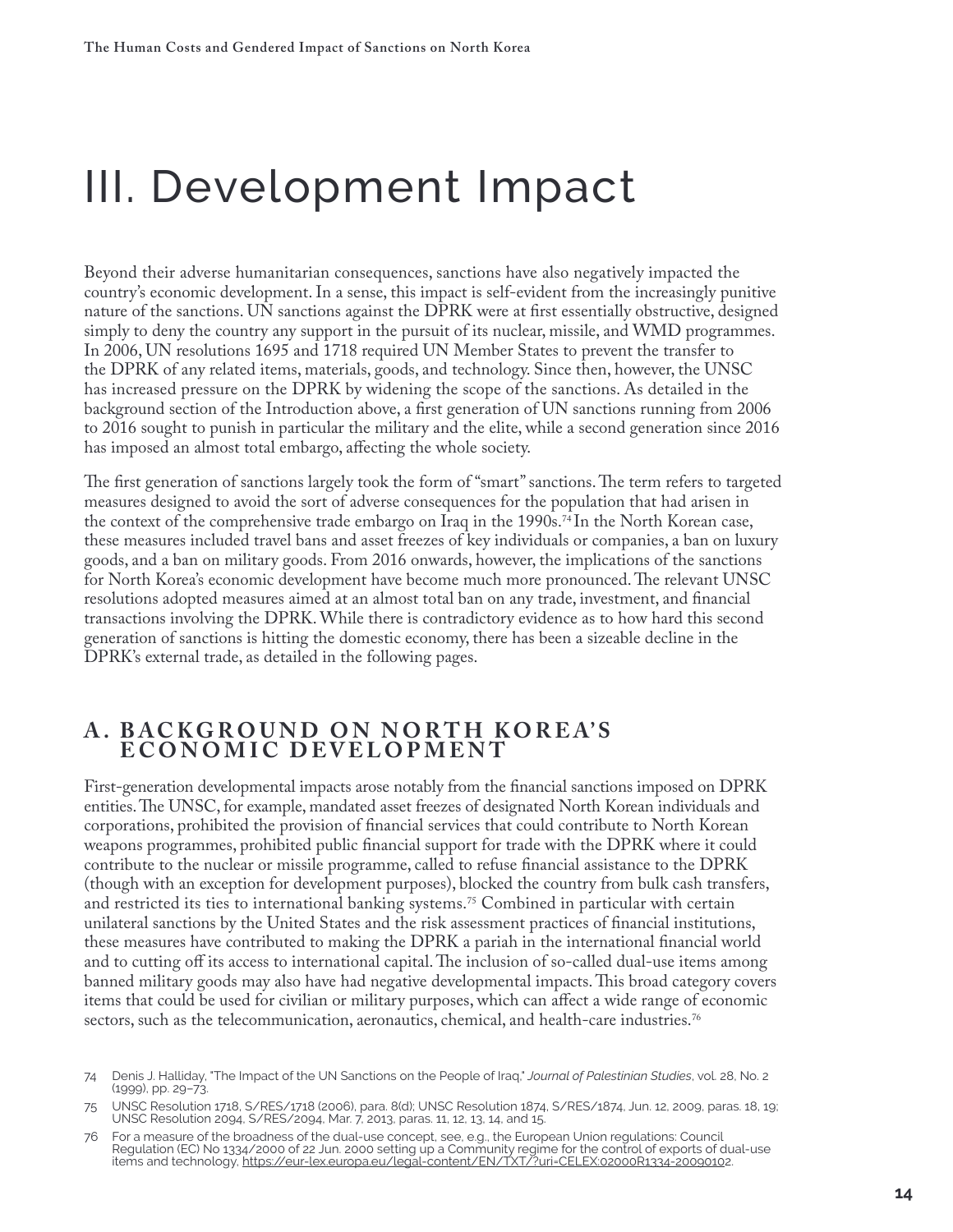// Body text
# III. Development Impact

Beyond their adverse humanitarian consequences, sanctions have also negatively impacted the country's economic development. In a sense, this impact is self-evident from the increasingly punitive nature of the sanctions. UN sanctions against the DPRK were at first essentially obstructive, designed simply to deny the country any support in the pursuit of its nuclear, missile, and WMD programmes. In 2006, UN resolutions 1695 and 1718 required UN Member States to prevent the transfer to the DPRK of any related items, materials, goods, and technology. Since then, however, the UNSC has increased pressure on the DPRK by widening the scope of the sanctions. As detailed in the background section of the Introduction above, a first generation of UN sanctions running from 2006 to 2016 sought to punish in particular the military and the elite, while a second generation since 2016 has imposed an almost total embargo, affecting the whole society.

The first generation of sanctions largely took the form of "smart" sanctions. The term refers to targeted measures designed to avoid the sort of adverse consequences for the population that had arisen in the context of the comprehensive trade embargo on Iraq in the 1990s.[74] In the North Korean case, these measures included travel bans and asset freezes of key individuals or companies, a ban on luxury goods, and a ban on military goods. From 2016 onwards, however, the implications of the sanctions for North Korea's economic development have become much more pronounced. The relevant UNSC resolutions adopted measures aimed at an almost total ban on any trade, investment, and financial transactions involving the DPRK. While there is contradictory evidence as to how hard this second generation of sanctions is hitting the domestic economy, there has been a sizeable decline in the DPRK's external trade, as detailed in the following pages.

## A. BACKGROUND ON NORTH KOREA'S ECONOMIC DEVELOPMENT

First-generation developmental impacts arose notably from the financial sanctions imposed on DPRK entities. The UNSC, for example, mandated asset freezes of designated North Korean individuals and corporations, prohibited the provision of financial services that could contribute to North Korean weapons programmes, prohibited public financial support for trade with the DPRK where it could contribute to the nuclear or missile programme, called to refuse financial assistance to the DPRK (though with an exception for development purposes), blocked the country from bulk cash transfers, and restricted its ties to international banking systems.[75] Combined in particular with certain unilateral sanctions by the United States and the risk assessment practices of financial institutions, these measures have contributed to making the DPRK a pariah in the international financial world and to cutting off its access to international capital. The inclusion of so-called dual-use items among banned military goods may also have had negative developmental impacts. This broad category covers items that could be used for civilian or military purposes, which can affect a wide range of economic sectors, such as the telecommunication, aeronautics, chemical, and health-care industries.[76]

74 Denis J. Halliday, "The Impact of the UN Sanctions on the People of Iraq," *Journal of Palestinian Studies*, vol. 28, No. 2 (1999), pp. 29–73.

75 UNSC Resolution 1718, S/RES/1718 (2006), para. 8(d); UNSC Resolution 1874, S/RES/1874, Jun. 12, 2009, paras. 18, 19; UNSC Resolution 2094, S/RES/2094, Mar. 7, 2013, paras. 11, 12, 13, 14, and 15.

76 For a measure of the broadness of the dual-use concept, see, e.g., the European Union regulations: Council Regulation (EC) No 1334/2000 of 22 Jun. 2000 setting up a Community regime for the control of exports of dual-use items and technology, https://eur-lex.europa.eu/legal-content/EN/TXT/?uri=CELEX:02000R1334-20090102.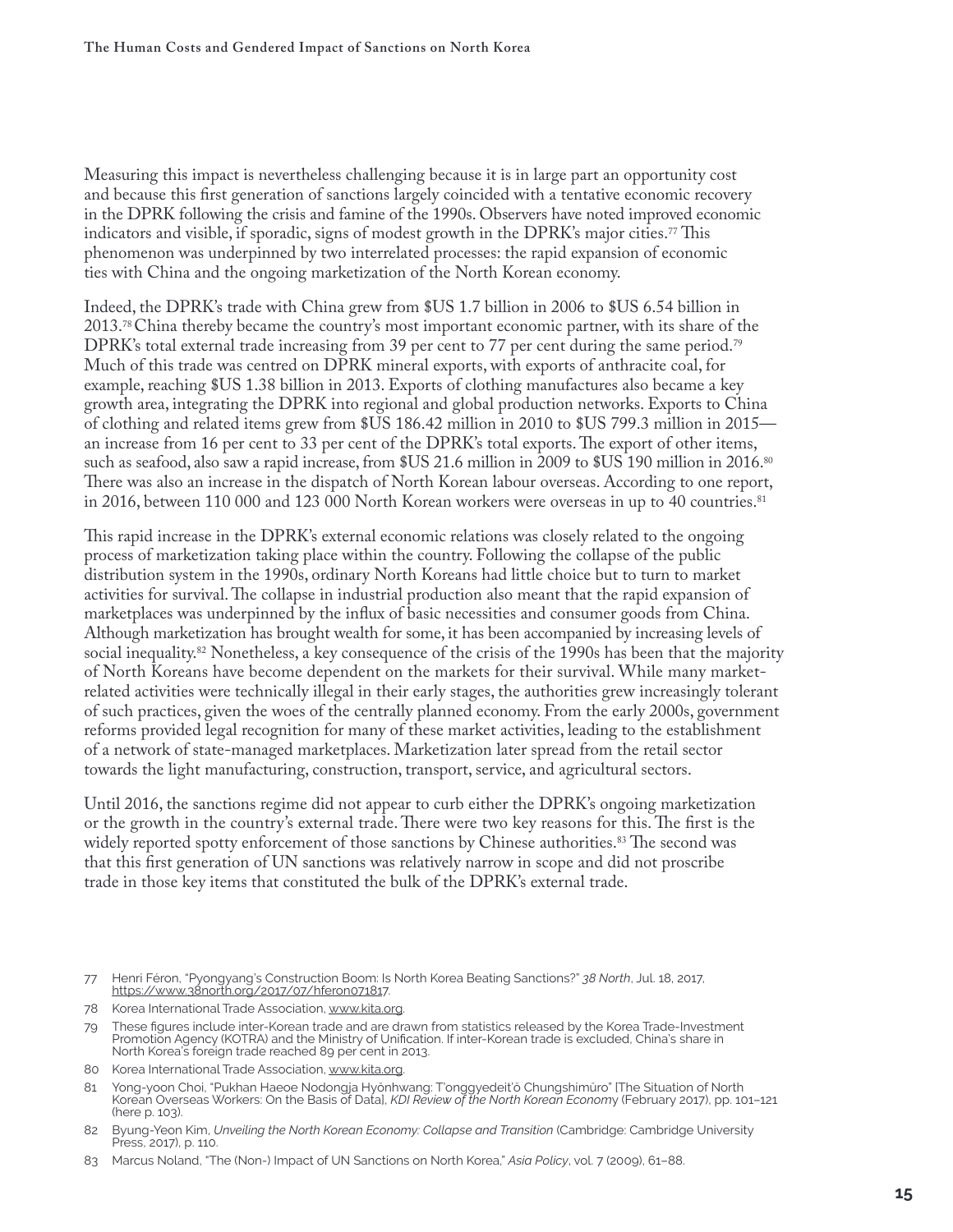Measuring this impact is nevertheless challenging because it is in large part an opportunity cost and because this first generation of sanctions largely coincided with a tentative economic recovery in the DPRK following the crisis and famine of the 1990s. Observers have noted improved economic indicators and visible, if sporadic, signs of modest growth in the DPRK's major cities.[77] This phenomenon was underpinned by two interrelated processes: the rapid expansion of economic ties with China and the ongoing marketization of the North Korean economy.

Indeed, the DPRK's trade with China grew from $US 1.7 billion in 2006 to $US 6.54 billion in 2013.[78] China thereby became the country's most important economic partner, with its share of the DPRK's total external trade increasing from 39 per cent to 77 per cent during the same period.[79] Much of this trade was centred on DPRK mineral exports, with exports of anthracite coal, for example, reaching $US 1.38 billion in 2013. Exports of clothing manufactures also became a key growth area, integrating the DPRK into regional and global production networks. Exports to China of clothing and related items grew from $US 186.42 million in 2010 to $US 799.3 million in 2015—an increase from 16 per cent to 33 per cent of the DPRK's total exports. The export of other items, such as seafood, also saw a rapid increase, from $US 21.6 million in 2009 to $US 190 million in 2016.[80] There was also an increase in the dispatch of North Korean labour overseas. According to one report, in 2016, between 110 000 and 123 000 North Korean workers were overseas in up to 40 countries.[81]

This rapid increase in the DPRK's external economic relations was closely related to the ongoing process of marketization taking place within the country. Following the collapse of the public distribution system in the 1990s, ordinary North Koreans had little choice but to turn to market activities for survival. The collapse in industrial production also meant that the rapid expansion of marketplaces was underpinned by the influx of basic necessities and consumer goods from China. Although marketization has brought wealth for some, it has been accompanied by increasing levels of social inequality.[82] Nonetheless, a key consequence of the crisis of the 1990s has been that the majority of North Koreans have become dependent on the markets for their survival. While many market-related activities were technically illegal in their early stages, the authorities grew increasingly tolerant of such practices, given the woes of the centrally planned economy. From the early 2000s, government reforms provided legal recognition for many of these market activities, leading to the establishment of a network of state-managed marketplaces. Marketization later spread from the retail sector towards the light manufacturing, construction, transport, service, and agricultural sectors.

Until 2016, the sanctions regime did not appear to curb either the DPRK's ongoing marketization or the growth in the country's external trade. There were two key reasons for this. The first is the widely reported spotty enforcement of those sanctions by Chinese authorities.[83] The second was that this first generation of UN sanctions was relatively narrow in scope and did not proscribe trade in those key items that constituted the bulk of the DPRK's external trade.

---

77 Henri Féron, "Pyongyang's Construction Boom: Is North Korea Beating Sanctions?" *38 North*, Jul. 18, 2017, https://www.38north.org/2017/07/hferon071817.

78 Korea International Trade Association, www.kita.org.

79 These figures include inter-Korean trade and are drawn from statistics released by the Korea Trade-Investment Promotion Agency (KOTRA) and the Ministry of Unification. If inter-Korean trade is excluded, China's share in North Korea's foreign trade reached 89 per cent in 2013.

80 Korea International Trade Association, www.kita.org.

81 Yong-yoon Choi, "Pukhan Haeoe Nodongja Hyŏnhwang: T'onggyedeit'ŏ Chungshimŭro" [The Situation of North Korean Overseas Workers: On the Basis of Data], *KDI Review of the North Korean Economy* (February 2017), pp. 101–121 (here p. 103).

82 Byung-Yeon Kim, *Unveiling the North Korean Economy: Collapse and Transition* (Cambridge: Cambridge University Press, 2017), p. 110.

83 Marcus Noland, "The (Non-) Impact of UN Sanctions on North Korea," *Asia Policy*, vol. 7 (2009), 61–88.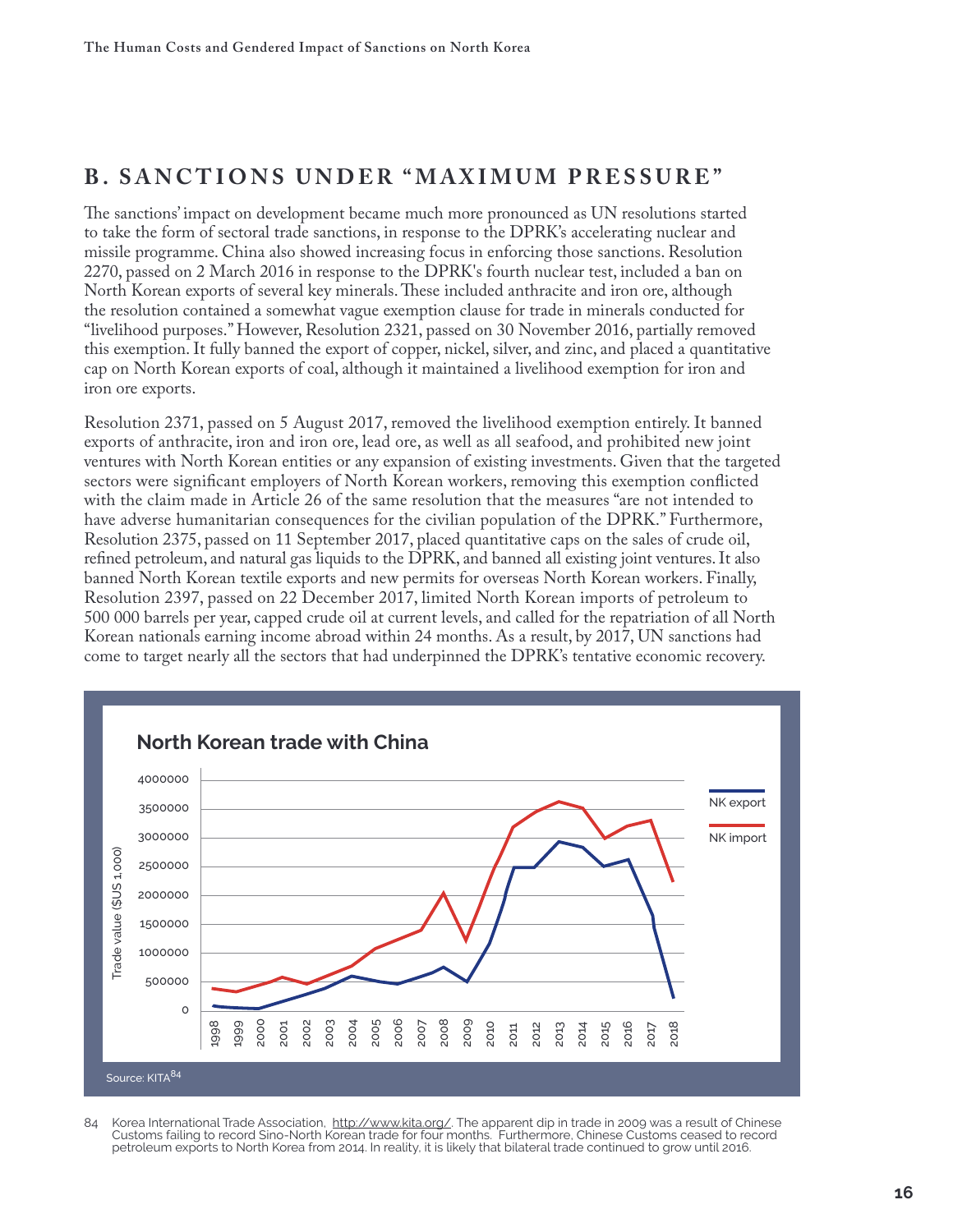## B. SANCTIONS UNDER "MAXIMUM PRESSURE"

The sanctions' impact on development became much more pronounced as UN resolutions started to take the form of sectoral trade sanctions, in response to the DPRK's accelerating nuclear and missile programme. China also showed increasing focus in enforcing those sanctions. Resolution 2270, passed on 2 March 2016 in response to the DPRK's fourth nuclear test, included a ban on North Korean exports of several key minerals. These included anthracite and iron ore, although the resolution contained a somewhat vague exemption clause for trade in minerals conducted for "livelihood purposes." However, Resolution 2321, passed on 30 November 2016, partially removed this exemption. It fully banned the export of copper, nickel, silver, and zinc, and placed a quantitative cap on North Korean exports of coal, although it maintained a livelihood exemption for iron and iron ore exports.

Resolution 2371, passed on 5 August 2017, removed the livelihood exemption entirely. It banned exports of anthracite, iron and iron ore, lead ore, as well as all seafood, and prohibited new joint ventures with North Korean entities or any expansion of existing investments. Given that the targeted sectors were significant employers of North Korean workers, removing this exemption conflicted with the claim made in Article 26 of the same resolution that the measures "are not intended to have adverse humanitarian consequences for the civilian population of the DPRK." Furthermore, Resolution 2375, passed on 11 September 2017, placed quantitative caps on the sales of crude oil, refined petroleum, and natural gas liquids to the DPRK, and banned all existing joint ventures. It also banned North Korean textile exports and new permits for overseas North Korean workers. Finally, Resolution 2397, passed on 22 December 2017, limited North Korean imports of petroleum to 500 000 barrels per year, capped crude oil at current levels, and called for the repatriation of all North Korean nationals earning income abroad within 24 months. As a result, by 2017, UN sanctions had come to target nearly all the sectors that had underpinned the DPRK's tentative economic recovery.

**North Korean trade with China**

Source: KITA[84]

84 Korea International Trade Association, http://www.kita.org/. The apparent dip in trade in 2009 was a result of Chinese Customs failing to record Sino-North Korean trade for four months. Furthermore, Chinese Customs ceased to record petroleum exports to North Korea from 2014. In reality, it is likely that bilateral trade continued to grow until 2016.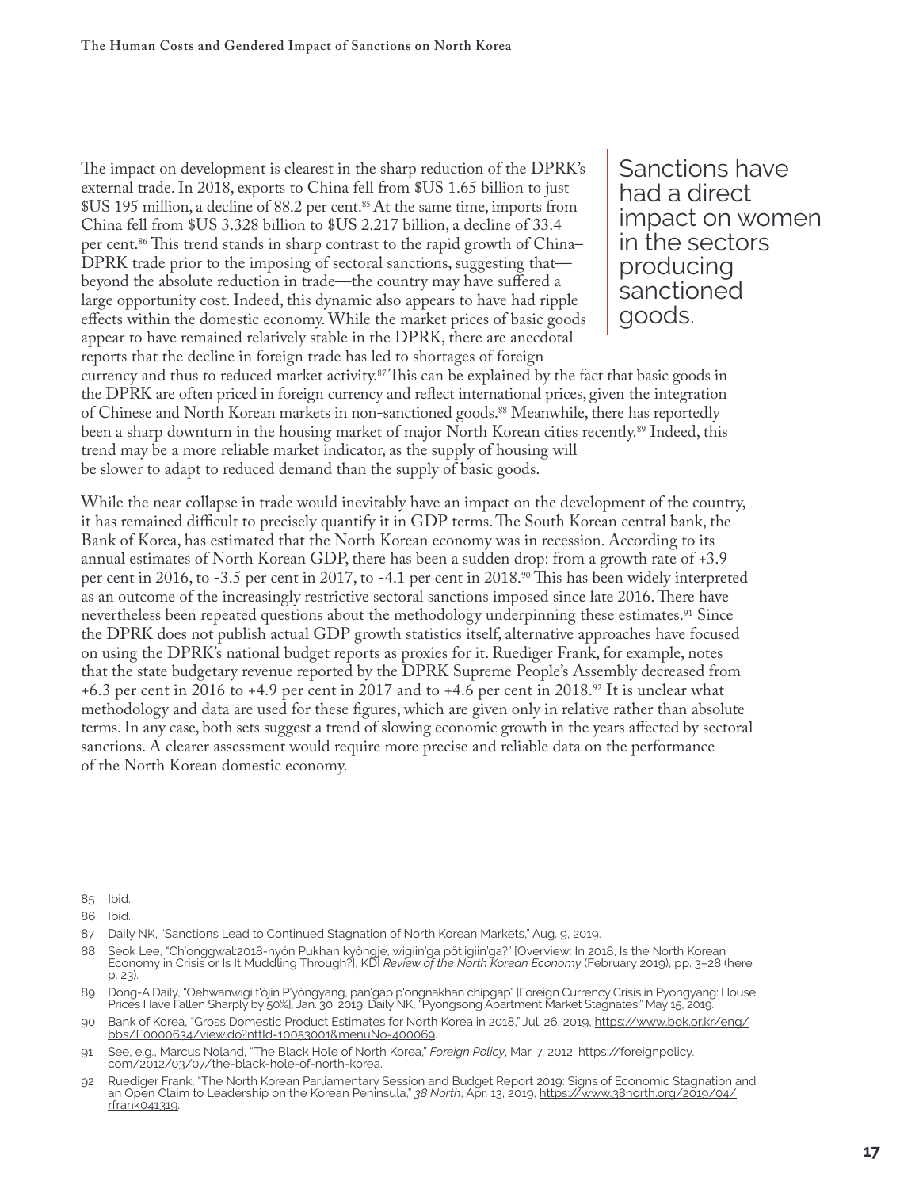The impact on development is clearest in the sharp reduction of the DPRK's external trade. In 2018, exports to China fell from $US 1.65 billion to just $US 195 million, a decline of 88.2 per cent.[85] At the same time, imports from China fell from $US 3.328 billion to $US 2.217 billion, a decline of 33.4 per cent.[86] This trend stands in sharp contrast to the rapid growth of China–DPRK trade prior to the imposing of sectoral sanctions, suggesting that—beyond the absolute reduction in trade—the country may have suffered a large opportunity cost. Indeed, this dynamic also appears to have had ripple effects within the domestic economy. While the market prices of basic goods appear to have remained relatively stable in the DPRK, there are anecdotal reports that the decline in foreign trade has led to shortages of foreign currency and thus to reduced market activity.[87] This can be explained by the fact that basic goods in the DPRK are often priced in foreign currency and reflect international prices, given the integration of Chinese and North Korean markets in non-sanctioned goods.[88] Meanwhile, there has reportedly been a sharp downturn in the housing market of major North Korean cities recently.[89] Indeed, this trend may be a more reliable market indicator, as the supply of housing will be slower to adapt to reduced demand than the supply of basic goods.

> Sanctions have had a direct impact on women in the sectors producing sanctioned goods.

While the near collapse in trade would inevitably have an impact on the development of the country, it has remained difficult to precisely quantify it in GDP terms. The South Korean central bank, the Bank of Korea, has estimated that the North Korean economy was in recession. According to its annual estimates of North Korean GDP, there has been a sudden drop: from a growth rate of +3.9 per cent in 2016, to -3.5 per cent in 2017, to -4.1 per cent in 2018.[90] This has been widely interpreted as an outcome of the increasingly restrictive sectoral sanctions imposed since late 2016. There have nevertheless been repeated questions about the methodology underpinning these estimates.[91] Since the DPRK does not publish actual GDP growth statistics itself, alternative approaches have focused on using the DPRK's national budget reports as proxies for it. Ruediger Frank, for example, notes that the state budgetary revenue reported by the DPRK Supreme People's Assembly decreased from +6.3 per cent in 2016 to +4.9 per cent in 2017 and to +4.6 per cent in 2018.[92] It is unclear what methodology and data are used for these figures, which are given only in relative rather than absolute terms. In any case, both sets suggest a trend of slowing economic growth in the years affected by sectoral sanctions. A clearer assessment would require more precise and reliable data on the performance of the North Korean domestic economy.

85 Ibid.

86 Ibid.

87 Daily NK, "Sanctions Lead to Continued Stagnation of North Korean Markets," Aug. 9, 2019.

88 Seok Lee, "Ch'onggwal:2018-nyŏn Pukhan kyŏngje, wigiin'ga pŏt'igiin'ga?" [Overview: In 2018, Is the North Korean Economy in Crisis or Is It Muddling Through?], KDI *Review of the North Korean Economy* (February 2019), pp. 3–28 (here p. 23).

89 Dong-A Daily, "Oehwanwigi t'ŏjin P'yŏngyang, pan'gap p'ongnakhan chipgap" [Foreign Currency Crisis in Pyongyang: House Prices Have Fallen Sharply by 50%], Jan. 30, 2019; Daily NK, "Pyongsong Apartment Market Stagnates," May 15, 2019.

90 Bank of Korea, "Gross Domestic Product Estimates for North Korea in 2018," Jul. 26, 2019, https://www.bok.or.kr/eng/bbs/E0000634/view.do?nttId=10053001&menuNo=400069.

91 See, e.g., Marcus Noland, "The Black Hole of North Korea," *Foreign Policy*, Mar. 7, 2012, https://foreignpolicy.com/2012/03/07/the-black-hole-of-north-korea.

92 Ruediger Frank, "The North Korean Parliamentary Session and Budget Report 2019: Signs of Economic Stagnation and an Open Claim to Leadership on the Korean Peninsula," *38 North*, Apr. 13, 2019, https://www.38north.org/2019/04/rfrank041319.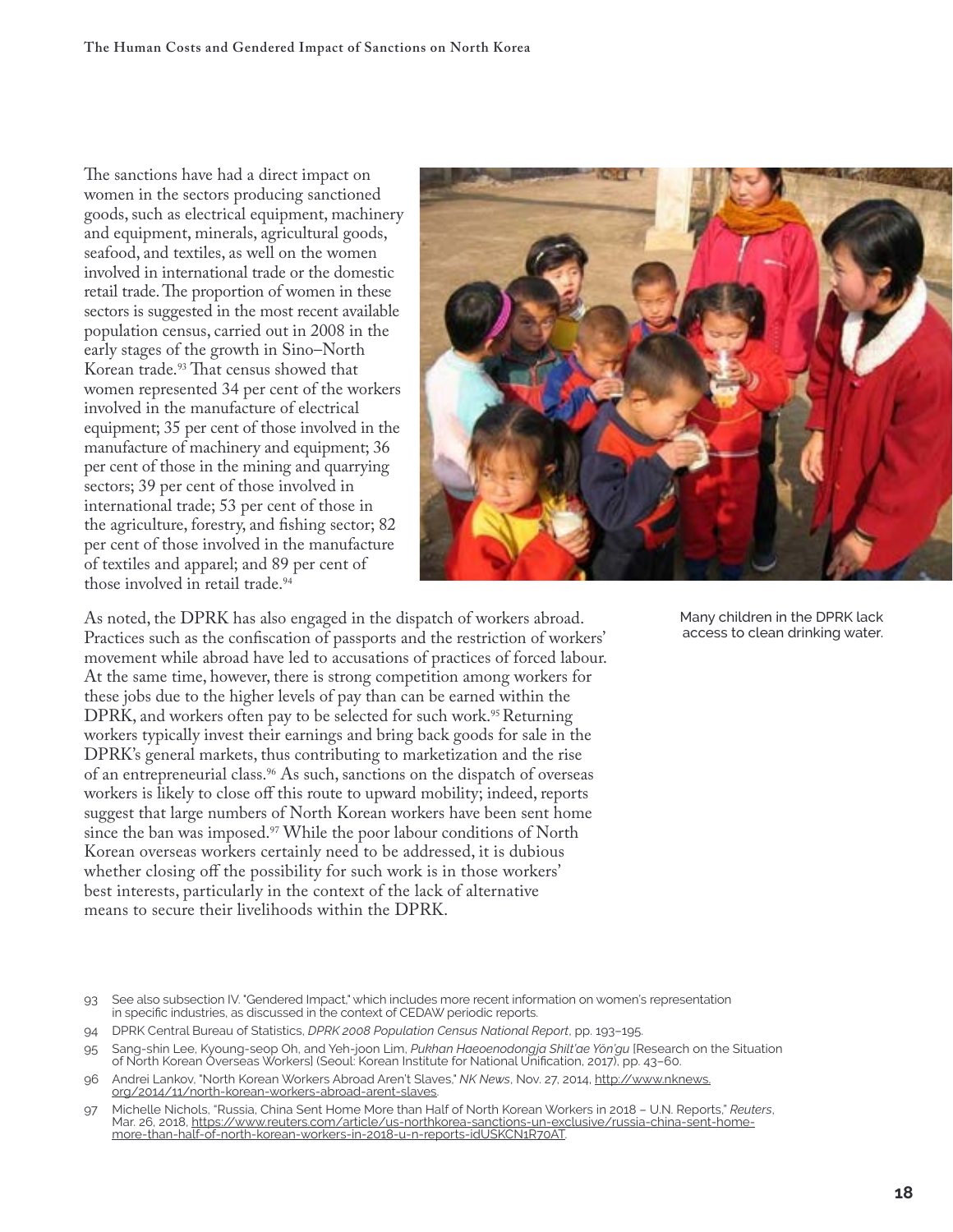The sanctions have had a direct impact on women in the sectors producing sanctioned goods, such as electrical equipment, machinery and equipment, minerals, agricultural goods, seafood, and textiles, as well on the women involved in international trade or the domestic retail trade. The proportion of women in these sectors is suggested in the most recent available population census, carried out in 2008 in the early stages of the growth in Sino–North Korean trade.[93] That census showed that women represented 34 per cent of the workers involved in the manufacture of electrical equipment; 35 per cent of those involved in the manufacture of machinery and equipment; 36 per cent of those in the mining and quarrying sectors; 39 per cent of those involved in international trade; 53 per cent of those in the agriculture, forestry, and fishing sector; 82 per cent of those involved in the manufacture of textiles and apparel; and 89 per cent of those involved in retail trade.[94]

Many children in the DPRK lack access to clean drinking water.

As noted, the DPRK has also engaged in the dispatch of workers abroad. Practices such as the confiscation of passports and the restriction of workers' movement while abroad have led to accusations of practices of forced labour. At the same time, however, there is strong competition among workers for these jobs due to the higher levels of pay than can be earned within the DPRK, and workers often pay to be selected for such work.[95] Returning workers typically invest their earnings and bring back goods for sale in the DPRK's general markets, thus contributing to marketization and the rise of an entrepreneurial class.[96] As such, sanctions on the dispatch of overseas workers is likely to close off this route to upward mobility; indeed, reports suggest that large numbers of North Korean workers have been sent home since the ban was imposed.[97] While the poor labour conditions of North Korean overseas workers certainly need to be addressed, it is dubious whether closing off the possibility for such work is in those workers' best interests, particularly in the context of the lack of alternative means to secure their livelihoods within the DPRK.

93 See also subsection IV. "Gendered Impact," which includes more recent information on women's representation in specific industries, as discussed in the context of CEDAW periodic reports.

94 DPRK Central Bureau of Statistics, *DPRK 2008 Population Census National Report*, pp. 193–195.

95 Sang-shin Lee, Kyoung-seop Oh, and Yeh-joon Lim, *Pukhan Haeoenodongja Shilt'ae Yŏn'gu* [Research on the Situation of North Korean Overseas Workers] (Seoul: Korean Institute for National Unification, 2017), pp. 43–60.

96 Andrei Lankov, "North Korean Workers Abroad Aren't Slaves," *NK News*, Nov. 27, 2014, http://www.nknews.org/2014/11/north-korean-workers-abroad-arent-slaves.

97 Michelle Nichols, "Russia, China Sent Home More than Half of North Korean Workers in 2018 – U.N. Reports," *Reuters*, Mar. 26, 2018, https://www.reuters.com/article/us-northkorea-sanctions-un-exclusive/russia-china-sent-home-more-than-half-of-north-korean-workers-in-2018-u-n-reports-idUSKCN1R70AT.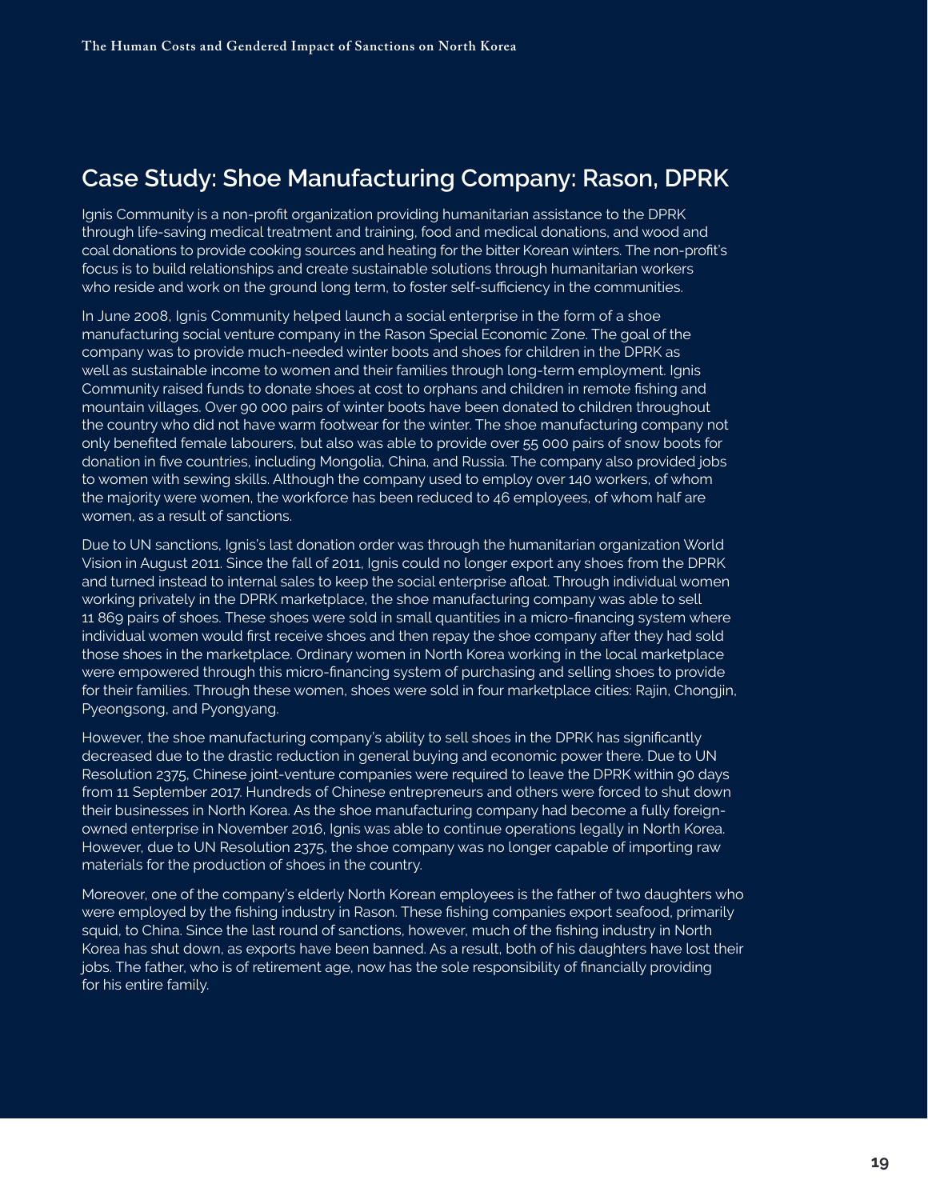## Case Study: Shoe Manufacturing Company: Rason, DPRK

Ignis Community is a non-profit organization providing humanitarian assistance to the DPRK through life-saving medical treatment and training, food and medical donations, and wood and coal donations to provide cooking sources and heating for the bitter Korean winters. The non-profit's focus is to build relationships and create sustainable solutions through humanitarian workers who reside and work on the ground long term, to foster self-sufficiency in the communities.

In June 2008, Ignis Community helped launch a social enterprise in the form of a shoe manufacturing social venture company in the Rason Special Economic Zone. The goal of the company was to provide much-needed winter boots and shoes for children in the DPRK as well as sustainable income to women and their families through long-term employment. Ignis Community raised funds to donate shoes at cost to orphans and children in remote fishing and mountain villages. Over 90 000 pairs of winter boots have been donated to children throughout the country who did not have warm footwear for the winter. The shoe manufacturing company not only benefited female labourers, but also was able to provide over 55 000 pairs of snow boots for donation in five countries, including Mongolia, China, and Russia. The company also provided jobs to women with sewing skills. Although the company used to employ over 140 workers, of whom the majority were women, the workforce has been reduced to 46 employees, of whom half are women, as a result of sanctions.

Due to UN sanctions, Ignis's last donation order was through the humanitarian organization World Vision in August 2011. Since the fall of 2011, Ignis could no longer export any shoes from the DPRK and turned instead to internal sales to keep the social enterprise afloat. Through individual women working privately in the DPRK marketplace, the shoe manufacturing company was able to sell 11 869 pairs of shoes. These shoes were sold in small quantities in a micro-financing system where individual women would first receive shoes and then repay the shoe company after they had sold those shoes in the marketplace. Ordinary women in North Korea working in the local marketplace were empowered through this micro-financing system of purchasing and selling shoes to provide for their families. Through these women, shoes were sold in four marketplace cities: Rajin, Chongjin, Pyeongsong, and Pyongyang.

However, the shoe manufacturing company's ability to sell shoes in the DPRK has significantly decreased due to the drastic reduction in general buying and economic power there. Due to UN Resolution 2375, Chinese joint-venture companies were required to leave the DPRK within 90 days from 11 September 2017. Hundreds of Chinese entrepreneurs and others were forced to shut down their businesses in North Korea. As the shoe manufacturing company had become a fully foreign-owned enterprise in November 2016, Ignis was able to continue operations legally in North Korea. However, due to UN Resolution 2375, the shoe company was no longer capable of importing raw materials for the production of shoes in the country.

Moreover, one of the company's elderly North Korean employees is the father of two daughters who were employed by the fishing industry in Rason. These fishing companies export seafood, primarily squid, to China. Since the last round of sanctions, however, much of the fishing industry in North Korea has shut down, as exports have been banned. As a result, both of his daughters have lost their jobs. The father, who is of retirement age, now has the sole responsibility of financially providing for his entire family.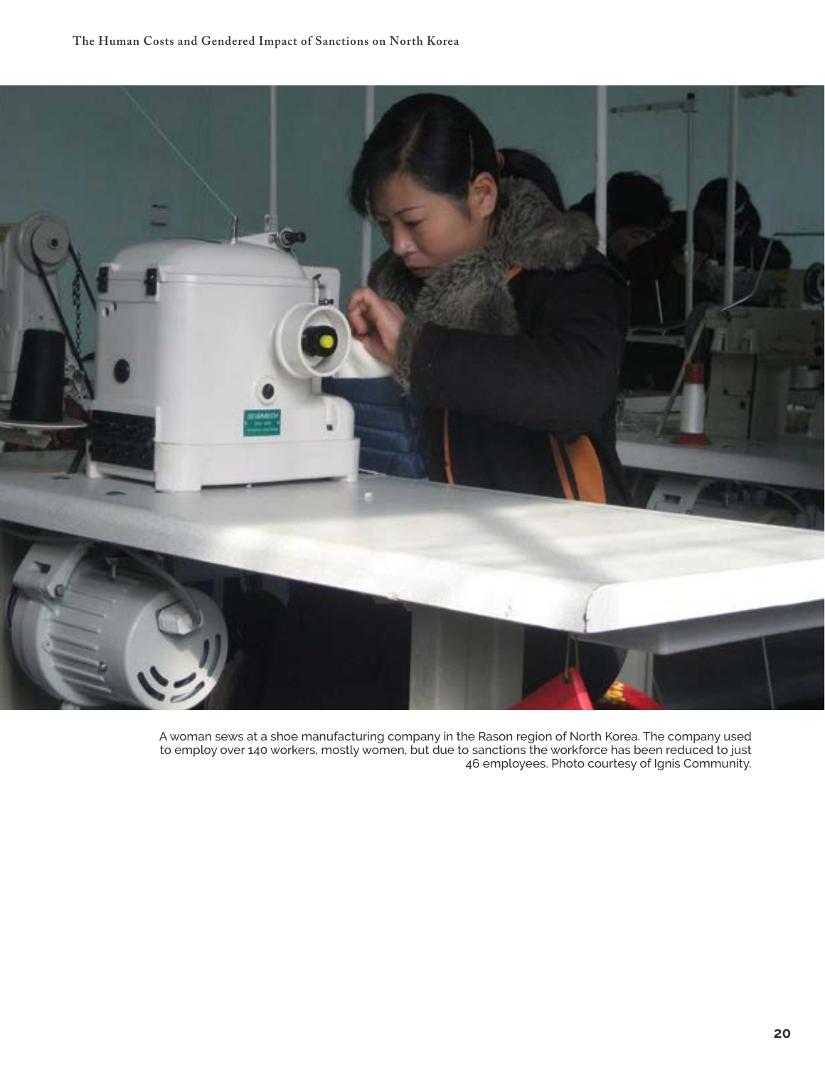A woman sews at a shoe manufacturing company in the Rason region of North Korea. The company used to employ over 140 workers, mostly women, but due to sanctions the workforce has been reduced to just 46 employees. Photo courtesy of Ignis Community.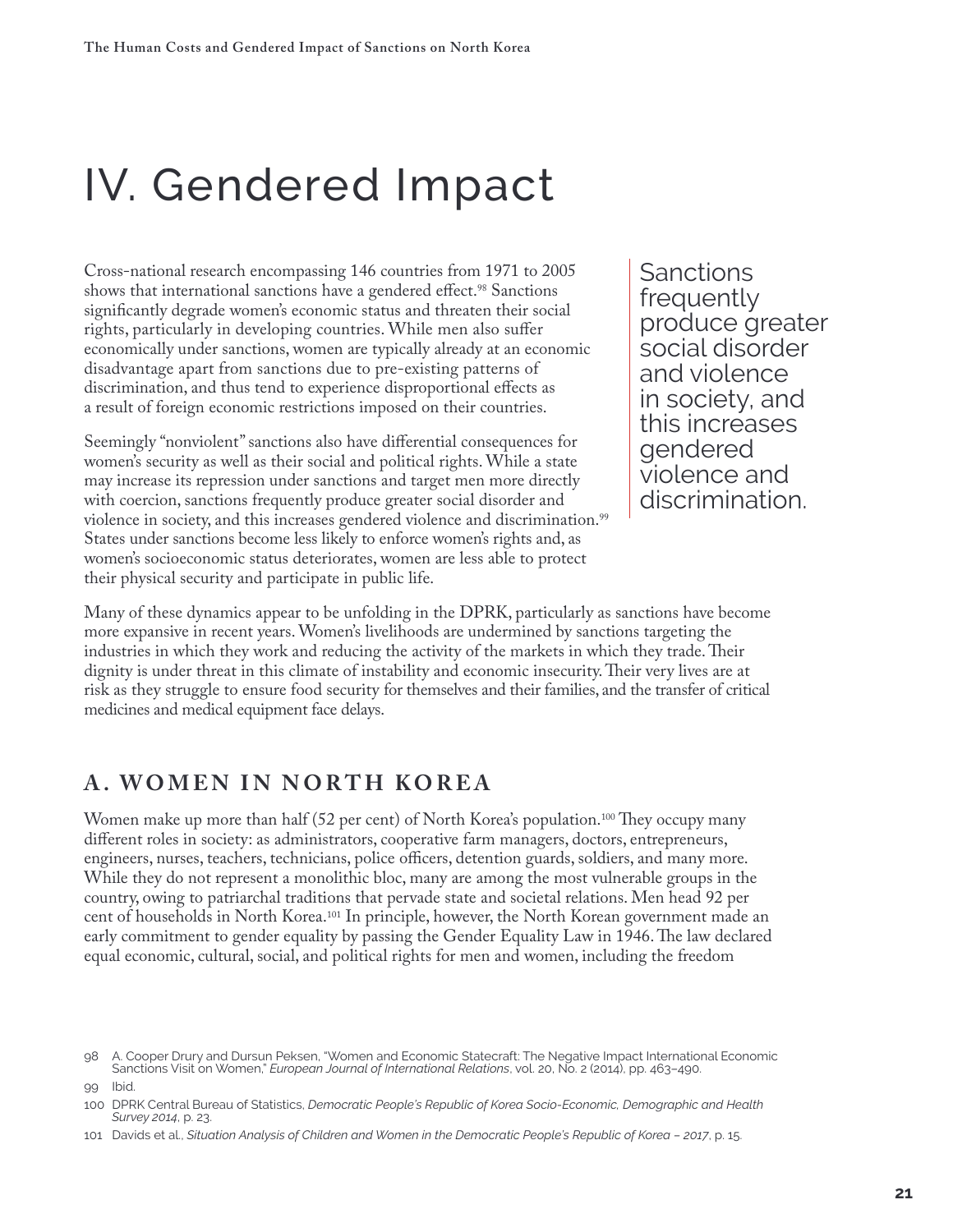# IV. Gendered Impact

Cross-national research encompassing 146 countries from 1971 to 2005 shows that international sanctions have a gendered effect.[98] Sanctions significantly degrade women's economic status and threaten their social rights, particularly in developing countries. While men also suffer economically under sanctions, women are typically already at an economic disadvantage apart from sanctions due to pre-existing patterns of discrimination, and thus tend to experience disproportional effects as a result of foreign economic restrictions imposed on their countries.

Seemingly "nonviolent" sanctions also have differential consequences for women's security as well as their social and political rights. While a state may increase its repression under sanctions and target men more directly with coercion, sanctions frequently produce greater social disorder and violence in society, and this increases gendered violence and discrimination.[99] States under sanctions become less likely to enforce women's rights and, as women's socioeconomic status deteriorates, women are less able to protect their physical security and participate in public life.

> Sanctions frequently produce greater social disorder and violence in society, and this increases gendered violence and discrimination.

Many of these dynamics appear to be unfolding in the DPRK, particularly as sanctions have become more expansive in recent years. Women's livelihoods are undermined by sanctions targeting the industries in which they work and reducing the activity of the markets in which they trade. Their dignity is under threat in this climate of instability and economic insecurity. Their very lives are at risk as they struggle to ensure food security for themselves and their families, and the transfer of critical medicines and medical equipment face delays.

## A. WOMEN IN NORTH KOREA

Women make up more than half (52 per cent) of North Korea's population.[100] They occupy many different roles in society: as administrators, cooperative farm managers, doctors, entrepreneurs, engineers, nurses, teachers, technicians, police officers, detention guards, soldiers, and many more. While they do not represent a monolithic bloc, many are among the most vulnerable groups in the country, owing to patriarchal traditions that pervade state and societal relations. Men head 92 per cent of households in North Korea.[101] In principle, however, the North Korean government made an early commitment to gender equality by passing the Gender Equality Law in 1946. The law declared equal economic, cultural, social, and political rights for men and women, including the freedom

---

98 A. Cooper Drury and Dursun Peksen, "Women and Economic Statecraft: The Negative Impact International Economic Sanctions Visit on Women," *European Journal of International Relations*, vol. 20, No. 2 (2014), pp. 463–490.

99 Ibid.

100 DPRK Central Bureau of Statistics, *Democratic People's Republic of Korea Socio-Economic, Demographic and Health Survey 2014*, p. 23.

101 Davids et al., *Situation Analysis of Children and Women in the Democratic People's Republic of Korea – 2017*, p. 15.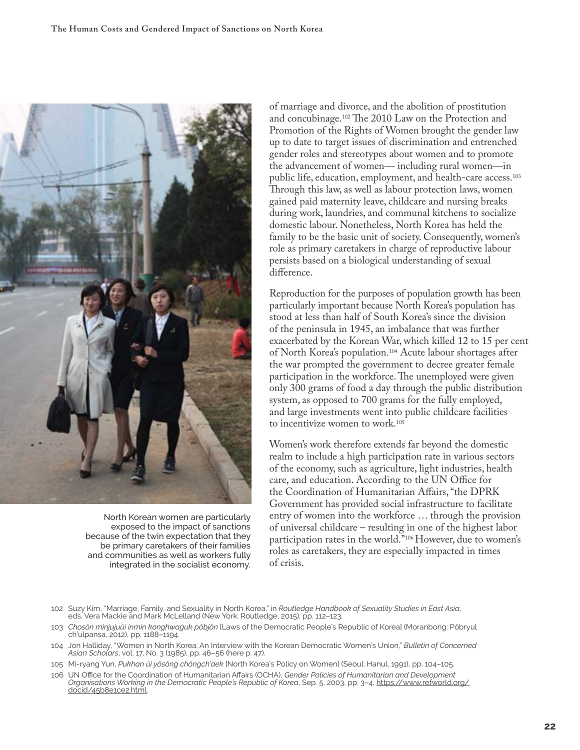North Korean women are particularly exposed to the impact of sanctions because of the twin expectation that they be primary caretakers of their families and communities as well as workers fully integrated in the socialist economy.

of marriage and divorce, and the abolition of prostitution and concubinage.[102] The 2010 Law on the Protection and Promotion of the Rights of Women brought the gender law up to date to target issues of discrimination and entrenched gender roles and stereotypes about women and to promote the advancement of women— including rural women—in public life, education, employment, and health-care access.[103] Through this law, as well as labour protection laws, women gained paid maternity leave, childcare and nursing breaks during work, laundries, and communal kitchens to socialize domestic labour. Nonetheless, North Korea has held the family to be the basic unit of society. Consequently, women's role as primary caretakers in charge of reproductive labour persists based on a biological understanding of sexual difference.

Reproduction for the purposes of population growth has been particularly important because North Korea's population has stood at less than half of South Korea's since the division of the peninsula in 1945, an imbalance that was further exacerbated by the Korean War, which killed 12 to 15 per cent of North Korea's population.[104] Acute labour shortages after the war prompted the government to decree greater female participation in the workforce. The unemployed were given only 300 grams of food a day through the public distribution system, as opposed to 700 grams for the fully employed, and large investments went into public childcare facilities to incentivize women to work.[105]

Women's work therefore extends far beyond the domestic realm to include a high participation rate in various sectors of the economy, such as agriculture, light industries, health care, and education. According to the UN Office for the Coordination of Humanitarian Affairs, "the DPRK Government has provided social infrastructure to facilitate entry of women into the workforce … through the provision of universal childcare – resulting in one of the highest labor participation rates in the world."[106] However, due to women's roles as caretakers, they are especially impacted in times of crisis.

---

102 Suzy Kim, "Marriage, Family, and Sexuality in North Korea," in *Routledge Handbook of Sexuality Studies in East Asia*, eds. Vera Mackie and Mark McLelland (New York: Routledge, 2015), pp. 112–123.

103 *Chosŏn minjujuŭi inmin konghwaguk pŏbjŏn* [Laws of the Democratic People's Republic of Korea] (Moranbong: Pŏbryul ch'ulpansa, 2012), pp. 1188–1194.

104 Jon Halliday, "Women in North Korea: An Interview with the Korean Democratic Women's Union," *Bulletin of Concerned Asian Scholars*, vol. 17, No. 3 (1985), pp. 46–56 (here p. 47).

105 Mi-ryang Yun, *Pukhan ŭi yŏsŏng chŏngch'aek* [North Korea's Policy on Women] (Seoul: Hanul, 1991), pp. 104–105.

106 UN Office for the Coordination of Humanitarian Affairs (OCHA), *Gender Policies of Humanitarian and Development Organisations Working in the Democratic People's Republic of Korea*, Sep. 5, 2003, pp. 3–4, https://www.refworld.org/docid/45b8e1ce2.html.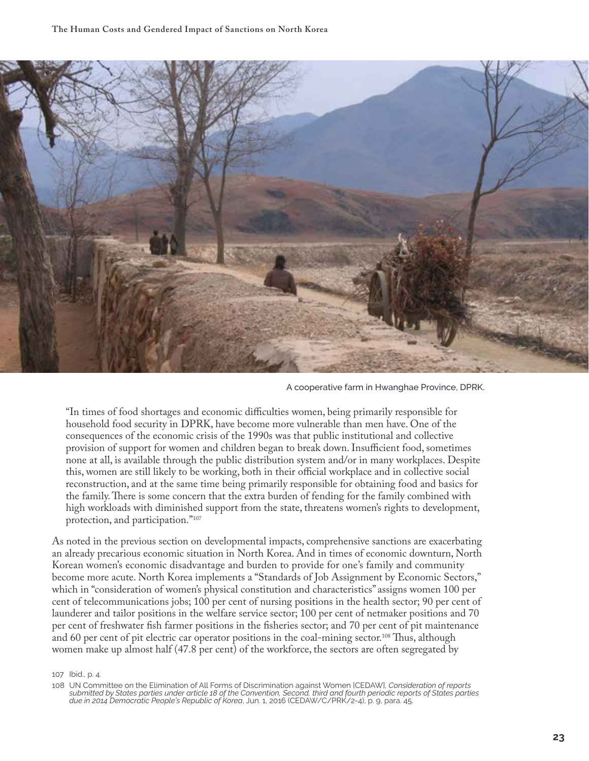A cooperative farm in Hwanghae Province, DPRK.

> "In times of food shortages and economic difficulties women, being primarily responsible for household food security in DPRK, have become more vulnerable than men have. One of the consequences of the economic crisis of the 1990s was that public institutional and collective provision of support for women and children began to break down. Insufficient food, sometimes none at all, is available through the public distribution system and/or in many workplaces. Despite this, women are still likely to be working, both in their official workplace and in collective social reconstruction, and at the same time being primarily responsible for obtaining food and basics for the family. There is some concern that the extra burden of fending for the family combined with high workloads with diminished support from the state, threatens women's rights to development, protection, and participation."[107]

As noted in the previous section on developmental impacts, comprehensive sanctions are exacerbating an already precarious economic situation in North Korea. And in times of economic downturn, North Korean women's economic disadvantage and burden to provide for one's family and community become more acute. North Korea implements a "Standards of Job Assignment by Economic Sectors," which in "consideration of women's physical constitution and characteristics" assigns women 100 per cent of telecommunications jobs; 100 per cent of nursing positions in the health sector; 90 per cent of launderer and tailor positions in the welfare service sector; 100 per cent of netmaker positions and 70 per cent of freshwater fish farmer positions in the fisheries sector; and 70 per cent of pit maintenance and 60 per cent of pit electric car operator positions in the coal-mining sector.[108] Thus, although women make up almost half (47.8 per cent) of the workforce, the sectors are often segregated by

107 Ibid., p. 4.

108 UN Committee on the Elimination of All Forms of Discrimination against Women [CEDAW], *Consideration of reports submitted by States parties under article 18 of the Convention, Second, third and fourth periodic reports of States parties due in 2014 Democratic People's Republic of Korea*, Jun. 1, 2016 (CEDAW/C/PRK/2-4), p. 9, para. 45.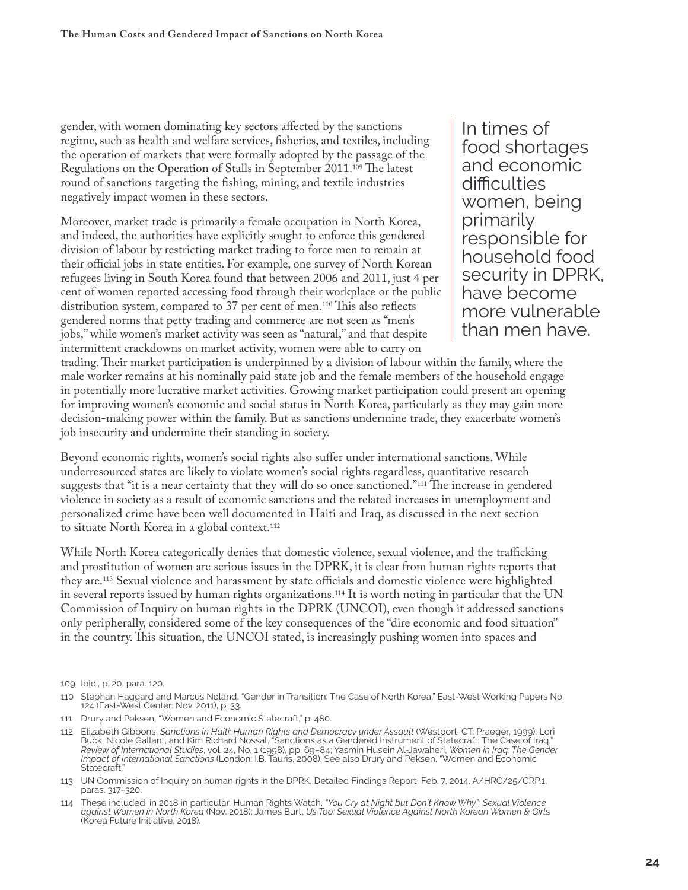gender, with women dominating key sectors affected by the sanctions regime, such as health and welfare services, fisheries, and textiles, including the operation of markets that were formally adopted by the passage of the Regulations on the Operation of Stalls in September 2011.[109] The latest round of sanctions targeting the fishing, mining, and textile industries negatively impact women in these sectors.

> In times of food shortages and economic difficulties women, being primarily responsible for household food security in DPRK, have become more vulnerable than men have.

Moreover, market trade is primarily a female occupation in North Korea, and indeed, the authorities have explicitly sought to enforce this gendered division of labour by restricting market trading to force men to remain at their official jobs in state entities. For example, one survey of North Korean refugees living in South Korea found that between 2006 and 2011, just 4 per cent of women reported accessing food through their workplace or the public distribution system, compared to 37 per cent of men.[110] This also reflects gendered norms that petty trading and commerce are not seen as "men's jobs," while women's market activity was seen as "natural," and that despite intermittent crackdowns on market activity, women were able to carry on trading. Their market participation is underpinned by a division of labour within the family, where the male worker remains at his nominally paid state job and the female members of the household engage in potentially more lucrative market activities. Growing market participation could present an opening for improving women's economic and social status in North Korea, particularly as they may gain more decision-making power within the family. But as sanctions undermine trade, they exacerbate women's job insecurity and undermine their standing in society.

Beyond economic rights, women's social rights also suffer under international sanctions. While underresourced states are likely to violate women's social rights regardless, quantitative research suggests that "it is a near certainty that they will do so once sanctioned."[111] The increase in gendered violence in society as a result of economic sanctions and the related increases in unemployment and personalized crime have been well documented in Haiti and Iraq, as discussed in the next section to situate North Korea in a global context.[112]

While North Korea categorically denies that domestic violence, sexual violence, and the trafficking and prostitution of women are serious issues in the DPRK, it is clear from human rights reports that they are.[113] Sexual violence and harassment by state officials and domestic violence were highlighted in several reports issued by human rights organizations.[114] It is worth noting in particular that the UN Commission of Inquiry on human rights in the DPRK (UNCOI), even though it addressed sanctions only peripherally, considered some of the key consequences of the "dire economic and food situation" in the country. This situation, the UNCOI stated, is increasingly pushing women into spaces and

---

109 Ibid., p. 20, para. 120.

110 Stephan Haggard and Marcus Noland, "Gender in Transition: The Case of North Korea," East-West Working Papers No. 124 (East-West Center: Nov. 2011), p. 33.

111 Drury and Peksen, "Women and Economic Statecraft," p. 480.

112 Elizabeth Gibbons, *Sanctions in Haiti: Human Rights and Democracy under Assault* (Westport, CT: Praeger, 1999); Lori Buck, Nicole Gallant, and Kim Richard Nossal, "Sanctions as a Gendered Instrument of Statecraft: The Case of Iraq," *Review of International Studies*, vol. 24, No. 1 (1998), pp. 69–84; Yasmin Husein Al-Jawaheri, *Women in Iraq: The Gender Impact of International Sanctions* (London: I.B. Tauris, 2008). See also Drury and Peksen, "Women and Economic Statecraft."

113 UN Commission of Inquiry on human rights in the DPRK, Detailed Findings Report, Feb. 7, 2014, A/HRC/25/CRP.1, paras. 317–320.

114 These included, in 2018 in particular, Human Rights Watch, *"You Cry at Night but Don't Know Why": Sexual Violence against Women in North Korea* (Nov. 2018); James Burt, *Us Too: Sexual Violence Against North Korean Women & Girls* (Korea Future Initiative, 2018).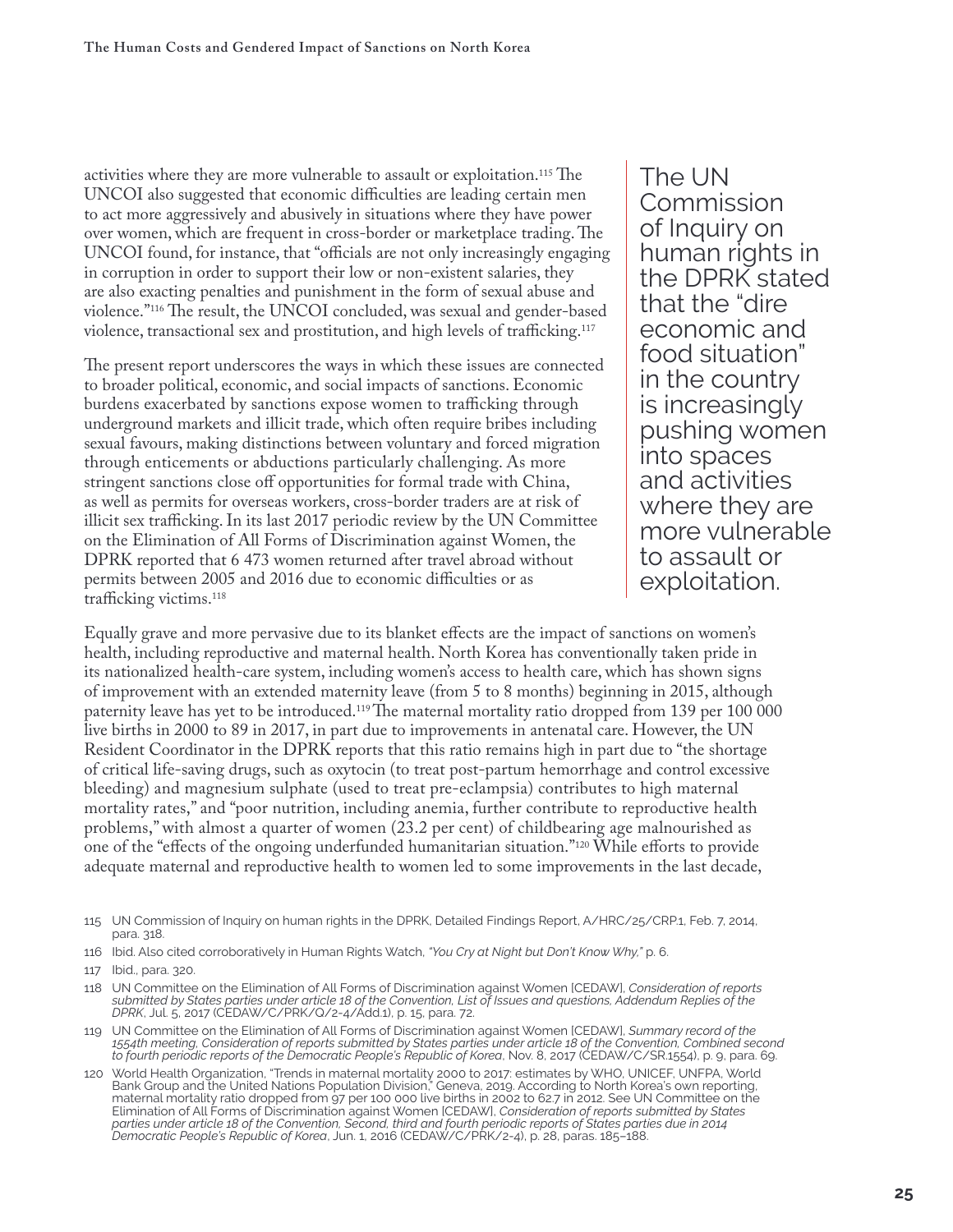activities where they are more vulnerable to assault or exploitation.[115] The UNCOI also suggested that economic difficulties are leading certain men to act more aggressively and abusively in situations where they have power over women, which are frequent in cross-border or marketplace trading. The UNCOI found, for instance, that "officials are not only increasingly engaging in corruption in order to support their low or non-existent salaries, they are also exacting penalties and punishment in the form of sexual abuse and violence."[116] The result, the UNCOI concluded, was sexual and gender-based violence, transactional sex and prostitution, and high levels of trafficking.[117]

The present report underscores the ways in which these issues are connected to broader political, economic, and social impacts of sanctions. Economic burdens exacerbated by sanctions expose women to trafficking through underground markets and illicit trade, which often require bribes including sexual favours, making distinctions between voluntary and forced migration through enticements or abductions particularly challenging. As more stringent sanctions close off opportunities for formal trade with China, as well as permits for overseas workers, cross-border traders are at risk of illicit sex trafficking. In its last 2017 periodic review by the UN Committee on the Elimination of All Forms of Discrimination against Women, the DPRK reported that 6 473 women returned after travel abroad without permits between 2005 and 2016 due to economic difficulties or as trafficking victims.[118]

> The UN Commission of Inquiry on human rights in the DPRK stated that the "dire economic and food situation" in the country is increasingly pushing women into spaces and activities where they are more vulnerable to assault or exploitation.

Equally grave and more pervasive due to its blanket effects are the impact of sanctions on women's health, including reproductive and maternal health. North Korea has conventionally taken pride in its nationalized health-care system, including women's access to health care, which has shown signs of improvement with an extended maternity leave (from 5 to 8 months) beginning in 2015, although paternity leave has yet to be introduced.[119] The maternal mortality ratio dropped from 139 per 100 000 live births in 2000 to 89 in 2017, in part due to improvements in antenatal care. However, the UN Resident Coordinator in the DPRK reports that this ratio remains high in part due to "the shortage of critical life-saving drugs, such as oxytocin (to treat post-partum hemorrhage and control excessive bleeding) and magnesium sulphate (used to treat pre-eclampsia) contributes to high maternal mortality rates," and "poor nutrition, including anemia, further contribute to reproductive health problems," with almost a quarter of women (23.2 per cent) of childbearing age malnourished as one of the "effects of the ongoing underfunded humanitarian situation."[120] While efforts to provide adequate maternal and reproductive health to women led to some improvements in the last decade,

115 UN Commission of Inquiry on human rights in the DPRK, Detailed Findings Report, A/HRC/25/CRP.1, Feb. 7, 2014, para. 318.

116 Ibid. Also cited corroboratively in Human Rights Watch, *"You Cry at Night but Don't Know Why,"* p. 6.

117 Ibid., para. 320.

118 UN Committee on the Elimination of All Forms of Discrimination against Women [CEDAW], *Consideration of reports submitted by States parties under article 18 of the Convention, List of Issues and questions, Addendum Replies of the DPRK*, Jul. 5, 2017 (CEDAW/C/PRK/Q/2-4/Add.1), p. 15, para. 72.

119 UN Committee on the Elimination of All Forms of Discrimination against Women [CEDAW], *Summary record of the 1554th meeting, Consideration of reports submitted by States parties under article 18 of the Convention, Combined second to fourth periodic reports of the Democratic People's Republic of Korea*, Nov. 8, 2017 (CEDAW/C/SR.1554), p. 9, para. 69.

120 World Health Organization, "Trends in maternal mortality 2000 to 2017: estimates by WHO, UNICEF, UNFPA, World Bank Group and the United Nations Population Division," Geneva, 2019. According to North Korea's own reporting, maternal mortality ratio dropped from 97 per 100 000 live births in 2002 to 62.7 in 2012. See UN Committee on the Elimination of All Forms of Discrimination against Women [CEDAW], *Consideration of reports submitted by States parties under article 18 of the Convention, Second, third and fourth periodic reports of States parties due in 2014 Democratic People's Republic of Korea*, Jun. 1, 2016 (CEDAW/C/PRK/2-4), p. 28, paras. 185–188.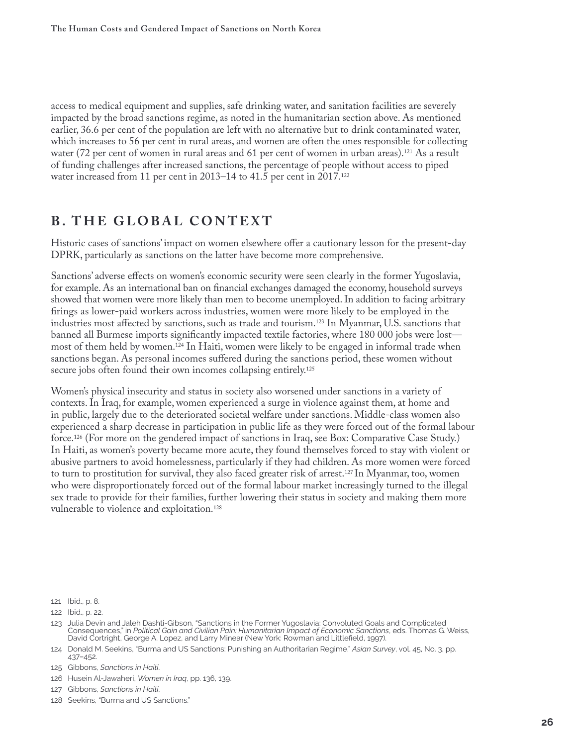access to medical equipment and supplies, safe drinking water, and sanitation facilities are severely impacted by the broad sanctions regime, as noted in the humanitarian section above. As mentioned earlier, 36.6 per cent of the population are left with no alternative but to drink contaminated water, which increases to 56 per cent in rural areas, and women are often the ones responsible for collecting water (72 per cent of women in rural areas and 61 per cent of women in urban areas).[121] As a result of funding challenges after increased sanctions, the percentage of people without access to piped water increased from 11 per cent in 2013–14 to 41.5 per cent in 2017.[122]

## B. THE GLOBAL CONTEXT

Historic cases of sanctions' impact on women elsewhere offer a cautionary lesson for the present-day DPRK, particularly as sanctions on the latter have become more comprehensive.

Sanctions' adverse effects on women's economic security were seen clearly in the former Yugoslavia, for example. As an international ban on financial exchanges damaged the economy, household surveys showed that women were more likely than men to become unemployed. In addition to facing arbitrary firings as lower-paid workers across industries, women were more likely to be employed in the industries most affected by sanctions, such as trade and tourism.[123] In Myanmar, U.S. sanctions that banned all Burmese imports significantly impacted textile factories, where 180 000 jobs were lost—most of them held by women.[124] In Haiti, women were likely to be engaged in informal trade when sanctions began. As personal incomes suffered during the sanctions period, these women without secure jobs often found their own incomes collapsing entirely.[125]

Women's physical insecurity and status in society also worsened under sanctions in a variety of contexts. In Iraq, for example, women experienced a surge in violence against them, at home and in public, largely due to the deteriorated societal welfare under sanctions. Middle-class women also experienced a sharp decrease in participation in public life as they were forced out of the formal labour force.[126] (For more on the gendered impact of sanctions in Iraq, see Box: Comparative Case Study.) In Haiti, as women's poverty became more acute, they found themselves forced to stay with violent or abusive partners to avoid homelessness, particularly if they had children. As more women were forced to turn to prostitution for survival, they also faced greater risk of arrest.[127] In Myanmar, too, women who were disproportionately forced out of the formal labour market increasingly turned to the illegal sex trade to provide for their families, further lowering their status in society and making them more vulnerable to violence and exploitation.[128]

---

121 Ibid., p. 8.

122 Ibid., p. 22.

123 Julia Devin and Jaleh Dashti-Gibson, "Sanctions in the Former Yugoslavia: Convoluted Goals and Complicated Consequences," in *Political Gain and Civilian Pain: Humanitarian Impact of Economic Sanctions*, eds. Thomas G. Weiss, David Cortright, George A. Lopez, and Larry Minear (New York: Rowman and Littlefield, 1997).

124 Donald M. Seekins, "Burma and US Sanctions: Punishing an Authoritarian Regime," *Asian Survey*, vol. 45, No. 3, pp. 437–452.

125 Gibbons, *Sanctions in Haiti*.

126 Husein Al-Jawaheri, *Women in Iraq*, pp. 136, 139.

127 Gibbons, *Sanctions in Haiti*.

128 Seekins, "Burma and US Sanctions."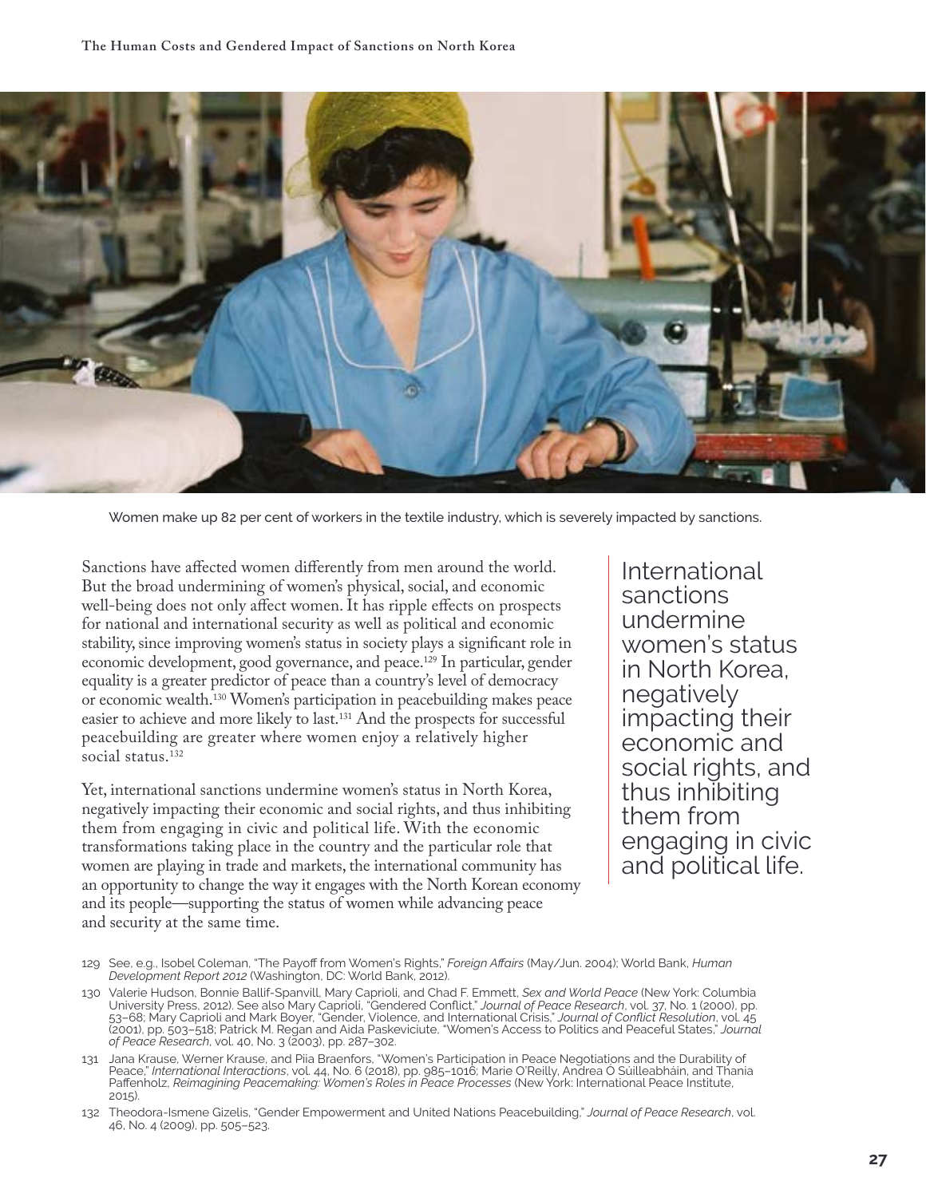Women make up 82 per cent of workers in the textile industry, which is severely impacted by sanctions.

Sanctions have affected women differently from men around the world. But the broad undermining of women's physical, social, and economic well-being does not only affect women. It has ripple effects on prospects for national and international security as well as political and economic stability, since improving women's status in society plays a significant role in economic development, good governance, and peace.[129] In particular, gender equality is a greater predictor of peace than a country's level of democracy or economic wealth.[130] Women's participation in peacebuilding makes peace easier to achieve and more likely to last.[131] And the prospects for successful peacebuilding are greater where women enjoy a relatively higher social status.[132]

Yet, international sanctions undermine women's status in North Korea, negatively impacting their economic and social rights, and thus inhibiting them from engaging in civic and political life. With the economic transformations taking place in the country and the particular role that women are playing in trade and markets, the international community has an opportunity to change the way it engages with the North Korean economy and its people—supporting the status of women while advancing peace and security at the same time.

> International sanctions undermine women's status in North Korea, negatively impacting their economic and social rights, and thus inhibiting them from engaging in civic and political life.

129 See, e.g., Isobel Coleman, "The Payoff from Women's Rights," *Foreign Affairs* (May/Jun. 2004); World Bank, *Human Development Report 2012* (Washington, DC: World Bank, 2012).

130 Valerie Hudson, Bonnie Ballif-Spanvill, Mary Caprioli, and Chad F. Emmett, *Sex and World Peace* (New York: Columbia University Press, 2012). See also Mary Caprioli, "Gendered Conflict," *Journal of Peace Research*, vol. 37, No. 1 (2000), pp. 53–68; Mary Caprioli and Mark Boyer, "Gender, Violence, and International Crisis," *Journal of Conflict Resolution*, vol. 45 (2001), pp. 503–518; Patrick M. Regan and Aida Paskeviciute, "Women's Access to Politics and Peaceful States," *Journal of Peace Research*, vol. 40, No. 3 (2003), pp. 287–302.

131 Jana Krause, Werner Krause, and Piia Braenfors, "Women's Participation in Peace Negotiations and the Durability of Peace," *International Interactions*, vol. 44, No. 6 (2018), pp. 985–1016; Marie O'Reilly, Andrea Ó Súilleabháin, and Thania Paffenholz, *Reimagining Peacemaking: Women's Roles in Peace Processes* (New York: International Peace Institute, 2015).

132 Theodora-Ismene Gizelis, "Gender Empowerment and United Nations Peacebuilding," *Journal of Peace Research*, vol. 46, No. 4 (2009), pp. 505–523.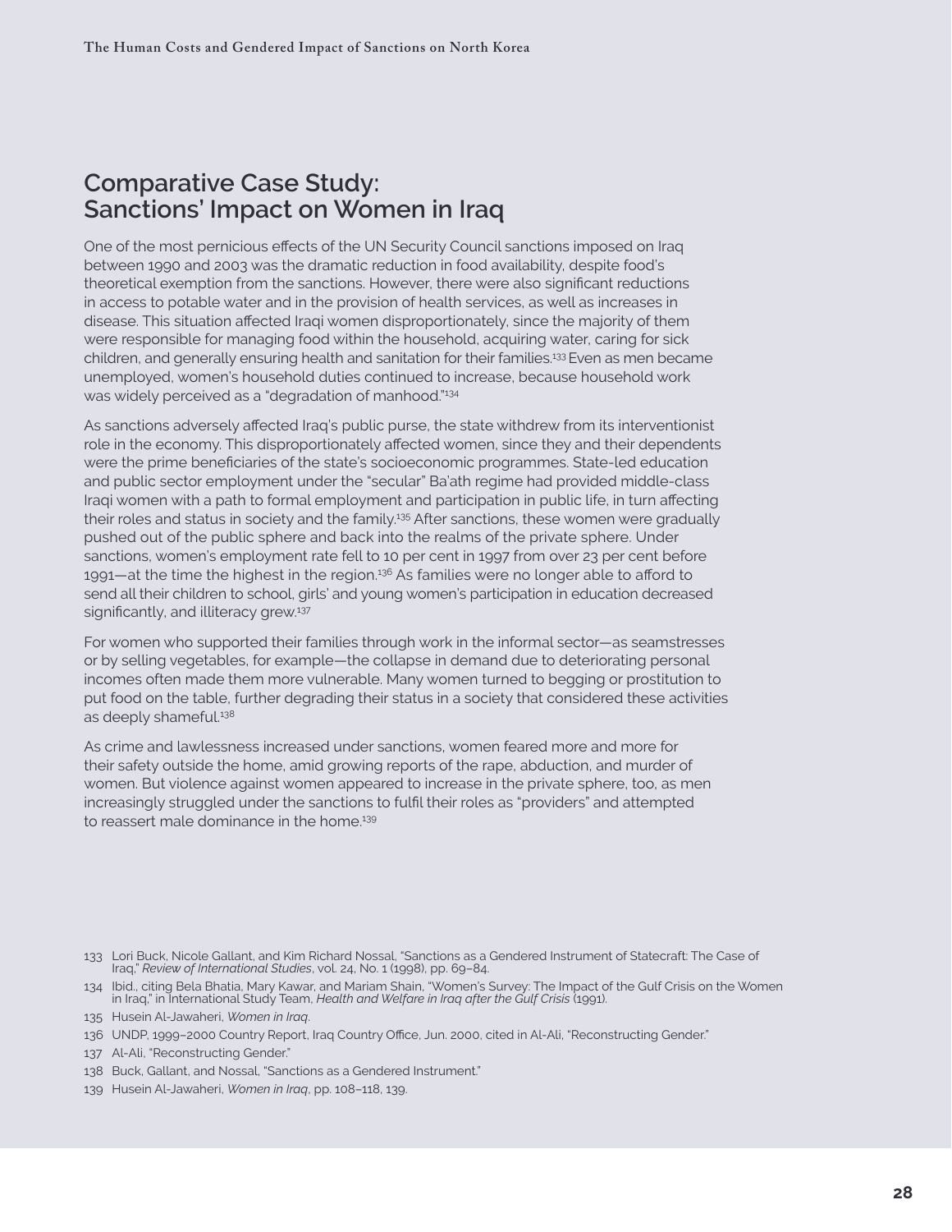## Comparative Case Study: Sanctions' Impact on Women in Iraq

One of the most pernicious effects of the UN Security Council sanctions imposed on Iraq between 1990 and 2003 was the dramatic reduction in food availability, despite food's theoretical exemption from the sanctions. However, there were also significant reductions in access to potable water and in the provision of health services, as well as increases in disease. This situation affected Iraqi women disproportionately, since the majority of them were responsible for managing food within the household, acquiring water, caring for sick children, and generally ensuring health and sanitation for their families.[133] Even as men became unemployed, women's household duties continued to increase, because household work was widely perceived as a "degradation of manhood."[134]

As sanctions adversely affected Iraq's public purse, the state withdrew from its interventionist role in the economy. This disproportionately affected women, since they and their dependents were the prime beneficiaries of the state's socioeconomic programmes. State-led education and public sector employment under the "secular" Ba'ath regime had provided middle-class Iraqi women with a path to formal employment and participation in public life, in turn affecting their roles and status in society and the family.[135] After sanctions, these women were gradually pushed out of the public sphere and back into the realms of the private sphere. Under sanctions, women's employment rate fell to 10 per cent in 1997 from over 23 per cent before 1991—at the time the highest in the region.[136] As families were no longer able to afford to send all their children to school, girls' and young women's participation in education decreased significantly, and illiteracy grew.[137]

For women who supported their families through work in the informal sector—as seamstresses or by selling vegetables, for example—the collapse in demand due to deteriorating personal incomes often made them more vulnerable. Many women turned to begging or prostitution to put food on the table, further degrading their status in a society that considered these activities as deeply shameful.[138]

As crime and lawlessness increased under sanctions, women feared more and more for their safety outside the home, amid growing reports of the rape, abduction, and murder of women. But violence against women appeared to increase in the private sphere, too, as men increasingly struggled under the sanctions to fulfil their roles as "providers" and attempted to reassert male dominance in the home.[139]

---

133 Lori Buck, Nicole Gallant, and Kim Richard Nossal, "Sanctions as a Gendered Instrument of Statecraft: The Case of Iraq," *Review of International Studies*, vol. 24, No. 1 (1998), pp. 69–84.

134 Ibid., citing Bela Bhatia, Mary Kawar, and Mariam Shain, "Women's Survey: The Impact of the Gulf Crisis on the Women in Iraq," in International Study Team, *Health and Welfare in Iraq after the Gulf Crisis* (1991).

135 Husein Al-Jawaheri, *Women in Iraq*.

136 UNDP, 1999–2000 Country Report, Iraq Country Office, Jun. 2000, cited in Al-Ali, "Reconstructing Gender."

137 Al-Ali, "Reconstructing Gender."

138 Buck, Gallant, and Nossal, "Sanctions as a Gendered Instrument."

139 Husein Al-Jawaheri, *Women in Iraq*, pp. 108–118, 139.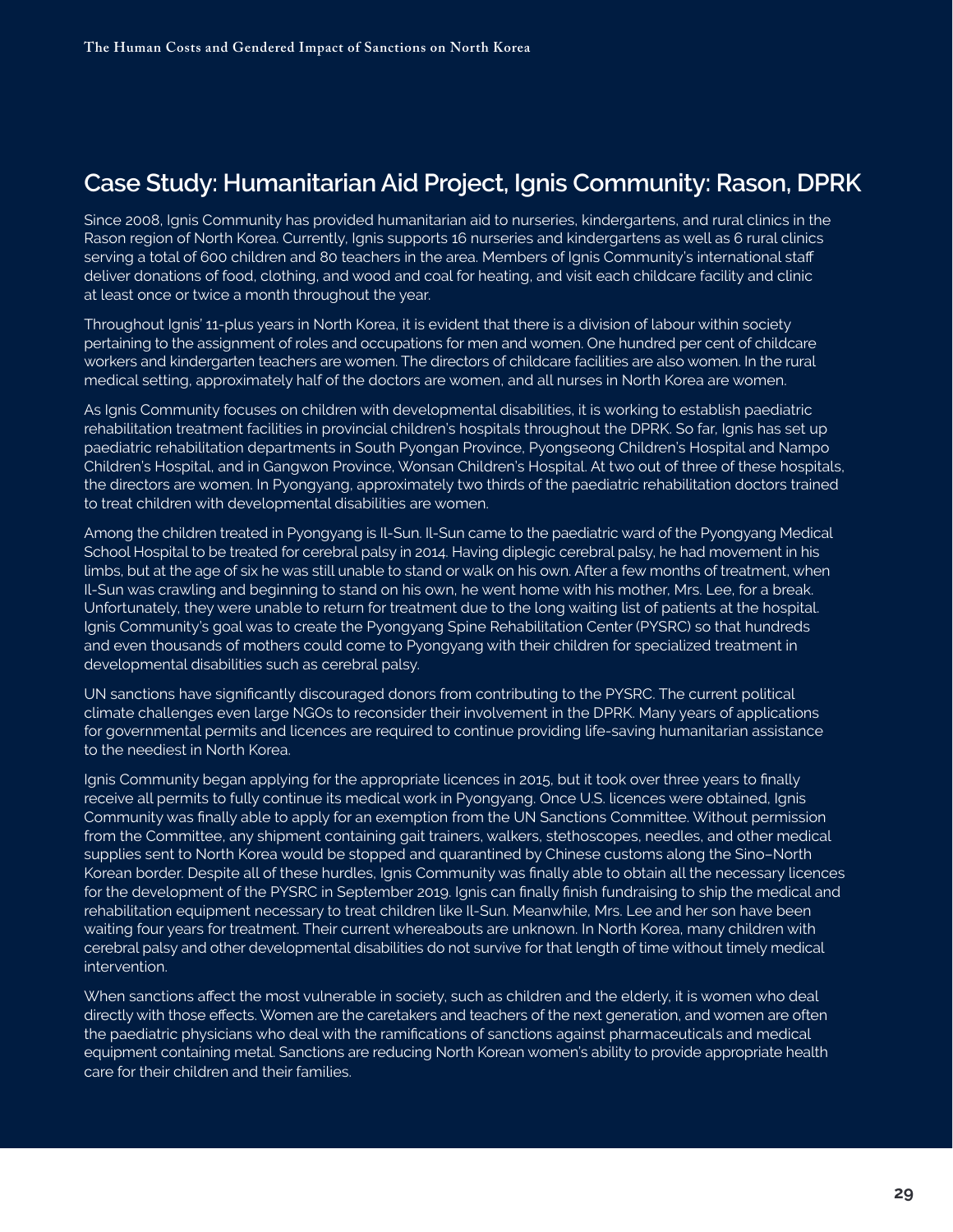## Case Study: Humanitarian Aid Project, Ignis Community: Rason, DPRK

Since 2008, Ignis Community has provided humanitarian aid to nurseries, kindergartens, and rural clinics in the Rason region of North Korea. Currently, Ignis supports 16 nurseries and kindergartens as well as 6 rural clinics serving a total of 600 children and 80 teachers in the area. Members of Ignis Community's international staff deliver donations of food, clothing, and wood and coal for heating, and visit each childcare facility and clinic at least once or twice a month throughout the year.

Throughout Ignis' 11-plus years in North Korea, it is evident that there is a division of labour within society pertaining to the assignment of roles and occupations for men and women. One hundred per cent of childcare workers and kindergarten teachers are women. The directors of childcare facilities are also women. In the rural medical setting, approximately half of the doctors are women, and all nurses in North Korea are women.

As Ignis Community focuses on children with developmental disabilities, it is working to establish paediatric rehabilitation treatment facilities in provincial children's hospitals throughout the DPRK. So far, Ignis has set up paediatric rehabilitation departments in South Pyongan Province, Pyongseong Children's Hospital and Nampo Children's Hospital, and in Gangwon Province, Wonsan Children's Hospital. At two out of three of these hospitals, the directors are women. In Pyongyang, approximately two thirds of the paediatric rehabilitation doctors trained to treat children with developmental disabilities are women.

Among the children treated in Pyongyang is Il-Sun. Il-Sun came to the paediatric ward of the Pyongyang Medical School Hospital to be treated for cerebral palsy in 2014. Having diplegic cerebral palsy, he had movement in his limbs, but at the age of six he was still unable to stand or walk on his own. After a few months of treatment, when Il-Sun was crawling and beginning to stand on his own, he went home with his mother, Mrs. Lee, for a break. Unfortunately, they were unable to return for treatment due to the long waiting list of patients at the hospital. Ignis Community's goal was to create the Pyongyang Spine Rehabilitation Center (PYSRC) so that hundreds and even thousands of mothers could come to Pyongyang with their children for specialized treatment in developmental disabilities such as cerebral palsy.

UN sanctions have significantly discouraged donors from contributing to the PYSRC. The current political climate challenges even large NGOs to reconsider their involvement in the DPRK. Many years of applications for governmental permits and licences are required to continue providing life-saving humanitarian assistance to the neediest in North Korea.

Ignis Community began applying for the appropriate licences in 2015, but it took over three years to finally receive all permits to fully continue its medical work in Pyongyang. Once U.S. licences were obtained, Ignis Community was finally able to apply for an exemption from the UN Sanctions Committee. Without permission from the Committee, any shipment containing gait trainers, walkers, stethoscopes, needles, and other medical supplies sent to North Korea would be stopped and quarantined by Chinese customs along the Sino–North Korean border. Despite all of these hurdles, Ignis Community was finally able to obtain all the necessary licences for the development of the PYSRC in September 2019. Ignis can finally finish fundraising to ship the medical and rehabilitation equipment necessary to treat children like Il-Sun. Meanwhile, Mrs. Lee and her son have been waiting four years for treatment. Their current whereabouts are unknown. In North Korea, many children with cerebral palsy and other developmental disabilities do not survive for that length of time without timely medical intervention.

When sanctions affect the most vulnerable in society, such as children and the elderly, it is women who deal directly with those effects. Women are the caretakers and teachers of the next generation, and women are often the paediatric physicians who deal with the ramifications of sanctions against pharmaceuticals and medical equipment containing metal. Sanctions are reducing North Korean women's ability to provide appropriate health care for their children and their families.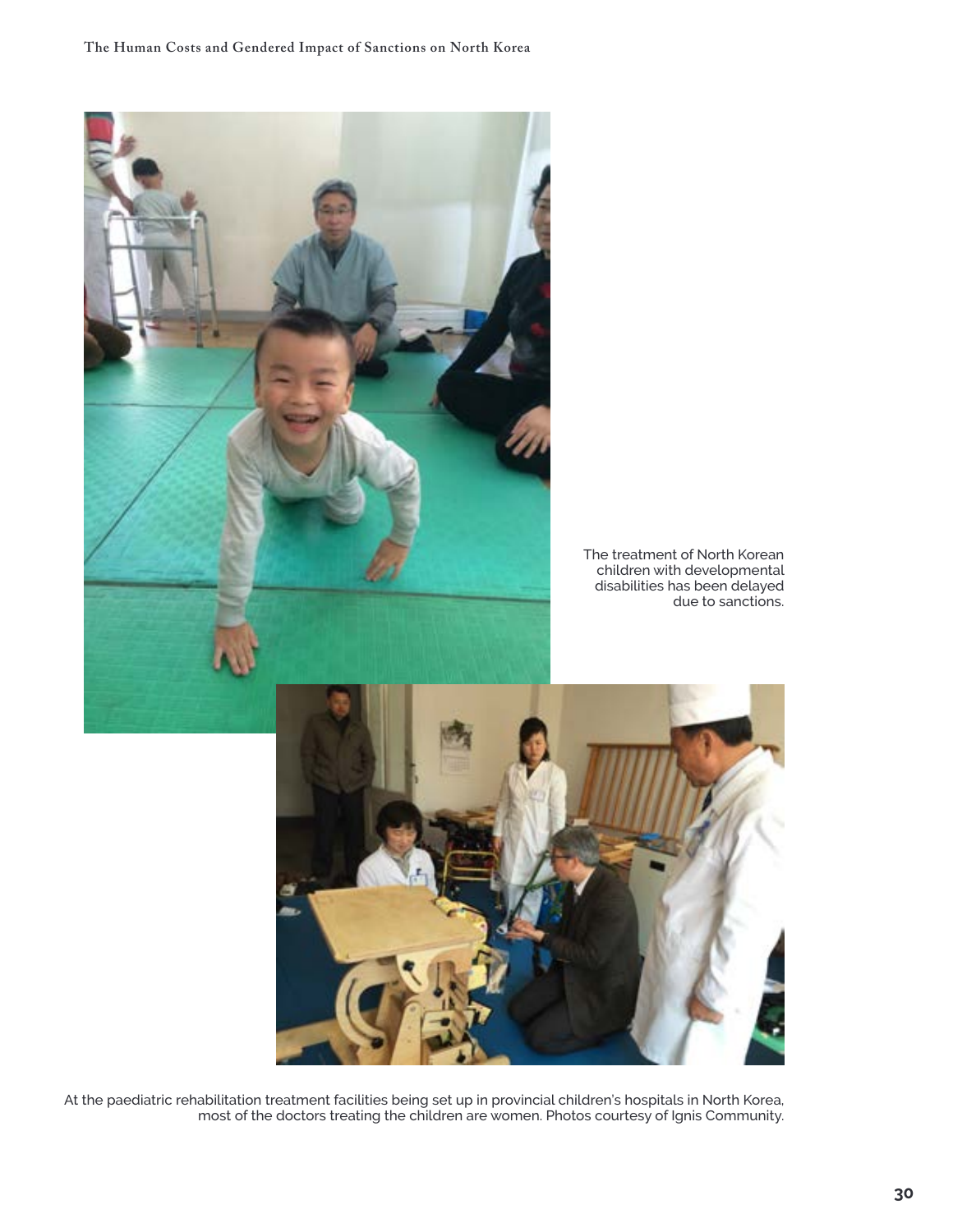The treatment of North Korean children with developmental disabilities has been delayed due to sanctions.

At the paediatric rehabilitation treatment facilities being set up in provincial children's hospitals in North Korea, most of the doctors treating the children are women. Photos courtesy of Ignis Community.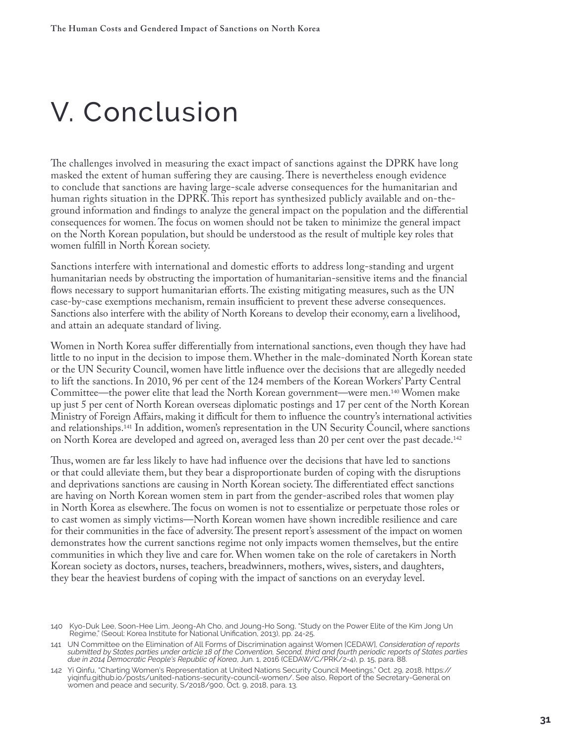# V. Conclusion

The challenges involved in measuring the exact impact of sanctions against the DPRK have long masked the extent of human suffering they are causing. There is nevertheless enough evidence to conclude that sanctions are having large-scale adverse consequences for the humanitarian and human rights situation in the DPRK. This report has synthesized publicly available and on-the-ground information and findings to analyze the general impact on the population and the differential consequences for women. The focus on women should not be taken to minimize the general impact on the North Korean population, but should be understood as the result of multiple key roles that women fulfill in North Korean society.

Sanctions interfere with international and domestic efforts to address long-standing and urgent humanitarian needs by obstructing the importation of humanitarian-sensitive items and the financial flows necessary to support humanitarian efforts. The existing mitigating measures, such as the UN case-by-case exemptions mechanism, remain insufficient to prevent these adverse consequences. Sanctions also interfere with the ability of North Koreans to develop their economy, earn a livelihood, and attain an adequate standard of living.

Women in North Korea suffer differentially from international sanctions, even though they have had little to no input in the decision to impose them. Whether in the male-dominated North Korean state or the UN Security Council, women have little influence over the decisions that are allegedly needed to lift the sanctions. In 2010, 96 per cent of the 124 members of the Korean Workers' Party Central Committee—the power elite that lead the North Korean government—were men.[140] Women make up just 5 per cent of North Korean overseas diplomatic postings and 17 per cent of the North Korean Ministry of Foreign Affairs, making it difficult for them to influence the country's international activities and relationships.[141] In addition, women's representation in the UN Security Council, where sanctions on North Korea are developed and agreed on, averaged less than 20 per cent over the past decade.[142]

Thus, women are far less likely to have had influence over the decisions that have led to sanctions or that could alleviate them, but they bear a disproportionate burden of coping with the disruptions and deprivations sanctions are causing in North Korean society. The differentiated effect sanctions are having on North Korean women stem in part from the gender-ascribed roles that women play in North Korea as elsewhere. The focus on women is not to essentialize or perpetuate those roles or to cast women as simply victims—North Korean women have shown incredible resilience and care for their communities in the face of adversity. The present report's assessment of the impact on women demonstrates how the current sanctions regime not only impacts women themselves, but the entire communities in which they live and care for. When women take on the role of caretakers in North Korean society as doctors, nurses, teachers, breadwinners, mothers, wives, sisters, and daughters, they bear the heaviest burdens of coping with the impact of sanctions on an everyday level.

140 Kyo-Duk Lee, Soon-Hee Lim, Jeong-Ah Cho, and Joung-Ho Song, "Study on the Power Elite of the Kim Jong Un Regime," (Seoul: Korea Institute for National Unification, 2013), pp. 24-25.

141 UN Committee on the Elimination of All Forms of Discrimination against Women [CEDAW], *Consideration of reports submitted by States parties under article 18 of the Convention, Second, third and fourth periodic reports of States parties due in 2014 Democratic People's Republic of Korea*, Jun. 1, 2016 (CEDAW/C/PRK/2-4), p. 15, para. 88.

142 Yi Qinfu, "Charting Women's Representation at United Nations Security Council Meetings," Oct. 29, 2018, https://yiqinfu.github.io/posts/united-nations-security-council-women/. See also, Report of the Secretary-General on women and peace and security, S/2018/900, Oct. 9, 2018, para. 13.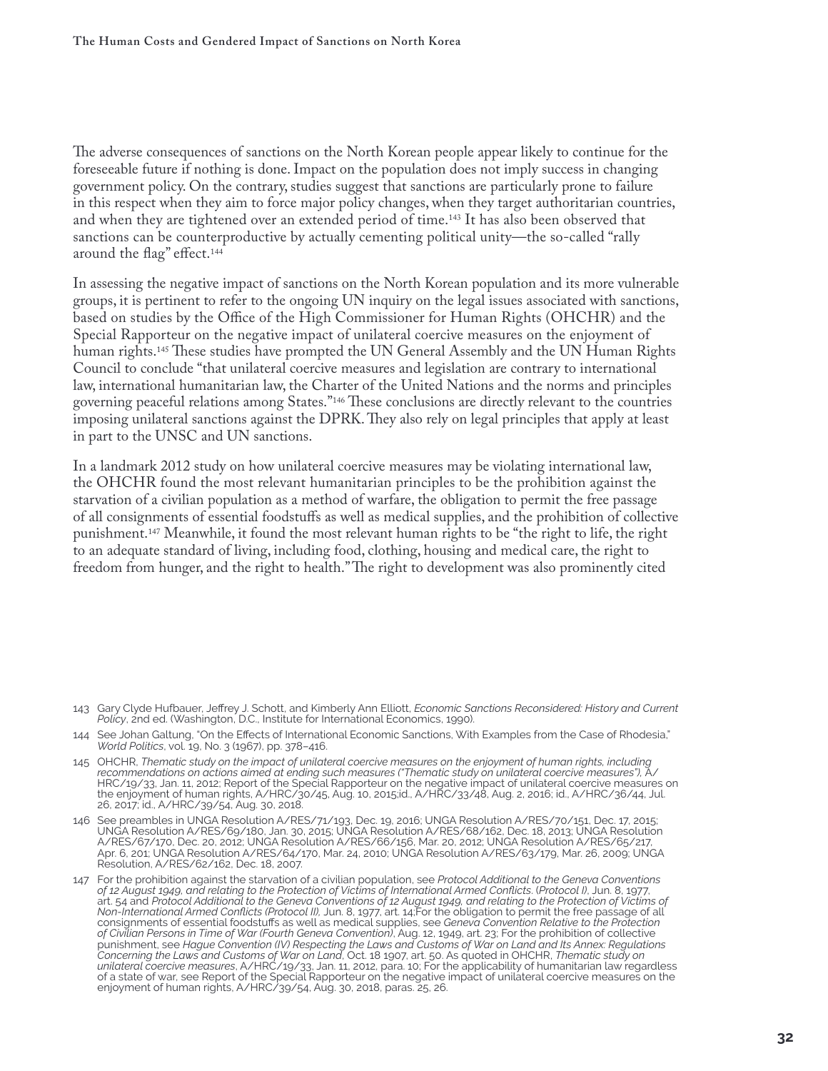The adverse consequences of sanctions on the North Korean people appear likely to continue for the foreseeable future if nothing is done. Impact on the population does not imply success in changing government policy. On the contrary, studies suggest that sanctions are particularly prone to failure in this respect when they aim to force major policy changes, when they target authoritarian countries, and when they are tightened over an extended period of time.[143] It has also been observed that sanctions can be counterproductive by actually cementing political unity—the so-called "rally around the flag" effect.[144]

In assessing the negative impact of sanctions on the North Korean population and its more vulnerable groups, it is pertinent to refer to the ongoing UN inquiry on the legal issues associated with sanctions, based on studies by the Office of the High Commissioner for Human Rights (OHCHR) and the Special Rapporteur on the negative impact of unilateral coercive measures on the enjoyment of human rights.[145] These studies have prompted the UN General Assembly and the UN Human Rights Council to conclude "that unilateral coercive measures and legislation are contrary to international law, international humanitarian law, the Charter of the United Nations and the norms and principles governing peaceful relations among States."[146] These conclusions are directly relevant to the countries imposing unilateral sanctions against the DPRK. They also rely on legal principles that apply at least in part to the UNSC and UN sanctions.

In a landmark 2012 study on how unilateral coercive measures may be violating international law, the OHCHR found the most relevant humanitarian principles to be the prohibition against the starvation of a civilian population as a method of warfare, the obligation to permit the free passage of all consignments of essential foodstuffs as well as medical supplies, and the prohibition of collective punishment.[147] Meanwhile, it found the most relevant human rights to be "the right to life, the right to an adequate standard of living, including food, clothing, housing and medical care, the right to freedom from hunger, and the right to health." The right to development was also prominently cited

143 Gary Clyde Hufbauer, Jeffrey J. Schott, and Kimberly Ann Elliott, *Economic Sanctions Reconsidered: History and Current Policy*, 2nd ed. (Washington, D.C., Institute for International Economics, 1990).

144 See Johan Galtung, "On the Effects of International Economic Sanctions, With Examples from the Case of Rhodesia," *World Politics*, vol. 19, No. 3 (1967), pp. 378–416.

145 OHCHR, *Thematic study on the impact of unilateral coercive measures on the enjoyment of human rights, including recommendations on actions aimed at ending such measures ("Thematic study on unilateral coercive measures")*, A/HRC/19/33, Jan. 11, 2012; Report of the Special Rapporteur on the negative impact of unilateral coercive measures on the enjoyment of human rights, A/HRC/30/45, Aug. 10, 2015;id., A/HRC/33/48, Aug. 2, 2016; id., A/HRC/36/44, Jul. 26, 2017; id., A/HRC/39/54, Aug. 30, 2018.

146 See preambles in UNGA Resolution A/RES/71/193, Dec. 19, 2016; UNGA Resolution A/RES/70/151, Dec. 17, 2015; UNGA Resolution A/RES/69/180, Jan. 30, 2015; UNGA Resolution A/RES/68/162, Dec. 18, 2013; UNGA Resolution A/RES/67/170, Dec. 20, 2012; UNGA Resolution A/RES/66/156, Mar. 20, 2012; UNGA Resolution A/RES/65/217, Apr. 6, 201; UNGA Resolution A/RES/64/170, Mar. 24, 2010; UNGA Resolution A/RES/63/179, Mar. 26, 2009; UNGA Resolution, A/RES/62/162, Dec. 18, 2007.

147 For the prohibition against the starvation of a civilian population, see *Protocol Additional to the Geneva Conventions of 12 August 1949, and relating to the Protection of Victims of International Armed Conflicts. (Protocol I)*, Jun. 8, 1977, art. 54 and *Protocol Additional to the Geneva Conventions of 12 August 1949, and relating to the Protection of Victims of Non-International Armed Conflicts (Protocol II),* Jun. 8, 1977, art. 14;For the obligation to permit the free passage of all consignments of essential foodstuffs as well as medical supplies, see *Geneva Convention Relative to the Protection of Civilian Persons in Time of War (Fourth Geneva Convention)*, Aug. 12, 1949, art. 23; For the prohibition of collective punishment, see *Hague Convention (IV) Respecting the Laws and Customs of War on Land and Its Annex: Regulations Concerning the Laws and Customs of War on Land*, Oct. 18 1907, art. 50. As quoted in OHCHR, *Thematic study on unilateral coercive measures*, A/HRC/19/33, Jan. 11, 2012, para. 10; For the applicability of humanitarian law regardless of a state of war, see Report of the Special Rapporteur on the negative impact of unilateral coercive measures on the enjoyment of human rights, A/HRC/39/54, Aug. 30, 2018, paras. 25, 26.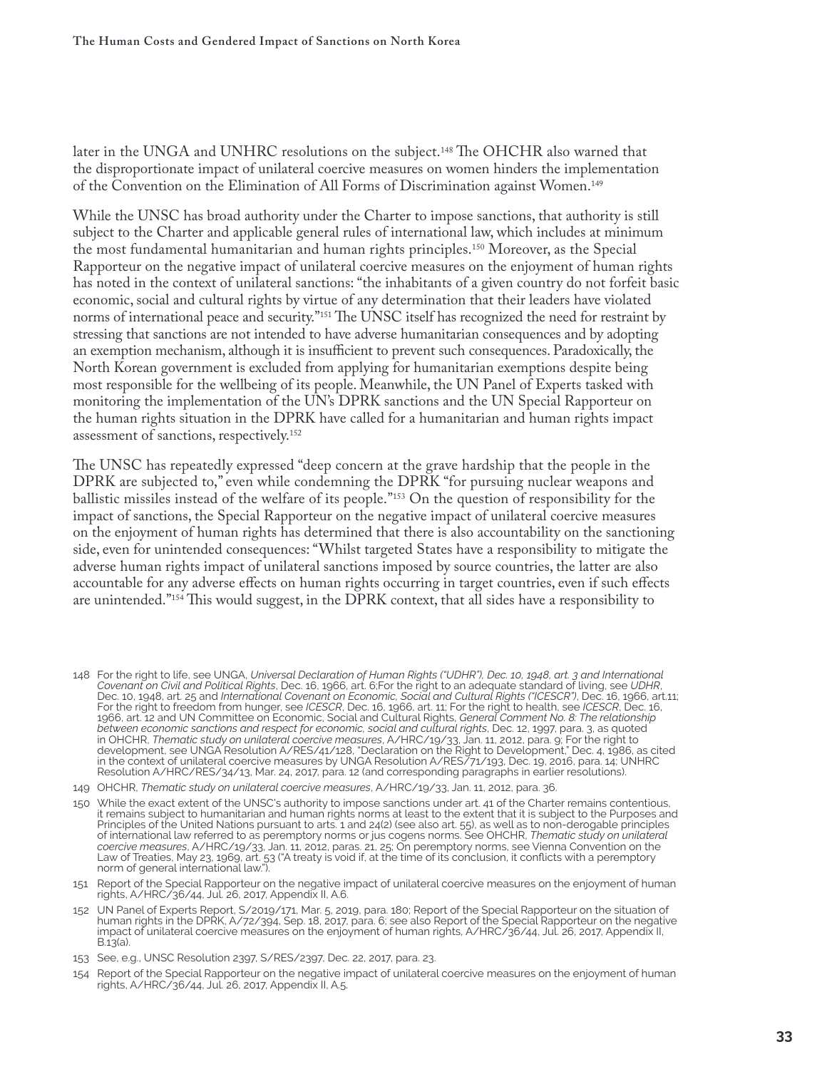later in the UNGA and UNHRC resolutions on the subject.[148] The OHCHR also warned that the disproportionate impact of unilateral coercive measures on women hinders the implementation of the Convention on the Elimination of All Forms of Discrimination against Women.[149]

While the UNSC has broad authority under the Charter to impose sanctions, that authority is still subject to the Charter and applicable general rules of international law, which includes at minimum the most fundamental humanitarian and human rights principles.[150] Moreover, as the Special Rapporteur on the negative impact of unilateral coercive measures on the enjoyment of human rights has noted in the context of unilateral sanctions: "the inhabitants of a given country do not forfeit basic economic, social and cultural rights by virtue of any determination that their leaders have violated norms of international peace and security."[151] The UNSC itself has recognized the need for restraint by stressing that sanctions are not intended to have adverse humanitarian consequences and by adopting an exemption mechanism, although it is insufficient to prevent such consequences. Paradoxically, the North Korean government is excluded from applying for humanitarian exemptions despite being most responsible for the wellbeing of its people. Meanwhile, the UN Panel of Experts tasked with monitoring the implementation of the UN's DPRK sanctions and the UN Special Rapporteur on the human rights situation in the DPRK have called for a humanitarian and human rights impact assessment of sanctions, respectively.[152]

The UNSC has repeatedly expressed "deep concern at the grave hardship that the people in the DPRK are subjected to," even while condemning the DPRK "for pursuing nuclear weapons and ballistic missiles instead of the welfare of its people."[153] On the question of responsibility for the impact of sanctions, the Special Rapporteur on the negative impact of unilateral coercive measures on the enjoyment of human rights has determined that there is also accountability on the sanctioning side, even for unintended consequences: "Whilst targeted States have a responsibility to mitigate the adverse human rights impact of unilateral sanctions imposed by source countries, the latter are also accountable for any adverse effects on human rights occurring in target countries, even if such effects are unintended."[154] This would suggest, in the DPRK context, that all sides have a responsibility to

148 For the right to life, see UNGA, *Universal Declaration of Human Rights ("UDHR"), Dec. 10, 1948, art. 3 and International Covenant on Civil and Political Rights*, Dec. 16, 1966, art. 6;For the right to an adequate standard of living, see *UDHR*, Dec. 10, 1948, art. 25 and *International Covenant on Economic, Social and Cultural Rights ("ICESCR")*, Dec. 16, 1966, art.11; For the right to freedom from hunger, see *ICESCR*, Dec. 16, 1966, art. 11; For the right to health, see *ICESCR*, Dec. 16, 1966, art. 12 and UN Committee on Economic, Social and Cultural Rights, *General Comment No. 8: The relationship between economic sanctions and respect for economic, social and cultural rights*, Dec. 12, 1997, para. 3, as quoted in OHCHR, *Thematic study on unilateral coercive measures*, A/HRC/19/33, Jan. 11, 2012, para. 9; For the right to development, see UNGA Resolution A/RES/41/128, "Declaration on the Right to Development," Dec. 4, 1986, as cited in the context of unilateral coercive measures by UNGA Resolution A/RES/71/193, Dec. 19, 2016, para. 14; UNHRC Resolution A/HRC/RES/34/13, Mar. 24, 2017, para. 12 (and corresponding paragraphs in earlier resolutions).

149 OHCHR, *Thematic study on unilateral coercive measures*, A/HRC/19/33, Jan. 11, 2012, para. 36.

150 While the exact extent of the UNSC's authority to impose sanctions under art. 41 of the Charter remains contentious, it remains subject to humanitarian and human rights norms at least to the extent that it is subject to the Purposes and Principles of the United Nations pursuant to arts. 1 and 24(2) (see also art. 55), as well as to non-derogable principles of international law referred to as peremptory norms or jus cogens norms. See OHCHR, *Thematic study on unilateral coercive measures*, A/HRC/19/33, Jan. 11, 2012, paras. 21, 25; On peremptory norms, see Vienna Convention on the Law of Treaties, May 23, 1969, art. 53 ("A treaty is void if, at the time of its conclusion, it conflicts with a peremptory norm of general international law.").

151 Report of the Special Rapporteur on the negative impact of unilateral coercive measures on the enjoyment of human rights, A/HRC/36/44, Jul. 26, 2017, Appendix II, A.6.

152 UN Panel of Experts Report, S/2019/171, Mar. 5, 2019, para. 180; Report of the Special Rapporteur on the situation of human rights in the DPRK, A/72/394, Sep. 18, 2017, para. 6; see also Report of the Special Rapporteur on the negative impact of unilateral coercive measures on the enjoyment of human rights, A/HRC/36/44, Jul. 26, 2017, Appendix II, B.13(a).

153 See, e.g., UNSC Resolution 2397, S/RES/2397, Dec. 22, 2017, para. 23.

154 Report of the Special Rapporteur on the negative impact of unilateral coercive measures on the enjoyment of human rights, A/HRC/36/44, Jul. 26, 2017, Appendix II, A.5.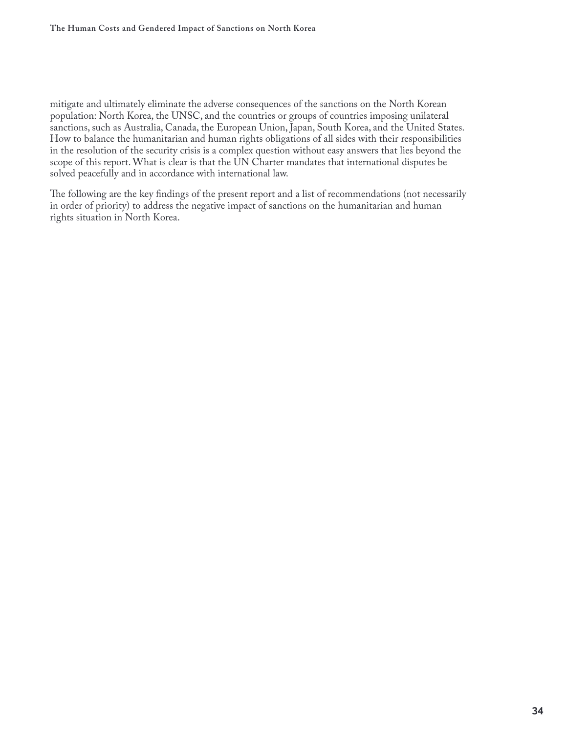mitigate and ultimately eliminate the adverse consequences of the sanctions on the North Korean population: North Korea, the UNSC, and the countries or groups of countries imposing unilateral sanctions, such as Australia, Canada, the European Union, Japan, South Korea, and the United States. How to balance the humanitarian and human rights obligations of all sides with their responsibilities in the resolution of the security crisis is a complex question without easy answers that lies beyond the scope of this report. What is clear is that the UN Charter mandates that international disputes be solved peacefully and in accordance with international law.

The following are the key findings of the present report and a list of recommendations (not necessarily in order of priority) to address the negative impact of sanctions on the humanitarian and human rights situation in North Korea.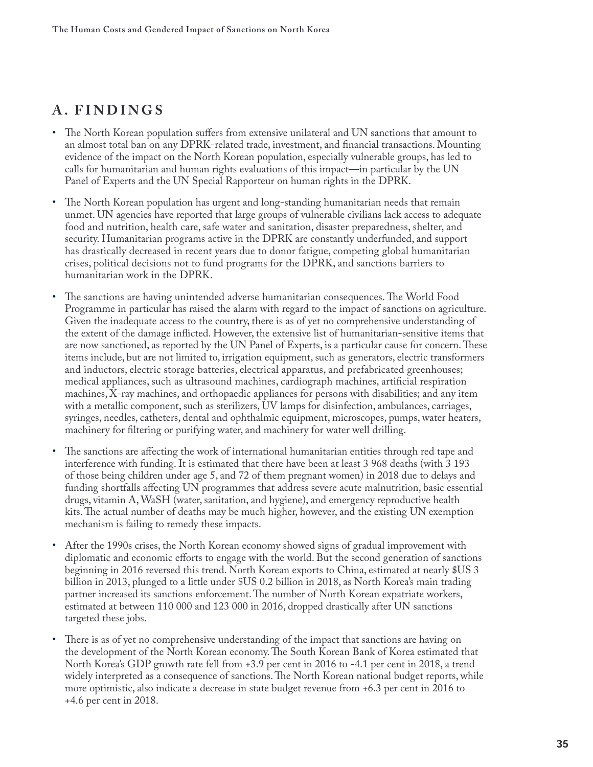## A. FINDINGS

- The North Korean population suffers from extensive unilateral and UN sanctions that amount to an almost total ban on any DPRK-related trade, investment, and financial transactions. Mounting evidence of the impact on the North Korean population, especially vulnerable groups, has led to calls for humanitarian and human rights evaluations of this impact—in particular by the UN Panel of Experts and the UN Special Rapporteur on human rights in the DPRK.
- The North Korean population has urgent and long-standing humanitarian needs that remain unmet. UN agencies have reported that large groups of vulnerable civilians lack access to adequate food and nutrition, health care, safe water and sanitation, disaster preparedness, shelter, and security. Humanitarian programs active in the DPRK are constantly underfunded, and support has drastically decreased in recent years due to donor fatigue, competing global humanitarian crises, political decisions not to fund programs for the DPRK, and sanctions barriers to humanitarian work in the DPRK.
- The sanctions are having unintended adverse humanitarian consequences. The World Food Programme in particular has raised the alarm with regard to the impact of sanctions on agriculture. Given the inadequate access to the country, there is as of yet no comprehensive understanding of the extent of the damage inflicted. However, the extensive list of humanitarian-sensitive items that are now sanctioned, as reported by the UN Panel of Experts, is a particular cause for concern. These items include, but are not limited to, irrigation equipment, such as generators, electric transformers and inductors, electric storage batteries, electrical apparatus, and prefabricated greenhouses; medical appliances, such as ultrasound machines, cardiograph machines, artificial respiration machines, X-ray machines, and orthopaedic appliances for persons with disabilities; and any item with a metallic component, such as sterilizers, UV lamps for disinfection, ambulances, carriages, syringes, needles, catheters, dental and ophthalmic equipment, microscopes, pumps, water heaters, machinery for filtering or purifying water, and machinery for water well drilling.
- The sanctions are affecting the work of international humanitarian entities through red tape and interference with funding. It is estimated that there have been at least 3 968 deaths (with 3 193 of those being children under age 5, and 72 of them pregnant women) in 2018 due to delays and funding shortfalls affecting UN programmes that address severe acute malnutrition, basic essential drugs, vitamin A, WaSH (water, sanitation, and hygiene), and emergency reproductive health kits. The actual number of deaths may be much higher, however, and the existing UN exemption mechanism is failing to remedy these impacts.
- After the 1990s crises, the North Korean economy showed signs of gradual improvement with diplomatic and economic efforts to engage with the world. But the second generation of sanctions beginning in 2016 reversed this trend. North Korean exports to China, estimated at nearly $US 3 billion in 2013, plunged to a little under $US 0.2 billion in 2018, as North Korea's main trading partner increased its sanctions enforcement. The number of North Korean expatriate workers, estimated at between 110 000 and 123 000 in 2016, dropped drastically after UN sanctions targeted these jobs.
- There is as of yet no comprehensive understanding of the impact that sanctions are having on the development of the North Korean economy. The South Korean Bank of Korea estimated that North Korea's GDP growth rate fell from +3.9 per cent in 2016 to -4.1 per cent in 2018, a trend widely interpreted as a consequence of sanctions. The North Korean national budget reports, while more optimistic, also indicate a decrease in state budget revenue from +6.3 per cent in 2016 to +4.6 per cent in 2018.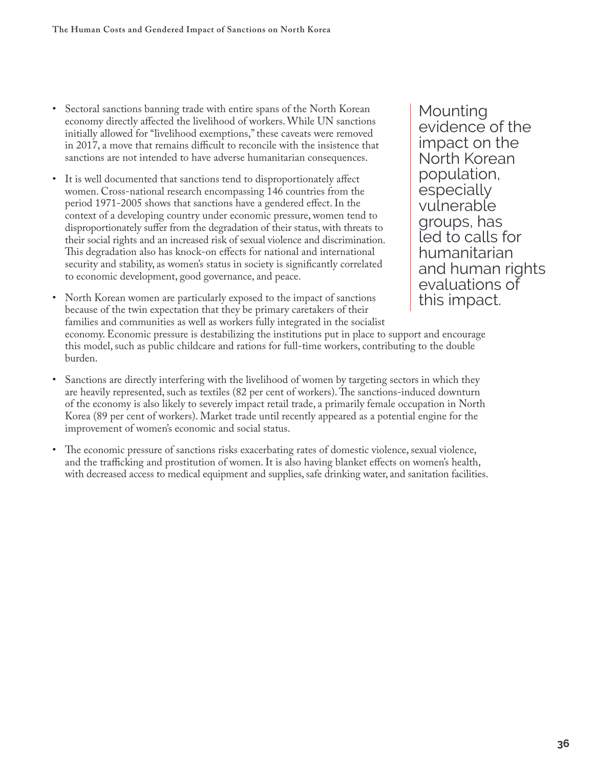- Sectoral sanctions banning trade with entire spans of the North Korean economy directly affected the livelihood of workers. While UN sanctions initially allowed for "livelihood exemptions," these caveats were removed in 2017, a move that remains difficult to reconcile with the insistence that sanctions are not intended to have adverse humanitarian consequences.

- It is well documented that sanctions tend to disproportionately affect women. Cross-national research encompassing 146 countries from the period 1971-2005 shows that sanctions have a gendered effect. In the context of a developing country under economic pressure, women tend to disproportionately suffer from the degradation of their status, with threats to their social rights and an increased risk of sexual violence and discrimination. This degradation also has knock-on effects for national and international security and stability, as women's status in society is significantly correlated to economic development, good governance, and peace.

- North Korean women are particularly exposed to the impact of sanctions because of the twin expectation that they be primary caretakers of their families and communities as well as workers fully integrated in the socialist economy. Economic pressure is destabilizing the institutions put in place to support and encourage this model, such as public childcare and rations for full-time workers, contributing to the double burden.

- Sanctions are directly interfering with the livelihood of women by targeting sectors in which they are heavily represented, such as textiles (82 per cent of workers). The sanctions-induced downturn of the economy is also likely to severely impact retail trade, a primarily female occupation in North Korea (89 per cent of workers). Market trade until recently appeared as a potential engine for the improvement of women's economic and social status.

- The economic pressure of sanctions risks exacerbating rates of domestic violence, sexual violence, and the trafficking and prostitution of women. It is also having blanket effects on women's health, with decreased access to medical equipment and supplies, safe drinking water, and sanitation facilities.

> Mounting evidence of the impact on the North Korean population, especially vulnerable groups, has led to calls for humanitarian and human rights evaluations of this impact.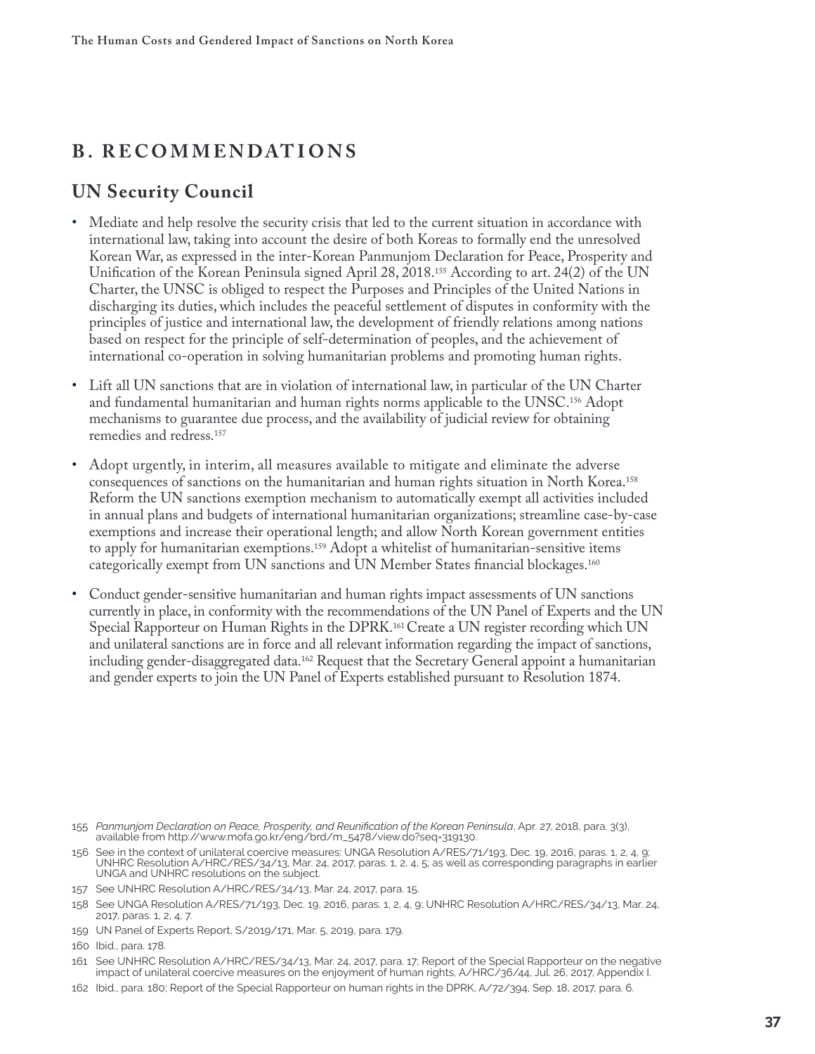## B. RECOMMENDATIONS

### UN Security Council

- Mediate and help resolve the security crisis that led to the current situation in accordance with international law, taking into account the desire of both Koreas to formally end the unresolved Korean War, as expressed in the inter-Korean Panmunjom Declaration for Peace, Prosperity and Unification of the Korean Peninsula signed April 28, 2018.[155] According to art. 24(2) of the UN Charter, the UNSC is obliged to respect the Purposes and Principles of the United Nations in discharging its duties, which includes the peaceful settlement of disputes in conformity with the principles of justice and international law, the development of friendly relations among nations based on respect for the principle of self-determination of peoples, and the achievement of international co-operation in solving humanitarian problems and promoting human rights.
- Lift all UN sanctions that are in violation of international law, in particular of the UN Charter and fundamental humanitarian and human rights norms applicable to the UNSC.[156] Adopt mechanisms to guarantee due process, and the availability of judicial review for obtaining remedies and redress.[157]
- Adopt urgently, in interim, all measures available to mitigate and eliminate the adverse consequences of sanctions on the humanitarian and human rights situation in North Korea.[158] Reform the UN sanctions exemption mechanism to automatically exempt all activities included in annual plans and budgets of international humanitarian organizations; streamline case-by-case exemptions and increase their operational length; and allow North Korean government entities to apply for humanitarian exemptions.[159] Adopt a whitelist of humanitarian-sensitive items categorically exempt from UN sanctions and UN Member States financial blockages.[160]
- Conduct gender-sensitive humanitarian and human rights impact assessments of UN sanctions currently in place, in conformity with the recommendations of the UN Panel of Experts and the UN Special Rapporteur on Human Rights in the DPRK.[161] Create a UN register recording which UN and unilateral sanctions are in force and all relevant information regarding the impact of sanctions, including gender-disaggregated data.[162] Request that the Secretary General appoint a humanitarian and gender experts to join the UN Panel of Experts established pursuant to Resolution 1874.

---

155 *Panmunjom Declaration on Peace, Prosperity, and Reunification of the Korean Peninsula*, Apr. 27, 2018, para. 3(3), available from http://www.mofa.go.kr/eng/brd/m_5478/view.do?seq=319130.

156 See in the context of unilateral coercive measures: UNGA Resolution A/RES/71/193, Dec. 19, 2016, paras. 1, 2, 4, 9; UNHRC Resolution A/HRC/RES/34/13, Mar. 24, 2017, paras. 1, 2, 4, 5; as well as corresponding paragraphs in earlier UNGA and UNHRC resolutions on the subject.

157 See UNHRC Resolution A/HRC/RES/34/13, Mar. 24, 2017, para. 15.

158 See UNGA Resolution A/RES/71/193, Dec. 19, 2016, paras. 1, 2, 4, 9; UNHRC Resolution A/HRC/RES/34/13, Mar. 24, 2017, paras. 1, 2, 4, 7.

159 UN Panel of Experts Report, S/2019/171, Mar. 5, 2019, para. 179.

160 Ibid., para. 178.

161 See UNHRC Resolution A/HRC/RES/34/13, Mar. 24, 2017, para. 17; Report of the Special Rapporteur on the negative impact of unilateral coercive measures on the enjoyment of human rights, A/HRC/36/44, Jul. 26, 2017, Appendix I.

162 Ibid., para. 180; Report of the Special Rapporteur on human rights in the DPRK, A/72/394, Sep. 18, 2017, para. 6.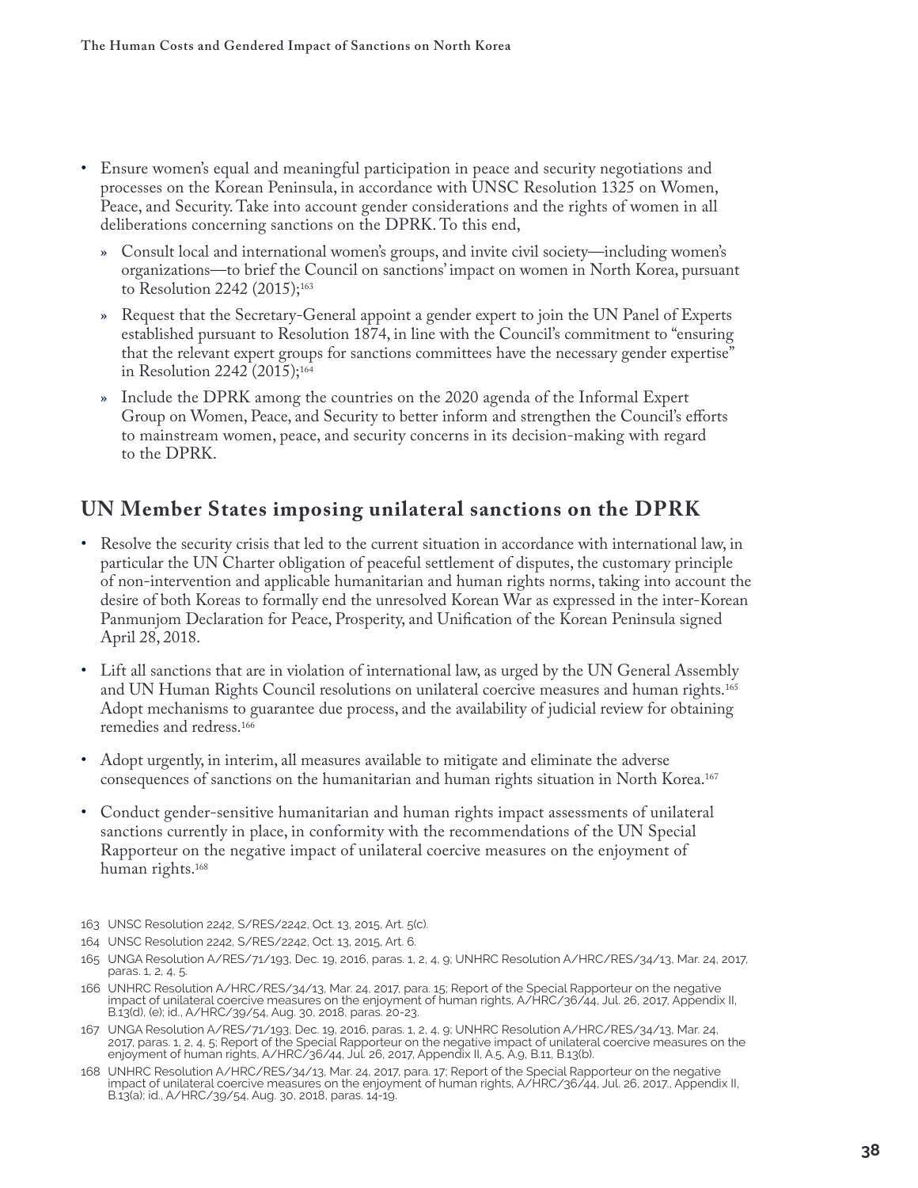- Ensure women's equal and meaningful participation in peace and security negotiations and processes on the Korean Peninsula, in accordance with UNSC Resolution 1325 on Women, Peace, and Security. Take into account gender considerations and the rights of women in all deliberations concerning sanctions on the DPRK. To this end,
  - Consult local and international women's groups, and invite civil society—including women's organizations—to brief the Council on sanctions' impact on women in North Korea, pursuant to Resolution 2242 (2015);[163]
  - Request that the Secretary-General appoint a gender expert to join the UN Panel of Experts established pursuant to Resolution 1874, in line with the Council's commitment to "ensuring that the relevant expert groups for sanctions committees have the necessary gender expertise" in Resolution 2242 (2015);[164]
  - Include the DPRK among the countries on the 2020 agenda of the Informal Expert Group on Women, Peace, and Security to better inform and strengthen the Council's efforts to mainstream women, peace, and security concerns in its decision-making with regard to the DPRK.

## UN Member States imposing unilateral sanctions on the DPRK

- Resolve the security crisis that led to the current situation in accordance with international law, in particular the UN Charter obligation of peaceful settlement of disputes, the customary principle of non-intervention and applicable humanitarian and human rights norms, taking into account the desire of both Koreas to formally end the unresolved Korean War as expressed in the inter-Korean Panmunjom Declaration for Peace, Prosperity, and Unification of the Korean Peninsula signed April 28, 2018.
- Lift all sanctions that are in violation of international law, as urged by the UN General Assembly and UN Human Rights Council resolutions on unilateral coercive measures and human rights.[165] Adopt mechanisms to guarantee due process, and the availability of judicial review for obtaining remedies and redress.[166]
- Adopt urgently, in interim, all measures available to mitigate and eliminate the adverse consequences of sanctions on the humanitarian and human rights situation in North Korea.[167]
- Conduct gender-sensitive humanitarian and human rights impact assessments of unilateral sanctions currently in place, in conformity with the recommendations of the UN Special Rapporteur on the negative impact of unilateral coercive measures on the enjoyment of human rights.[168]

---

163 UNSC Resolution 2242, S/RES/2242, Oct. 13, 2015, Art. 5(c).

164 UNSC Resolution 2242, S/RES/2242, Oct. 13, 2015, Art. 6.

165 UNGA Resolution A/RES/71/193, Dec. 19, 2016, paras. 1, 2, 4, 9; UNHRC Resolution A/HRC/RES/34/13, Mar. 24, 2017, paras. 1, 2, 4, 5.

166 UNHRC Resolution A/HRC/RES/34/13, Mar. 24, 2017, para. 15; Report of the Special Rapporteur on the negative impact of unilateral coercive measures on the enjoyment of human rights, A/HRC/36/44, Jul. 26, 2017, Appendix II, B.13(d), (e); id., A/HRC/39/54, Aug. 30, 2018, paras. 20-23.

167 UNGA Resolution A/RES/71/193, Dec. 19, 2016, paras. 1, 2, 4, 9; UNHRC Resolution A/HRC/RES/34/13, Mar. 24, 2017, paras. 1, 2, 4, 5; Report of the Special Rapporteur on the negative impact of unilateral coercive measures on the enjoyment of human rights, A/HRC/36/44, Jul. 26, 2017, Appendix II, A.5, A.9, B.11, B.13(b).

168 UNHRC Resolution A/HRC/RES/34/13, Mar. 24, 2017, para. 17; Report of the Special Rapporteur on the negative impact of unilateral coercive measures on the enjoyment of human rights, A/HRC/36/44, Jul. 26, 2017., Appendix II, B.13(a); id., A/HRC/39/54, Aug. 30, 2018, paras. 14-19.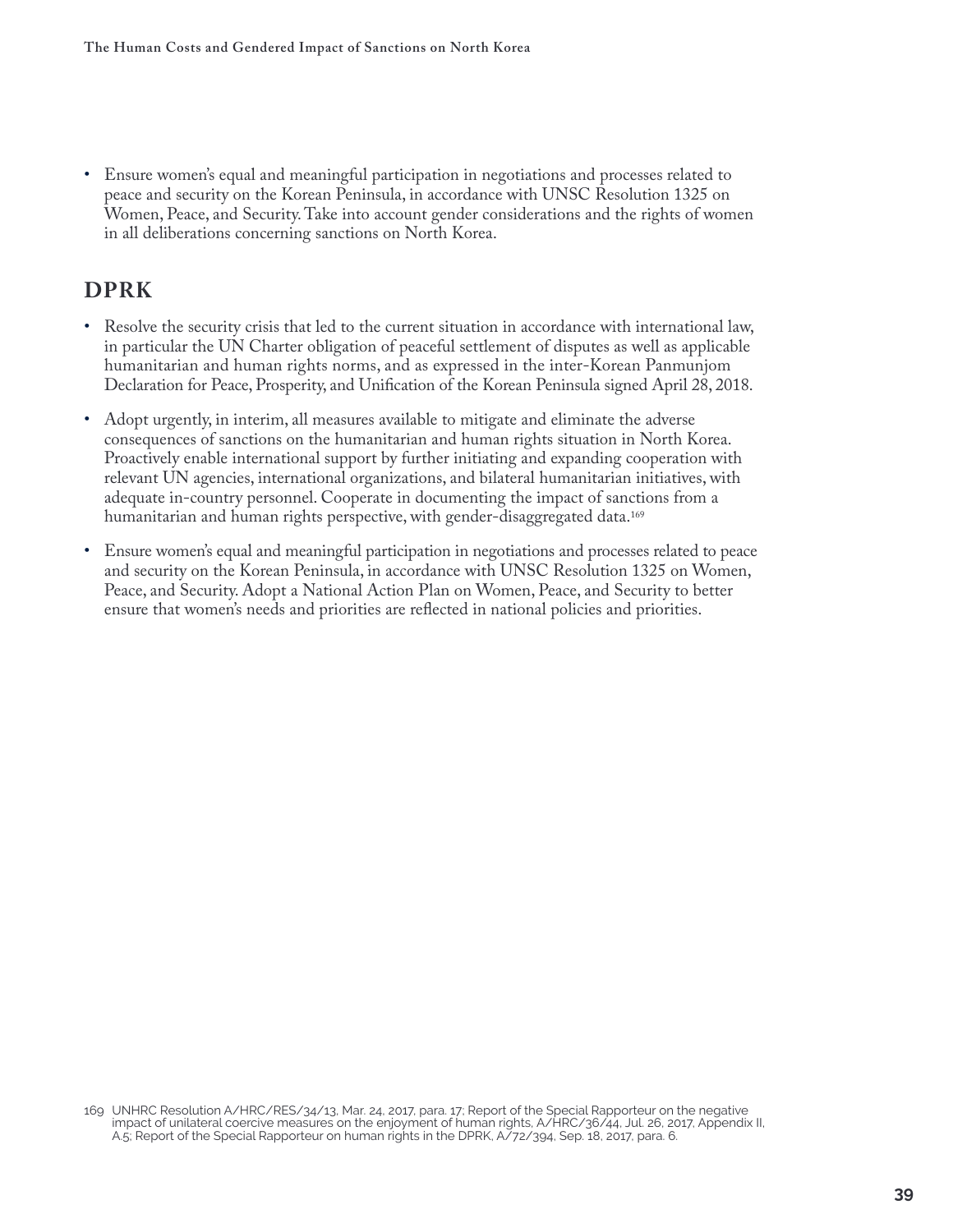- Ensure women's equal and meaningful participation in negotiations and processes related to peace and security on the Korean Peninsula, in accordance with UNSC Resolution 1325 on Women, Peace, and Security. Take into account gender considerations and the rights of women in all deliberations concerning sanctions on North Korea.

## DPRK

- Resolve the security crisis that led to the current situation in accordance with international law, in particular the UN Charter obligation of peaceful settlement of disputes as well as applicable humanitarian and human rights norms, and as expressed in the inter-Korean Panmunjom Declaration for Peace, Prosperity, and Unification of the Korean Peninsula signed April 28, 2018.
- Adopt urgently, in interim, all measures available to mitigate and eliminate the adverse consequences of sanctions on the humanitarian and human rights situation in North Korea. Proactively enable international support by further initiating and expanding cooperation with relevant UN agencies, international organizations, and bilateral humanitarian initiatives, with adequate in-country personnel. Cooperate in documenting the impact of sanctions from a humanitarian and human rights perspective, with gender-disaggregated data.[169]
- Ensure women's equal and meaningful participation in negotiations and processes related to peace and security on the Korean Peninsula, in accordance with UNSC Resolution 1325 on Women, Peace, and Security. Adopt a National Action Plan on Women, Peace, and Security to better ensure that women's needs and priorities are reflected in national policies and priorities.

169 UNHRC Resolution A/HRC/RES/34/13, Mar. 24, 2017, para. 17; Report of the Special Rapporteur on the negative impact of unilateral coercive measures on the enjoyment of human rights, A/HRC/36/44, Jul. 26, 2017, Appendix II, A.5; Report of the Special Rapporteur on human rights in the DPRK, A/72/394, Sep. 18, 2017, para. 6.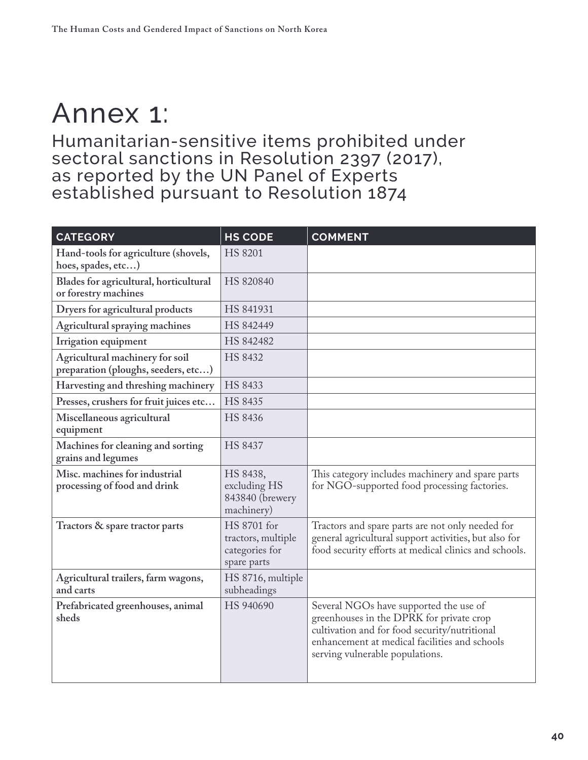# Annex 1:

## Humanitarian-sensitive items prohibited under sectoral sanctions in Resolution 2397 (2017), as reported by the UN Panel of Experts established pursuant to Resolution 1874

| CATEGORY | HS CODE | COMMENT |
|---|---|---|
| **Hand-tools for agriculture (shovels, hoes, spades, etc…)** | HS 8201 | |
| **Blades for agricultural, horticultural or forestry machines** | HS 820840 | |
| **Dryers for agricultural products** | HS 841931 | |
| **Agricultural spraying machines** | HS 842449 | |
| **Irrigation equipment** | HS 842482 | |
| **Agricultural machinery for soil preparation (ploughs, seeders, etc…)** | HS 8432 | |
| **Harvesting and threshing machinery** | HS 8433 | |
| **Presses, crushers for fruit juices etc…** | HS 8435 | |
| **Miscellaneous agricultural equipment** | HS 8436 | |
| **Machines for cleaning and sorting grains and legumes** | HS 8437 | |
| **Misc. machines for industrial processing of food and drink** | HS 8438, excluding HS 843840 (brewery machinery) | This category includes machinery and spare parts for NGO-supported food processing factories. |
| **Tractors & spare tractor parts** | HS 8701 for tractors, multiple categories for spare parts | Tractors and spare parts are not only needed for general agricultural support activities, but also for food security efforts at medical clinics and schools. |
| **Agricultural trailers, farm wagons, and carts** | HS 8716, multiple subheadings | |
| **Prefabricated greenhouses, animal sheds** | HS 940690 | Several NGOs have supported the use of greenhouses in the DPRK for private crop cultivation and for food security/nutritional enhancement at medical facilities and schools serving vulnerable populations. |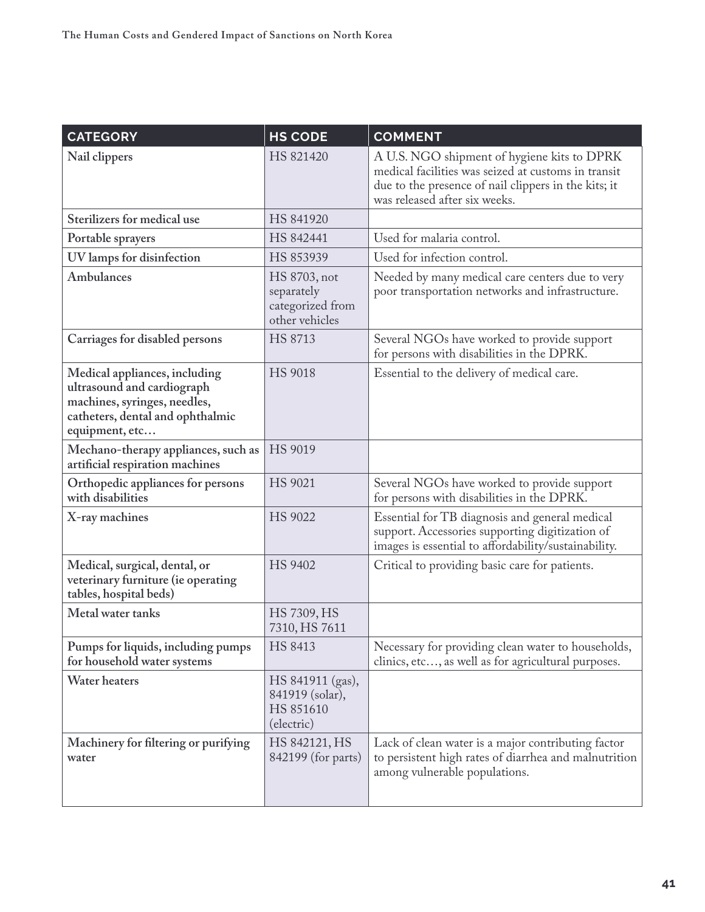| CATEGORY | HS CODE | COMMENT |
|---|---|---|
| **Nail clippers** | HS 821420 | A U.S. NGO shipment of hygiene kits to DPRK medical facilities was seized at customs in transit due to the presence of nail clippers in the kits; it was released after six weeks. |
| **Sterilizers for medical use** | HS 841920 | |
| **Portable sprayers** | HS 842441 | Used for malaria control. |
| **UV lamps for disinfection** | HS 853939 | Used for infection control. |
| **Ambulances** | HS 8703, not separately categorized from other vehicles | Needed by many medical care centers due to very poor transportation networks and infrastructure. |
| **Carriages for disabled persons** | HS 8713 | Several NGOs have worked to provide support for persons with disabilities in the DPRK. |
| **Medical appliances, including ultrasound and cardiograph machines, syringes, needles, catheters, dental and ophthalmic equipment, etc…** | HS 9018 | Essential to the delivery of medical care. |
| **Mechano-therapy appliances, such as artificial respiration machines** | HS 9019 | |
| **Orthopedic appliances for persons with disabilities** | HS 9021 | Several NGOs have worked to provide support for persons with disabilities in the DPRK. |
| **X-ray machines** | HS 9022 | Essential for TB diagnosis and general medical support. Accessories supporting digitization of images is essential to affordability/sustainability. |
| **Medical, surgical, dental, or veterinary furniture (ie operating tables, hospital beds)** | HS 9402 | Critical to providing basic care for patients. |
| **Metal water tanks** | HS 7309, HS 7310, HS 7611 | |
| **Pumps for liquids, including pumps for household water systems** | HS 8413 | Necessary for providing clean water to households, clinics, etc…, as well as for agricultural purposes. |
| **Water heaters** | HS 841911 (gas), 841919 (solar), HS 851610 (electric) | |
| **Machinery for filtering or purifying water** | HS 842121, HS 842199 (for parts) | Lack of clean water is a major contributing factor to persistent high rates of diarrhea and malnutrition among vulnerable populations. |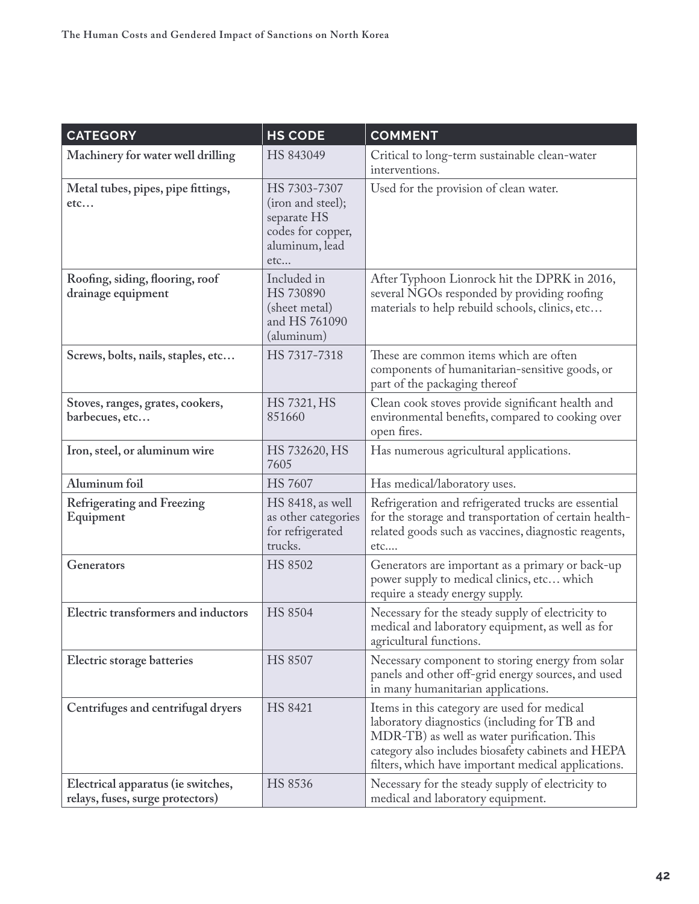| CATEGORY | HS CODE | COMMENT |
| --- | --- | --- |
| **Machinery for water well drilling** | HS 843049 | Critical to long-term sustainable clean-water interventions. |
| **Metal tubes, pipes, pipe fittings, etc…** | HS 7303-7307 (iron and steel); separate HS codes for copper, aluminum, lead etc... | Used for the provision of clean water. |
| **Roofing, siding, flooring, roof drainage equipment** | Included in HS 730890 (sheet metal) and HS 761090 (aluminum) | After Typhoon Lionrock hit the DPRK in 2016, several NGOs responded by providing roofing materials to help rebuild schools, clinics, etc… |
| **Screws, bolts, nails, staples, etc…** | HS 7317-7318 | These are common items which are often components of humanitarian-sensitive goods, or part of the packaging thereof |
| **Stoves, ranges, grates, cookers, barbecues, etc…** | HS 7321, HS 851660 | Clean cook stoves provide significant health and environmental benefits, compared to cooking over open fires. |
| **Iron, steel, or aluminum wire** | HS 732620, HS 7605 | Has numerous agricultural applications. |
| **Aluminum foil** | HS 7607 | Has medical/laboratory uses. |
| **Refrigerating and Freezing Equipment** | HS 8418, as well as other categories for refrigerated trucks. | Refrigeration and refrigerated trucks are essential for the storage and transportation of certain health-related goods such as vaccines, diagnostic reagents, etc.... |
| **Generators** | HS 8502 | Generators are important as a primary or back-up power supply to medical clinics, etc… which require a steady energy supply. |
| **Electric transformers and inductors** | HS 8504 | Necessary for the steady supply of electricity to medical and laboratory equipment, as well as for agricultural functions. |
| **Electric storage batteries** | HS 8507 | Necessary component to storing energy from solar panels and other off-grid energy sources, and used in many humanitarian applications. |
| **Centrifuges and centrifugal dryers** | HS 8421 | Items in this category are used for medical laboratory diagnostics (including for TB and MDR-TB) as well as water purification. This category also includes biosafety cabinets and HEPA filters, which have important medical applications. |
| **Electrical apparatus (ie switches, relays, fuses, surge protectors)** | HS 8536 | Necessary for the steady supply of electricity to medical and laboratory equipment. |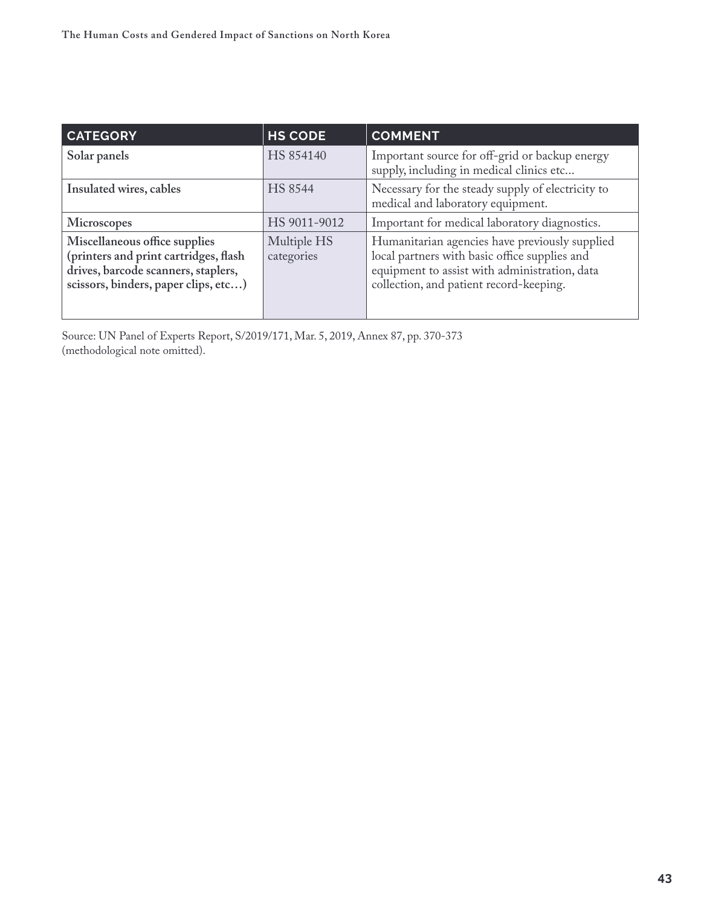| CATEGORY | HS CODE | COMMENT |
| --- | --- | --- |
| **Solar panels** | HS 854140 | Important source for off-grid or backup energy supply, including in medical clinics etc... |
| **Insulated wires, cables** | HS 8544 | Necessary for the steady supply of electricity to medical and laboratory equipment. |
| **Microscopes** | HS 9011-9012 | Important for medical laboratory diagnostics. |
| **Miscellaneous office supplies (printers and print cartridges, flash drives, barcode scanners, staplers, scissors, binders, paper clips, etc…)** | Multiple HS categories | Humanitarian agencies have previously supplied local partners with basic office supplies and equipment to assist with administration, data collection, and patient record-keeping. |

Source: UN Panel of Experts Report, S/2019/171, Mar. 5, 2019, Annex 87, pp. 370-373 (methodological note omitted).